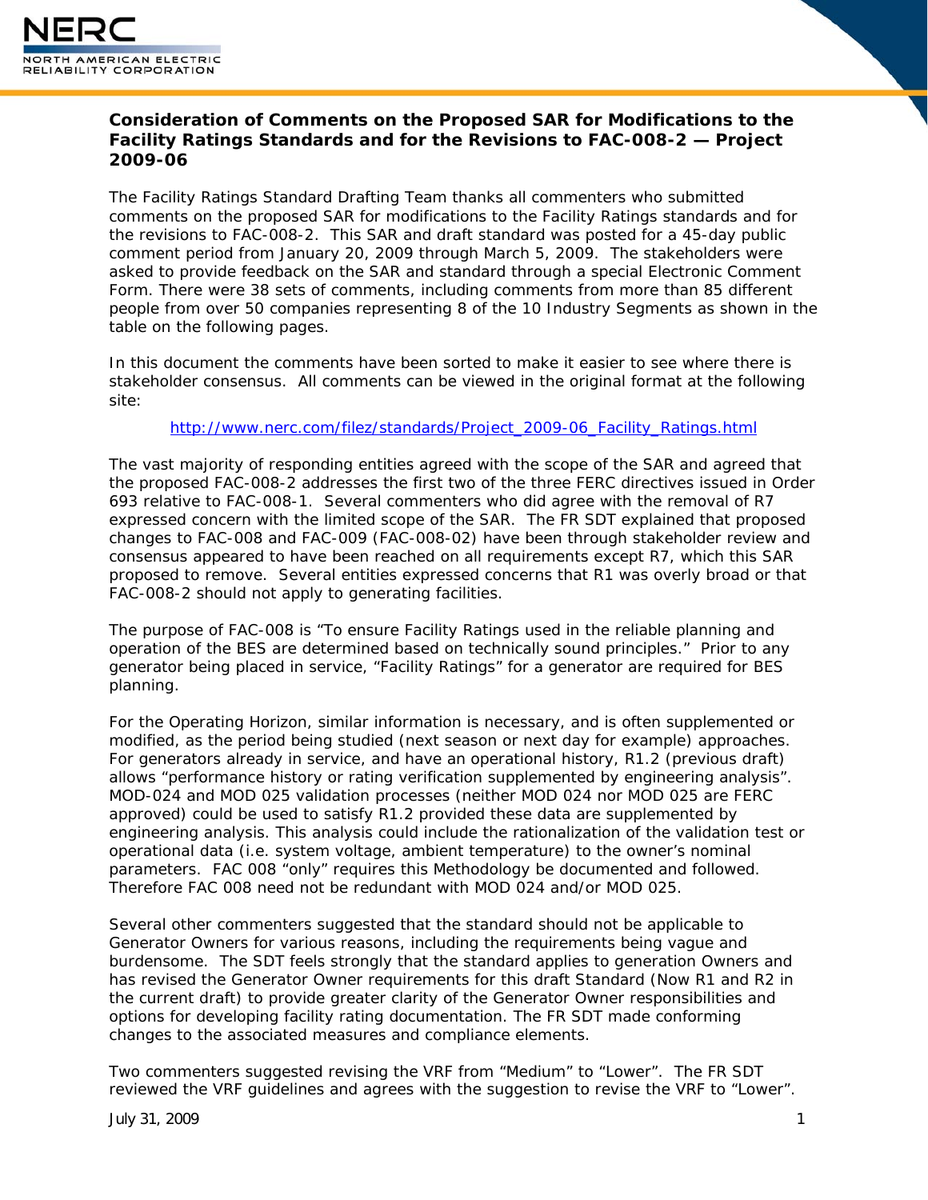# Consideration of Comments on the Proposed SAR for Modifications to the Facility Ratings Standards and for the Revisions to FAC-008-2 — Project 2009-06

The Facility Ratings Standard Drafting Team thanks all commenters who submitted comments on the proposed SAR for modifications to the Facility Ratings standards and for the revisions to FAC-008-2. This SAR and draft standard was posted for a 45-day public comment period from January 20, 2009 through March 5, 2009. The stakeholders were asked to provide feedback on the SAR and standard through a special Electronic Comment Form. There were 38 sets of comments, including comments from more than 85 different people from over 50 companies representing 8 of the 10 Industry Segments as shown in the table on the following pages.

In this document the comments have been sorted to make it easier to see where there is stakeholder consensus. All comments can be viewed in the original format at the following site:

http://www.nerc.com/filez/standards/Project_2009-06_Facility_Ratings.html

The vast majority of responding entities agreed with the scope of the SAR and agreed that the proposed FAC-008-2 addresses the first two of the three FERC directives issued in Order 693 relative to FAC-008-1. Several commenters who did agree with the removal of R7 expressed concern with the limited scope of the SAR. The FR SDT explained that proposed changes to FAC-008 and FAC-009 (FAC-008-02) have been through stakeholder review and consensus appeared to have been reached on all requirements except R7, which this SAR proposed to remove. Several entities expressed concerns that R1 was overly broad or that FAC-008-2 should not apply to generating facilities.

The purpose of FAC-008 is "To ensure Facility Ratings used in the reliable planning and operation of the BES are determined based on technically sound principles." Prior to any generator being placed in service, "Facility Ratings" for a generator are required for BES planning.

For the Operating Horizon, similar information is necessary, and is often supplemented or modified, as the period being studied (next season or next day for example) approaches. For generators already in service, and have an operational history, R1.2 (previous draft) allows "performance history or rating verification supplemented by engineering analysis". MOD-024 and MOD 025 validation processes (neither MOD 024 nor MOD 025 are FERC approved) could be used to satisfy R1.2 provided these data are supplemented by engineering analysis. This analysis could include the rationalization of the validation test or operational data (i.e. system voltage, ambient temperature) to the owner's nominal parameters. FAC 008 "only" requires this Methodology be documented and followed. Therefore FAC 008 need not be redundant with MOD 024 and/or MOD 025.

Several other commenters suggested that the standard should not be applicable to Generator Owners for various reasons, including the requirements being vague and burdensome. The SDT feels strongly that the standard applies to generation Owners and has revised the Generator Owner requirements for this draft Standard (Now R1 and R2 in the current draft) to provide greater clarity of the Generator Owner responsibilities and options for developing facility rating documentation. The FR SDT made conforming changes to the associated measures and compliance elements.

Two commenters suggested revising the VRF from "Medium" to "Lower". The FR SDT reviewed the VRF guidelines and agrees with the suggestion to revise the VRF to "Lower".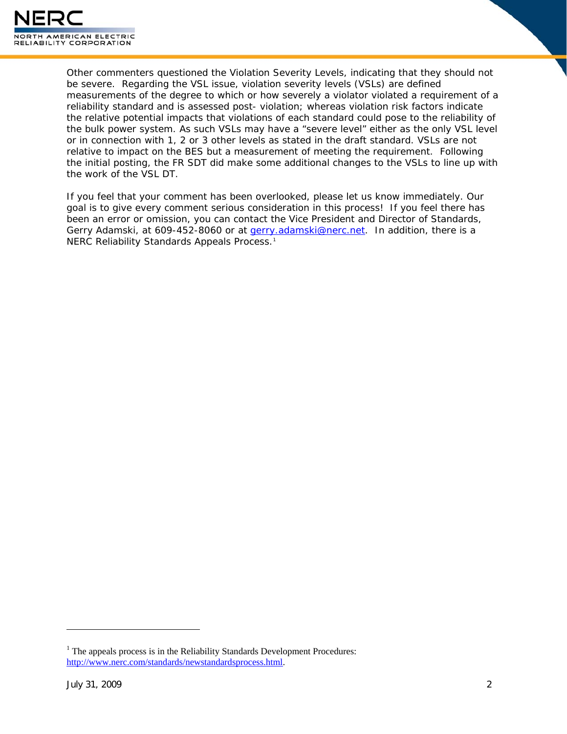Other commenters questioned the Violation Severity Levels, indicating that they should not be severe. Regarding the VSL issue, violation severity levels (VSLs) are defined measurements of the degree to which or how severely a violator violated a requirement of a reliability standard and is assessed post- violation; whereas violation risk factors indicate the relative potential impacts that violations of each standard could pose to the reliability of the bulk power system. As such VSLs may have a "severe level" either as the only VSL level or in connection with 1, 2 or 3 other levels as stated in the draft standard. VSLs are not relative to impact on the BES but a measurement of meeting the requirement. Following the initial posting, the FR SDT did make some additional changes to the VSLs to line up with the work of the VSL DT.

If you feel that your comment has been overlooked, please let us know immediately. Our goal is to give every comment serious consideration in this process! If you feel there has been an error or omission, you can contact the Vice President and Director of Standards, Gerry Adamski, at 609-452-8060 or at gerry.adamski@nerc.net. In addition, there is a NERC Reliability Standards Appeals Process.[1]

---

[1] The appeals process is in the Reliability Standards Development Procedures: http://www.nerc.com/standards/newstandardsprocess.html.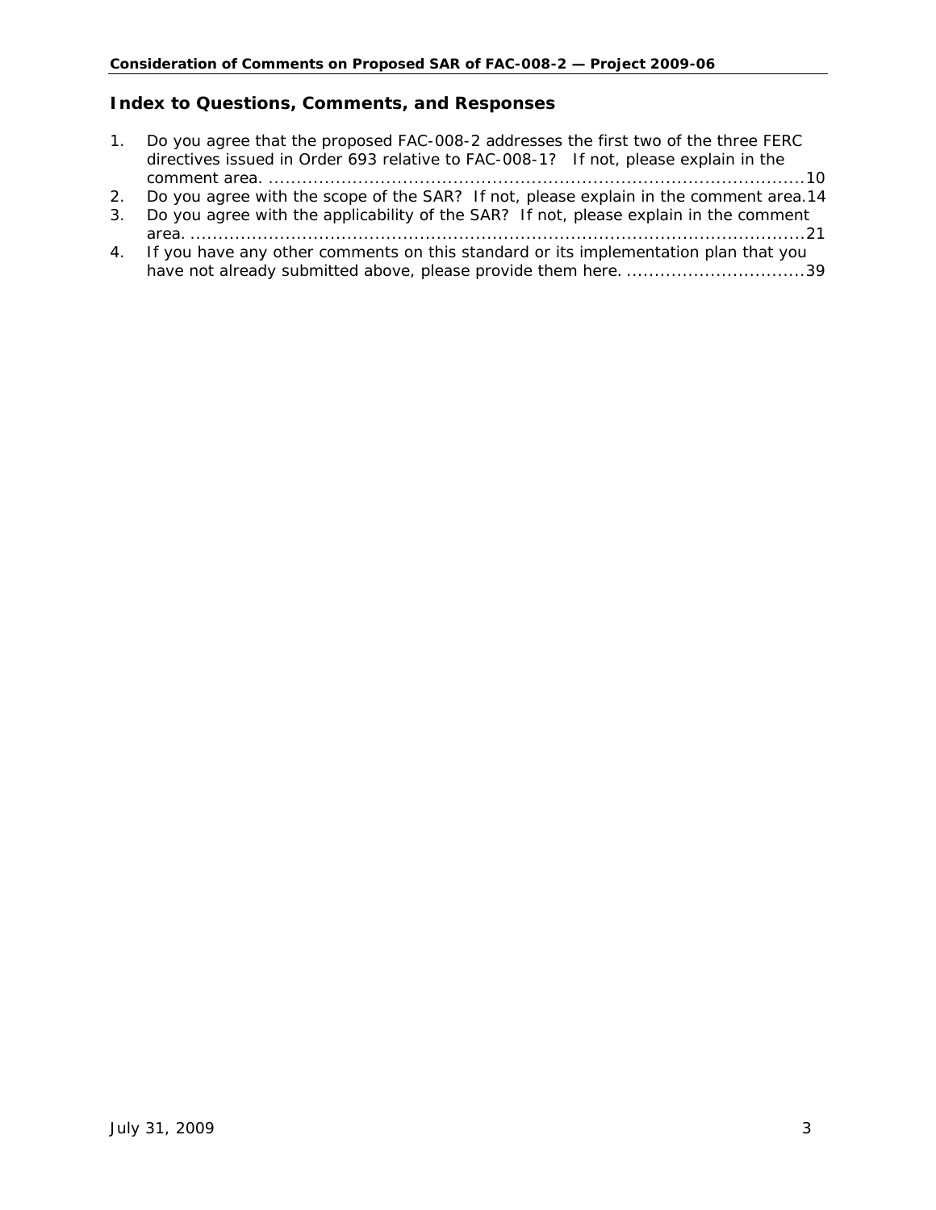## Index to Questions, Comments, and Responses

1. Do you agree that the proposed FAC-008-2 addresses the first two of the three FERC directives issued in Order 693 relative to FAC-008-1? If not, please explain in the comment area. ....................................................................................................10
2. Do you agree with the scope of the SAR? If not, please explain in the comment area.14
3. Do you agree with the applicability of the SAR? If not, please explain in the comment area. ..........................................................................................................................21
4. If you have any other comments on this standard or its implementation plan that you have not already submitted above, please provide them here. ................................39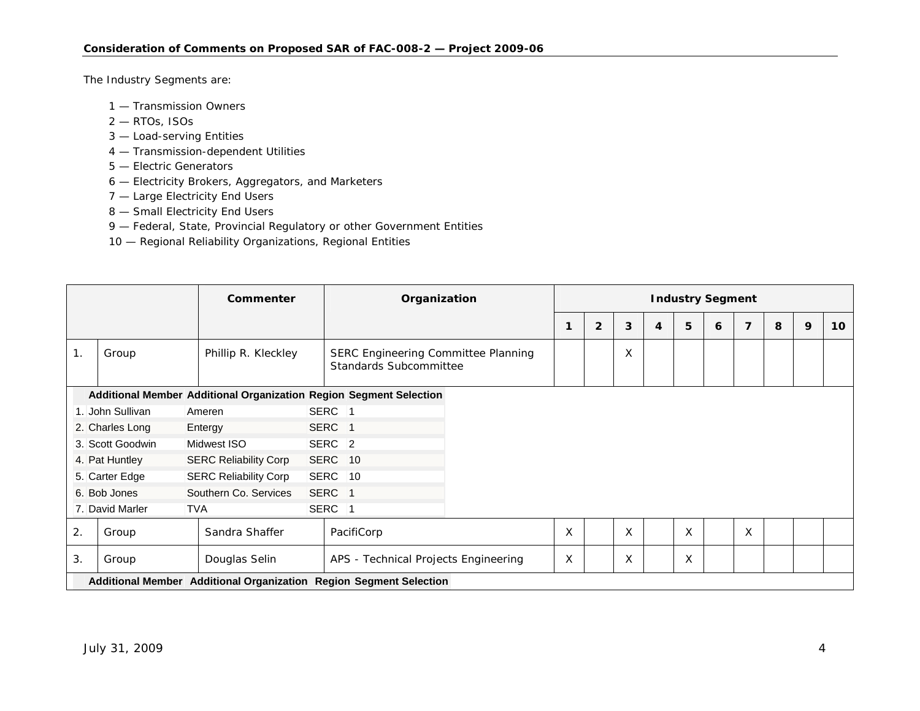The Industry Segments are:

1 — Transmission Owners
2 — RTOs, ISOs
3 — Load-serving Entities
4 — Transmission-dependent Utilities
5 — Electric Generators
6 — Electricity Brokers, Aggregators, and Marketers
7 — Large Electricity End Users
8 — Small Electricity End Users
9 — Federal, State, Provincial Regulatory or other Government Entities
10 — Regional Reliability Organizations, Regional Entities

| | | Commenter | Organization | Industry Segment | | | | | | | | | |
|---|---|---|---|---|---|---|---|---|---|---|---|---|---|
| | | | | 1 | 2 | 3 | 4 | 5 | 6 | 7 | 8 | 9 | 10 |
| 1. | Group | Phillip R. Kleckley | SERC Engineering Committee Planning Standards Subcommittee | | | X | | | | | | | |

| | Additional Member | Additional Organization | Region | Segment Selection |
|---|---|---|---|---|
| 1. | John Sullivan | Ameren | SERC | 1 |
| 2. | Charles Long | Entergy | SERC | 1 |
| 3. | Scott Goodwin | Midwest ISO | SERC | 2 |
| 4. | Pat Huntley | SERC Reliability Corp | SERC | 10 |
| 5. | Carter Edge | SERC Reliability Corp | SERC | 10 |
| 6. | Bob Jones | Southern Co. Services | SERC | 1 |
| 7. | David Marler | TVA | SERC | 1 |

| | | Commenter | Organization | 1 | 2 | 3 | 4 | 5 | 6 | 7 | 8 | 9 | 10 |
|---|---|---|---|---|---|---|---|---|---|---|---|---|---|
| 2. | Group | Sandra Shaffer | PacifiCorp | X | | X | | X | | X | | | |
| 3. | Group | Douglas Selin | APS - Technical Projects Engineering | X | | X | | X | | | | | |

| Additional Member | Additional Organization | Region | Segment Selection |
|---|---|---|---|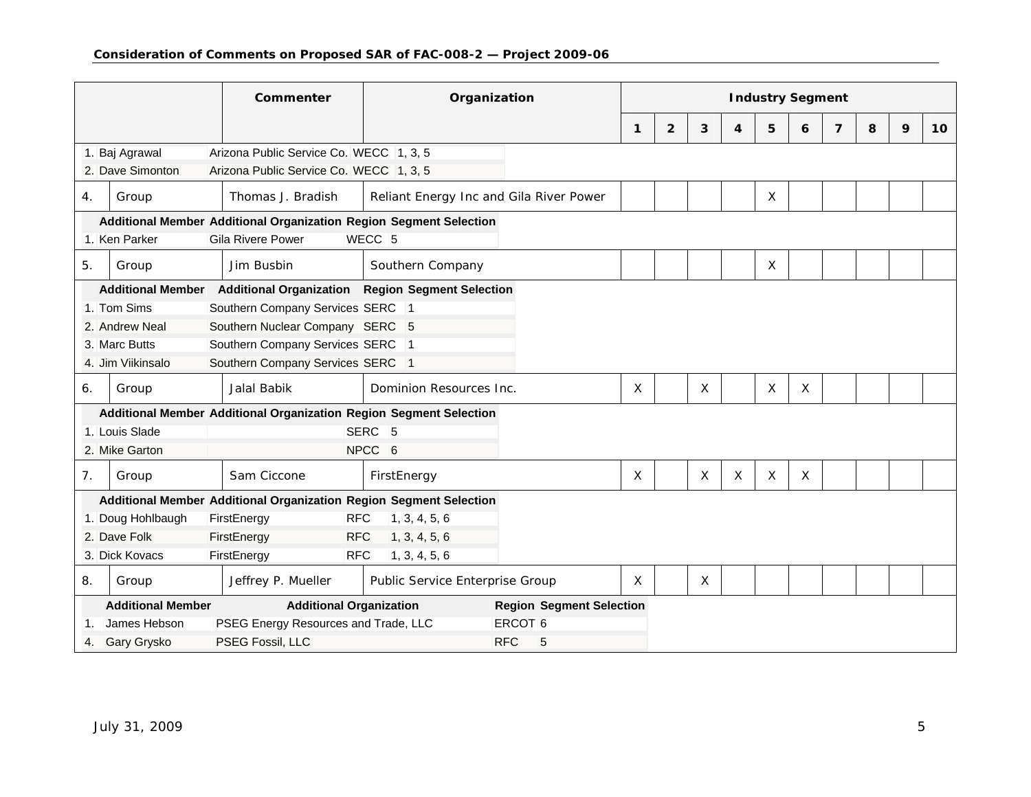| | | Commenter | Organization | Industry Segment | | | | | | | | | |
|---|---|---|---|---|---|---|---|---|---|---|---|---|---|
| | | | | 1 | 2 | 3 | 4 | 5 | 6 | 7 | 8 | 9 | 10 |
| 1. Baj Agrawal | Arizona Public Service Co. | WECC | 1, 3, 5 | | | | | | | | | | |
| 2. Dave Simonton | Arizona Public Service Co. | WECC | 1, 3, 5 | | | | | | | | | | |
| 4. | Group | Thomas J. Bradish | Reliant Energy Inc and Gila River Power | | | | | X | | | | | |
| **Additional Member** | **Additional Organization** | **Region** | **Segment Selection** | | | | | | | | | | |
| 1. Ken Parker | Gila Rivere Power | WECC | 5 | | | | | | | | | | |
| 5. | Group | Jim Busbin | Southern Company | | | | | X | | | | | |
| **Additional Member** | **Additional Organization** | **Region** | **Segment Selection** | | | | | | | | | | |
| 1. Tom Sims | Southern Company Services | SERC | 1 | | | | | | | | | | |
| 2. Andrew Neal | Southern Nuclear Company | SERC | 5 | | | | | | | | | | |
| 3. Marc Butts | Southern Company Services | SERC | 1 | | | | | | | | | | |
| 4. Jim Viikinsalo | Southern Company Services | SERC | 1 | | | | | | | | | | |
| 6. | Group | Jalal Babik | Dominion Resources Inc. | X | | X | | X | X | | | | |
| **Additional Member** | **Additional Organization** | **Region** | **Segment Selection** | | | | | | | | | | |
| 1. Louis Slade | | SERC | 5 | | | | | | | | | | |
| 2. Mike Garton | | NPCC | 6 | | | | | | | | | | |
| 7. | Group | Sam Ciccone | FirstEnergy | X | | X | X | X | X | | | | |
| **Additional Member** | **Additional Organization** | **Region** | **Segment Selection** | | | | | | | | | | |
| 1. Doug Hohlbaugh | FirstEnergy | RFC | 1, 3, 4, 5, 6 | | | | | | | | | | |
| 2. Dave Folk | FirstEnergy | RFC | 1, 3, 4, 5, 6 | | | | | | | | | | |
| 3. Dick Kovacs | FirstEnergy | RFC | 1, 3, 4, 5, 6 | | | | | | | | | | |
| 8. | Group | Jeffrey P. Mueller | Public Service Enterprise Group | X | | X | | | | | | | |
| **Additional Member** | **Additional Organization** | **Region** | **Segment Selection** | | | | | | | | | | |
| 1. James Hebson | PSEG Energy Resources and Trade, LLC | ERCOT | 6 | | | | | | | | | | |
| 4. Gary Grysko | PSEG Fossil, LLC | RFC | 5 | | | | | | | | | | |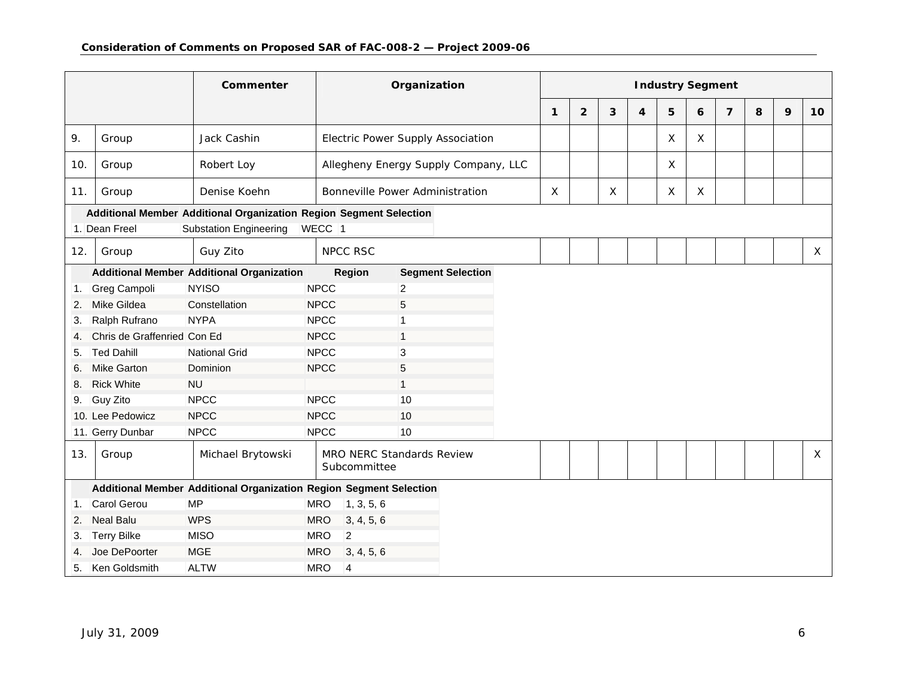| | | Commenter | Organization | Industry Segment | | | | | | | | | |
|---|---|---|---|---|---|---|---|---|---|---|---|---|---|
| | | | | 1 | 2 | 3 | 4 | 5 | 6 | 7 | 8 | 9 | 10 |
| 9. | Group | Jack Cashin | Electric Power Supply Association | | | | | X | X | | | | |
| 10. | Group | Robert Loy | Allegheny Energy Supply Company, LLC | | | | | X | | | | | |
| 11. | Group | Denise Koehn | Bonneville Power Administration | X | | X | | X | X | | | | |

| | Additional Member | Additional Organization | Region | Segment Selection |
|---|---|---|---|---|
| 1. | Dean Freel | Substation Engineering | WECC | 1 |

| | | Commenter | Organization | 1 | 2 | 3 | 4 | 5 | 6 | 7 | 8 | 9 | 10 |
|---|---|---|---|---|---|---|---|---|---|---|---|---|---|
| 12. | Group | Guy Zito | NPCC RSC | | | | | | | | | | X |

| | Additional Member | Additional Organization | Region | Segment Selection |
|---|---|---|---|---|
| 1. | Greg Campoli | NYISO | NPCC | 2 |
| 2. | Mike Gildea | Constellation | NPCC | 5 |
| 3. | Ralph Rufrano | NYPA | NPCC | 1 |
| 4. | Chris de Graffenried | Con Ed | NPCC | 1 |
| 5. | Ted Dahill | National Grid | NPCC | 3 |
| 6. | Mike Garton | Dominion | NPCC | 5 |
| 8. | Rick White | NU | | 1 |
| 9. | Guy Zito | NPCC | NPCC | 10 |
| 10. | Lee Pedowicz | NPCC | NPCC | 10 |
| 11. | Gerry Dunbar | NPCC | NPCC | 10 |

| | | Commenter | Organization | 1 | 2 | 3 | 4 | 5 | 6 | 7 | 8 | 9 | 10 |
|---|---|---|---|---|---|---|---|---|---|---|---|---|---|
| 13. | Group | Michael Brytowski | MRO NERC Standards Review Subcommittee | | | | | | | | | | X |

| | Additional Member | Additional Organization | Region | Segment Selection |
|---|---|---|---|---|
| 1. | Carol Gerou | MP | MRO | 1, 3, 5, 6 |
| 2. | Neal Balu | WPS | MRO | 3, 4, 5, 6 |
| 3. | Terry Bilke | MISO | MRO | 2 |
| 4. | Joe DePoorter | MGE | MRO | 3, 4, 5, 6 |
| 5. | Ken Goldsmith | ALTW | MRO | 4 |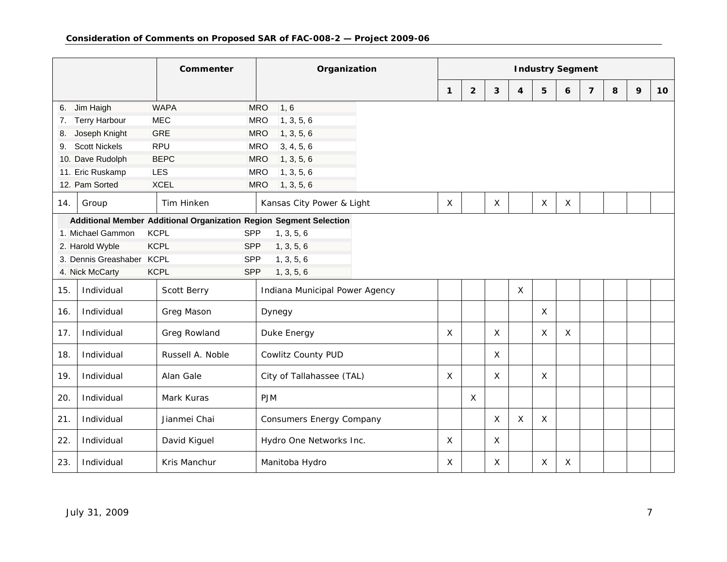| | | Commenter | Organization | Industry Segment | | | | | | | | | |
|---|---|---|---|---|---|---|---|---|---|---|---|---|---|
| | | | | 1 | 2 | 3 | 4 | 5 | 6 | 7 | 8 | 9 | 10 |
| 6. Jim Haigh | WAPA | MRO | 1, 6 | | | | | | | | | | |
| 7. Terry Harbour | MEC | MRO | 1, 3, 5, 6 | | | | | | | | | | |
| 8. Joseph Knight | GRE | MRO | 1, 3, 5, 6 | | | | | | | | | | |
| 9. Scott Nickels | RPU | MRO | 3, 4, 5, 6 | | | | | | | | | | |
| 10. Dave Rudolph | BEPC | MRO | 1, 3, 5, 6 | | | | | | | | | | |
| 11. Eric Ruskamp | LES | MRO | 1, 3, 5, 6 | | | | | | | | | | |
| 12. Pam Sorted | XCEL | MRO | 1, 3, 5, 6 | | | | | | | | | | |
| 14. | Group | Tim Hinken | Kansas City Power & Light | X | | X | | X | X | | | | |
| Additional Member | Additional Organization | Region | Segment Selection | | | | | | | | | | |
| 1. Michael Gammon | KCPL | SPP | 1, 3, 5, 6 | | | | | | | | | | |
| 2. Harold Wyble | KCPL | SPP | 1, 3, 5, 6 | | | | | | | | | | |
| 3. Dennis Greashaber | KCPL | SPP | 1, 3, 5, 6 | | | | | | | | | | |
| 4. Nick McCarty | KCPL | SPP | 1, 3, 5, 6 | | | | | | | | | | |
| 15. | Individual | Scott Berry | Indiana Municipal Power Agency | | | | X | | | | | | |
| 16. | Individual | Greg Mason | Dynegy | | | | | X | | | | | |
| 17. | Individual | Greg Rowland | Duke Energy | X | | X | | X | X | | | | |
| 18. | Individual | Russell A. Noble | Cowlitz County PUD | | | X | | | | | | | |
| 19. | Individual | Alan Gale | City of Tallahassee (TAL) | X | | X | | X | | | | | |
| 20. | Individual | Mark Kuras | PJM | | X | | | | | | | | |
| 21. | Individual | Jianmei Chai | Consumers Energy Company | | | X | X | X | | | | | |
| 22. | Individual | David Kiguel | Hydro One Networks Inc. | X | | X | | | | | | | |
| 23. | Individual | Kris Manchur | Manitoba Hydro | X | | X | | X | X | | | | |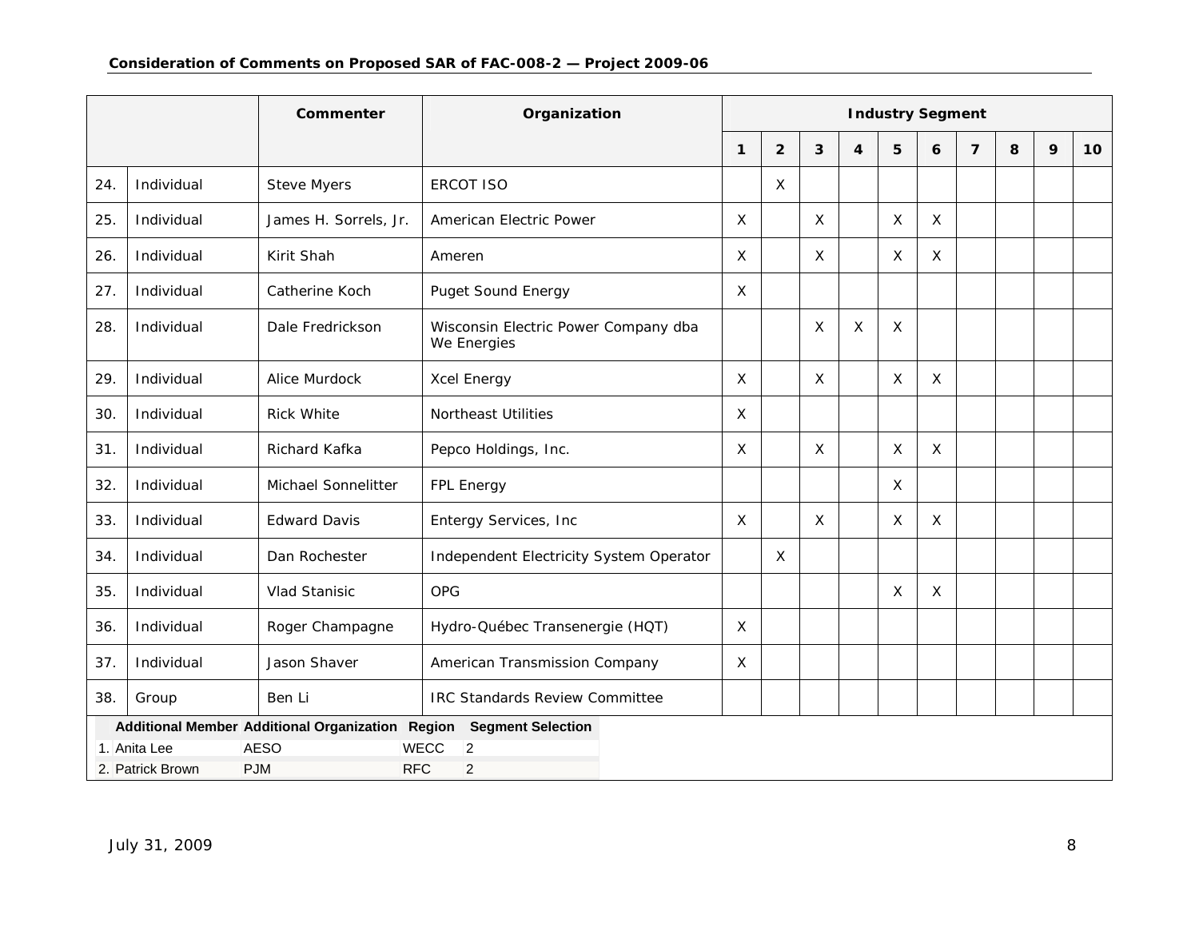| | | Commenter | Organization | Industry Segment | | | | | | | | | |
|---|---|---|---|---|---|---|---|---|---|---|---|---|---|
| | | | | 1 | 2 | 3 | 4 | 5 | 6 | 7 | 8 | 9 | 10 |
| 24. | Individual | Steve Myers | ERCOT ISO | | X | | | | | | | | |
| 25. | Individual | James H. Sorrels, Jr. | American Electric Power | X | | X | | X | X | | | | |
| 26. | Individual | Kirit Shah | Ameren | X | | X | | X | X | | | | |
| 27. | Individual | Catherine Koch | Puget Sound Energy | X | | | | | | | | | |
| 28. | Individual | Dale Fredrickson | Wisconsin Electric Power Company dba We Energies | | | X | X | X | | | | | |
| 29. | Individual | Alice Murdock | Xcel Energy | X | | X | | X | X | | | | |
| 30. | Individual | Rick White | Northeast Utilities | X | | | | | | | | | |
| 31. | Individual | Richard Kafka | Pepco Holdings, Inc. | X | | X | | X | X | | | | |
| 32. | Individual | Michael Sonnelitter | FPL Energy | | | | | X | | | | | |
| 33. | Individual | Edward Davis | Entergy Services, Inc | X | | X | | X | X | | | | |
| 34. | Individual | Dan Rochester | Independent Electricity System Operator | | X | | | | | | | | |
| 35. | Individual | Vlad Stanisic | OPG | | | | | X | X | | | | |
| 36. | Individual | Roger Champagne | Hydro-Québec Transenergie (HQT) | X | | | | | | | | | |
| 37. | Individual | Jason Shaver | American Transmission Company | X | | | | | | | | | |
| 38. | Group | Ben Li | IRC Standards Review Committee | | | | | | | | | | |

| | Additional Member | Additional Organization | Region | Segment Selection |
|---|---|---|---|---|
| 1. | Anita Lee | AESO | WECC | 2 |
| 2. | Patrick Brown | PJM | RFC | 2 |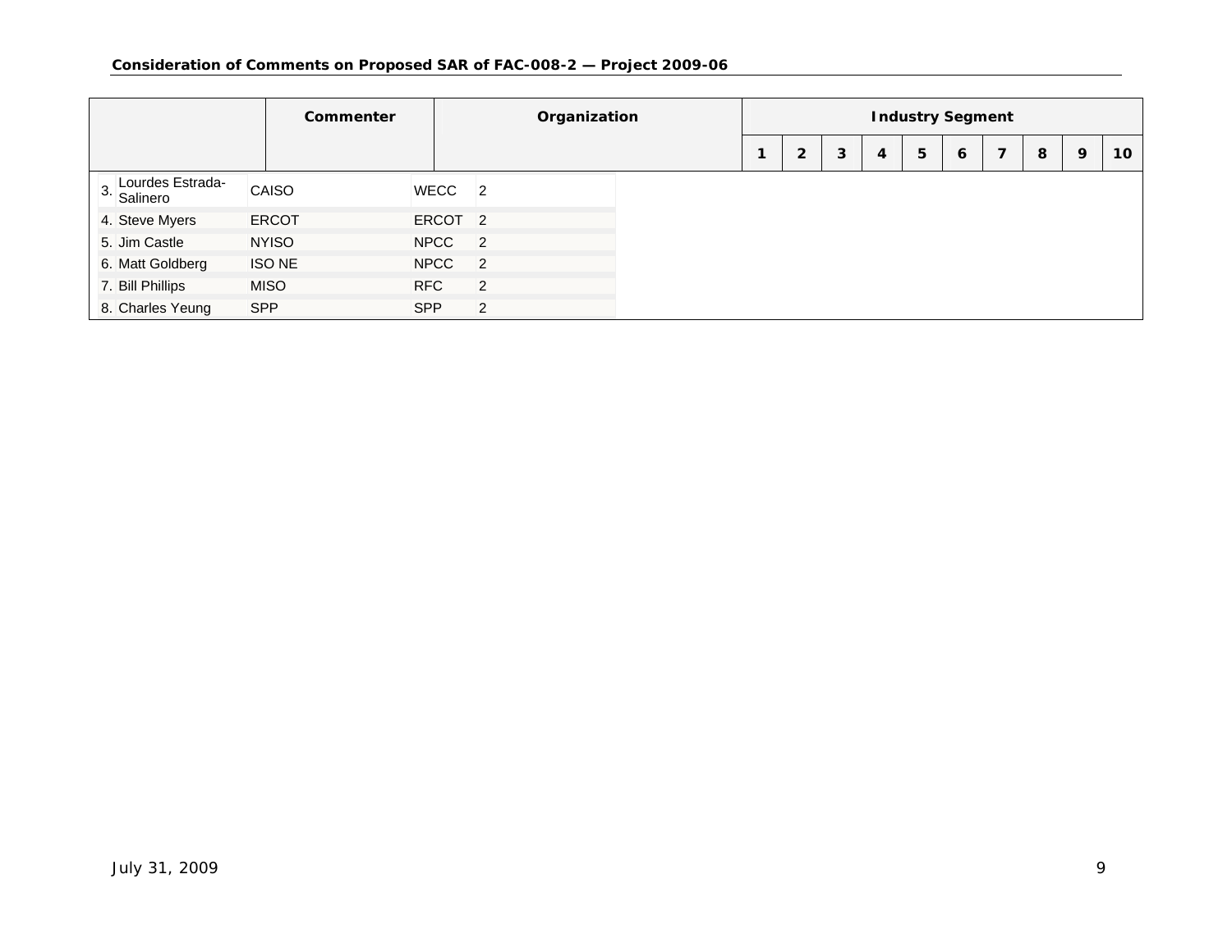| | Commenter | Organization | Industry Segment | | | | | | | | | |
|---|---|---|---|---|---|---|---|---|---|---|---|---|
| | | | 1 | 2 | 3 | 4 | 5 | 6 | 7 | 8 | 9 | 10 |

| | | | |
|---|---|---|---|
| 3. Lourdes Estrada-Salinero | CAISO | WECC | 2 |
| 4. Steve Myers | ERCOT | ERCOT | 2 |
| 5. Jim Castle | NYISO | NPCC | 2 |
| 6. Matt Goldberg | ISO NE | NPCC | 2 |
| 7. Bill Phillips | MISO | RFC | 2 |
| 8. Charles Yeung | SPP | SPP | 2 |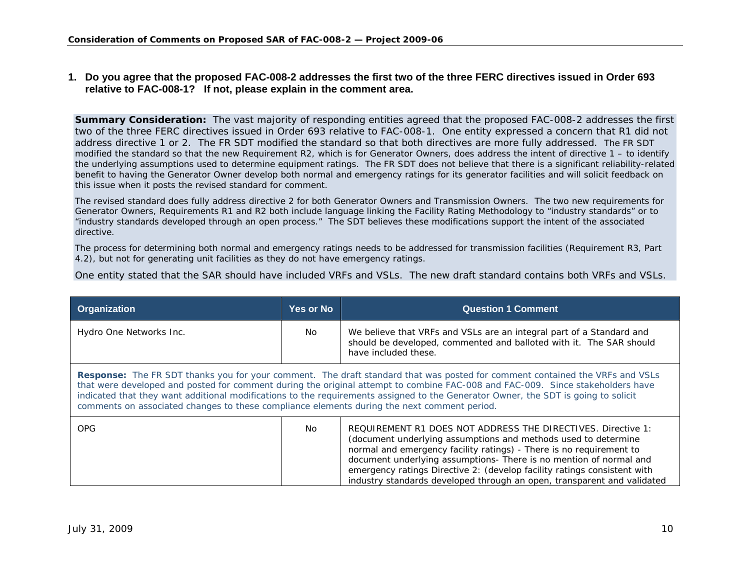1. **Do you agree that the proposed FAC-008-2 addresses the first two of the three FERC directives issued in Order 693 relative to FAC-008-1? If not, please explain in the comment area.**

**Summary Consideration:** The vast majority of responding entities agreed that the proposed FAC-008-2 addresses the first two of the three FERC directives issued in Order 693 relative to FAC-008-1. One entity expressed a concern that R1 did not address directive 1 or 2. The FR SDT modified the standard so that both directives are more fully addressed. The FR SDT modified the standard so that the new Requirement R2, which is for Generator Owners, does address the intent of directive 1 – to identify the underlying assumptions used to determine equipment ratings. The FR SDT does not believe that there is a significant reliability-related benefit to having the Generator Owner develop both normal and emergency ratings for its generator facilities and will solicit feedback on this issue when it posts the revised standard for comment.

The revised standard does fully address directive 2 for both Generator Owners and Transmission Owners. The two new requirements for Generator Owners, Requirements R1 and R2 both include language linking the Facility Rating Methodology to "industry standards" or to "industry standards developed through an open process." The SDT believes these modifications support the intent of the associated directive.

The process for determining both normal and emergency ratings needs to be addressed for transmission facilities (Requirement R3, Part 4.2), but not for generating unit facilities as they do not have emergency ratings.

One entity stated that the SAR should have included VRFs and VSLs. The new draft standard contains both VRFs and VSLs.

| Organization | Yes or No | Question 1 Comment |
|---|---|---|
| Hydro One Networks Inc. | No | We believe that VRFs and VSLs are an integral part of a Standard and should be developed, commented and balloted with it. The SAR should have included these. |
| **Response:** The FR SDT thanks you for your comment. The draft standard that was posted for comment contained the VRFs and VSLs that were developed and posted for comment during the original attempt to combine FAC-008 and FAC-009. Since stakeholders have indicated that they want additional modifications to the requirements assigned to the Generator Owner, the SDT is going to solicit comments on associated changes to these compliance elements during the next comment period. | | |
| OPG | No | REQUIREMENT R1 DOES NOT ADDRESS THE DIRECTIVES. Directive 1: (document underlying assumptions and methods used to determine normal and emergency facility ratings) - There is no requirement to document underlying assumptions- There is no mention of normal and emergency ratings Directive 2: (develop facility ratings consistent with industry standards developed through an open, transparent and validated |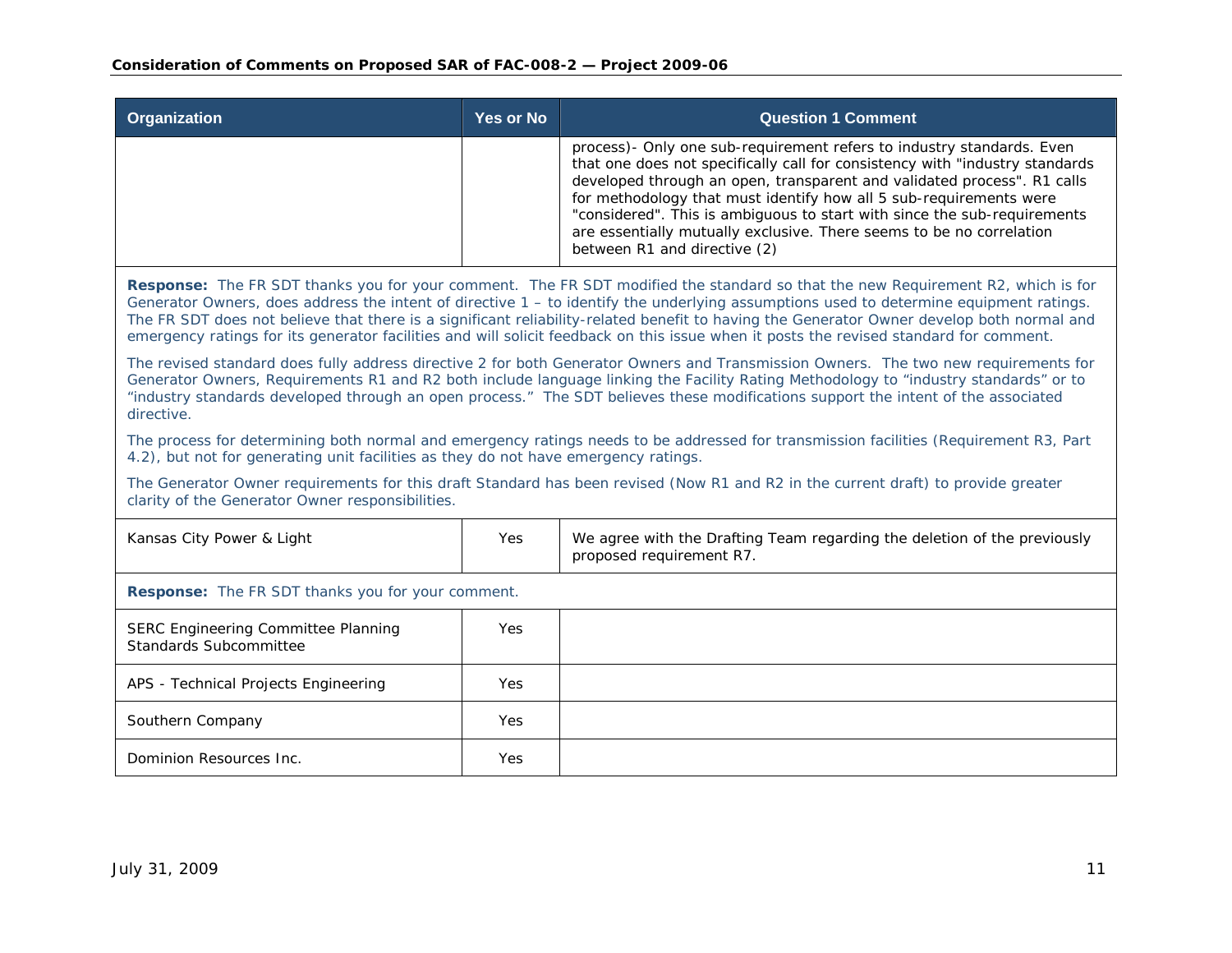| Organization | Yes or No | Question 1 Comment |
|---|---|---|
| | | process)- Only one sub-requirement refers to industry standards. Even that one does not specifically call for consistency with "industry standards developed through an open, transparent and validated process". R1 calls for methodology that must identify how all 5 sub-requirements were "considered". This is ambiguous to start with since the sub-requirements are essentially mutually exclusive. There seems to be no correlation between R1 and directive (2) |
| **Response:** The FR SDT thanks you for your comment. The FR SDT modified the standard so that the new Requirement R2, which is for Generator Owners, does address the intent of directive 1 – to identify the underlying assumptions used to determine equipment ratings. The FR SDT does not believe that there is a significant reliability-related benefit to having the Generator Owner develop both normal and emergency ratings for its generator facilities and will solicit feedback on this issue when it posts the revised standard for comment.<br><br>The revised standard does fully address directive 2 for both Generator Owners and Transmission Owners. The two new requirements for Generator Owners, Requirements R1 and R2 both include language linking the Facility Rating Methodology to "industry standards" or to "industry standards developed through an open process." The SDT believes these modifications support the intent of the associated directive.<br><br>The process for determining both normal and emergency ratings needs to be addressed for transmission facilities (Requirement R3, Part 4.2), but not for generating unit facilities as they do not have emergency ratings.<br><br>The Generator Owner requirements for this draft Standard has been revised (Now R1 and R2 in the current draft) to provide greater clarity of the Generator Owner responsibilities. | | |
| Kansas City Power & Light | Yes | We agree with the Drafting Team regarding the deletion of the previously proposed requirement R7. |
| **Response:** The FR SDT thanks you for your comment. | | |
| SERC Engineering Committee Planning Standards Subcommittee | Yes | |
| APS - Technical Projects Engineering | Yes | |
| Southern Company | Yes | |
| Dominion Resources Inc. | Yes | |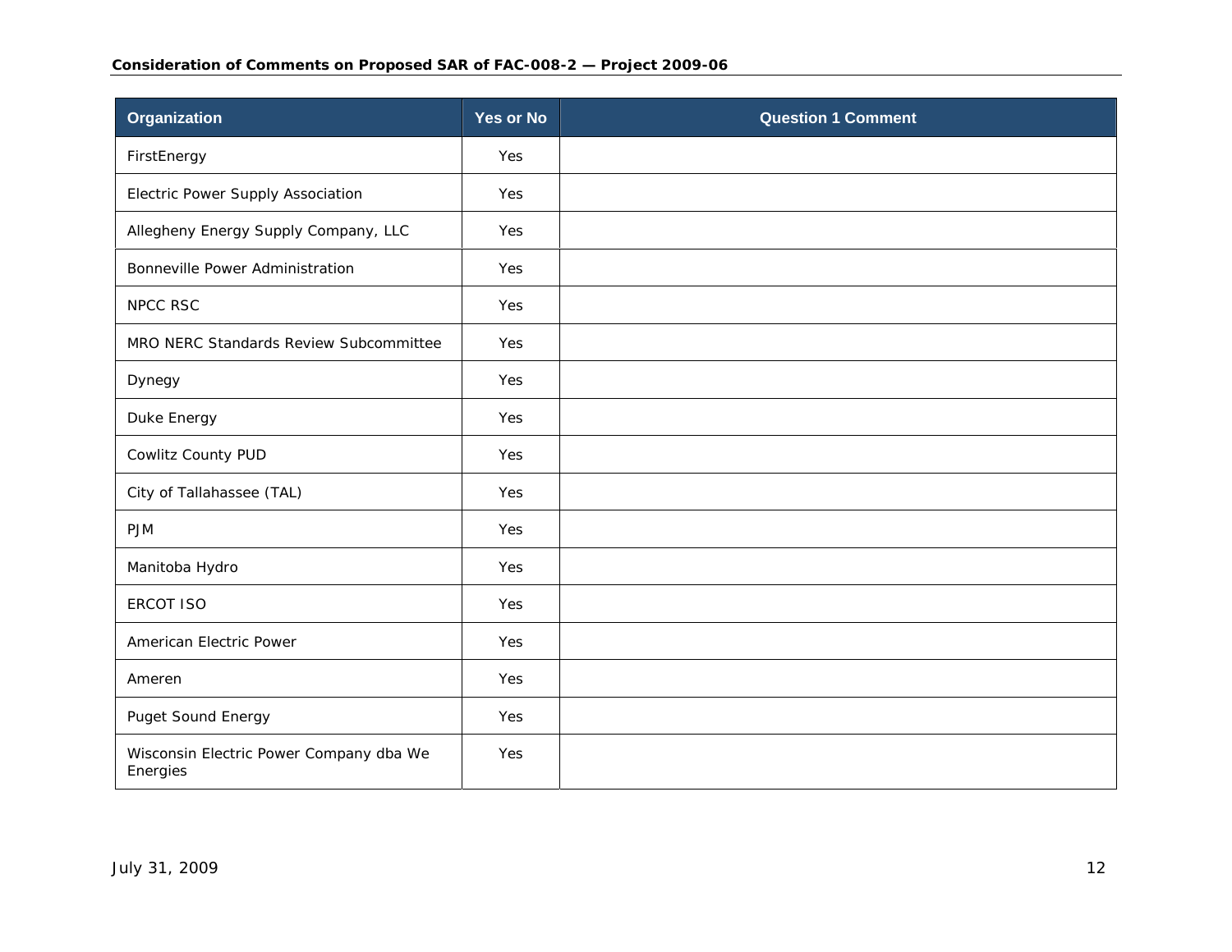| Organization | Yes or No | Question 1 Comment |
| --- | --- | --- |
| FirstEnergy | Yes | |
| Electric Power Supply Association | Yes | |
| Allegheny Energy Supply Company, LLC | Yes | |
| Bonneville Power Administration | Yes | |
| NPCC RSC | Yes | |
| MRO NERC Standards Review Subcommittee | Yes | |
| Dynegy | Yes | |
| Duke Energy | Yes | |
| Cowlitz County PUD | Yes | |
| City of Tallahassee (TAL) | Yes | |
| PJM | Yes | |
| Manitoba Hydro | Yes | |
| ERCOT ISO | Yes | |
| American Electric Power | Yes | |
| Ameren | Yes | |
| Puget Sound Energy | Yes | |
| Wisconsin Electric Power Company dba We Energies | Yes | |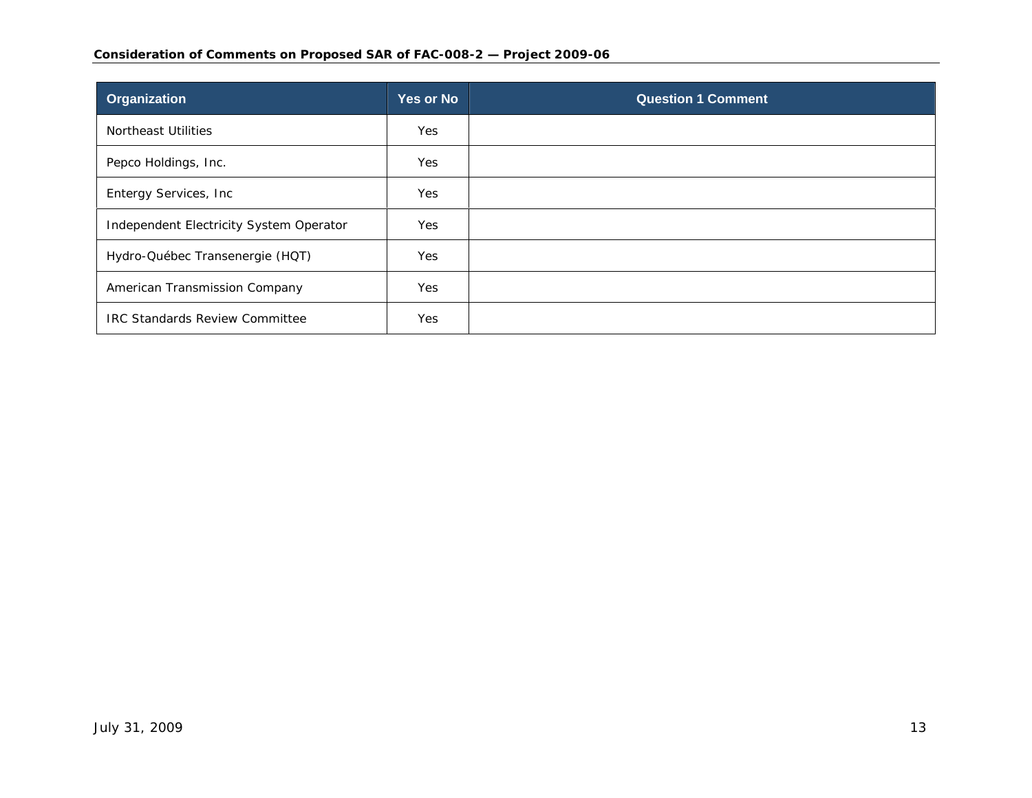| Organization | Yes or No | Question 1 Comment |
| --- | --- | --- |
| Northeast Utilities | Yes | |
| Pepco Holdings, Inc. | Yes | |
| Entergy Services, Inc | Yes | |
| Independent Electricity System Operator | Yes | |
| Hydro-Québec Transenergie (HQT) | Yes | |
| American Transmission Company | Yes | |
| IRC Standards Review Committee | Yes | |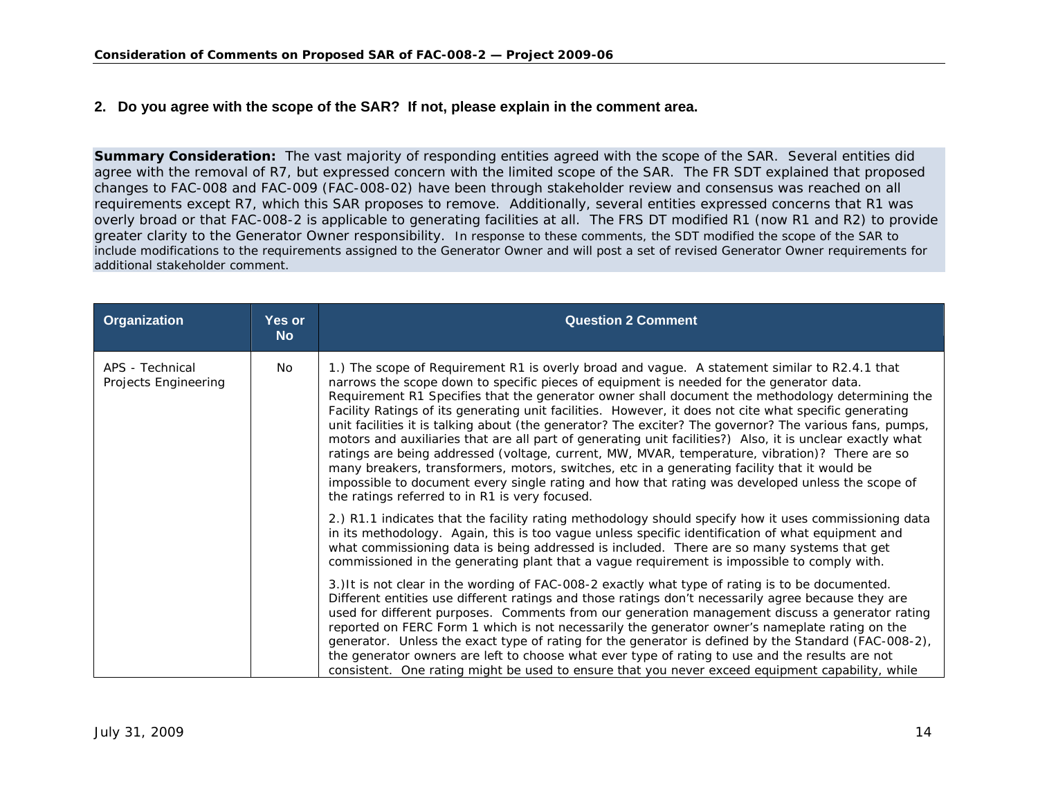## 2. Do you agree with the scope of the SAR? If not, please explain in the comment area.

**Summary Consideration:** The vast majority of responding entities agreed with the scope of the SAR. Several entities did agree with the removal of R7, but expressed concern with the limited scope of the SAR. The FR SDT explained that proposed changes to FAC-008 and FAC-009 (FAC-008-02) have been through stakeholder review and consensus was reached on all requirements except R7, which this SAR proposes to remove. Additionally, several entities expressed concerns that R1 was overly broad or that FAC-008-2 is applicable to generating facilities at all. The FRS DT modified R1 (now R1 and R2) to provide greater clarity to the Generator Owner responsibility. In response to these comments, the SDT modified the scope of the SAR to include modifications to the requirements assigned to the Generator Owner and will post a set of revised Generator Owner requirements for additional stakeholder comment.

| Organization | Yes or No | Question 2 Comment |
|---|---|---|
| APS - Technical Projects Engineering | No | 1.) The scope of Requirement R1 is overly broad and vague. A statement similar to R2.4.1 that narrows the scope down to specific pieces of equipment is needed for the generator data. Requirement R1 Specifies that the generator owner shall document the methodology determining the Facility Ratings of its generating unit facilities. However, it does not cite what specific generating unit facilities it is talking about (the generator? The exciter? The governor? The various fans, pumps, motors and auxiliaries that are all part of generating unit facilities?) Also, it is unclear exactly what ratings are being addressed (voltage, current, MW, MVAR, temperature, vibration)? There are so many breakers, transformers, motors, switches, etc in a generating facility that it would be impossible to document every single rating and how that rating was developed unless the scope of the ratings referred to in R1 is very focused.<br><br>2.) R1.1 indicates that the facility rating methodology should specify how it uses commissioning data in its methodology. Again, this is too vague unless specific identification of what equipment and what commissioning data is being addressed is included. There are so many systems that get commissioned in the generating plant that a vague requirement is impossible to comply with.<br><br>3.)It is not clear in the wording of FAC-008-2 exactly what type of rating is to be documented. Different entities use different ratings and those ratings don't necessarily agree because they are used for different purposes. Comments from our generation management discuss a generator rating reported on FERC Form 1 which is not necessarily the generator owner's nameplate rating on the generator. Unless the exact type of rating for the generator is defined by the Standard (FAC-008-2), the generator owners are left to choose what ever type of rating to use and the results are not consistent. One rating might be used to ensure that you never exceed equipment capability, while |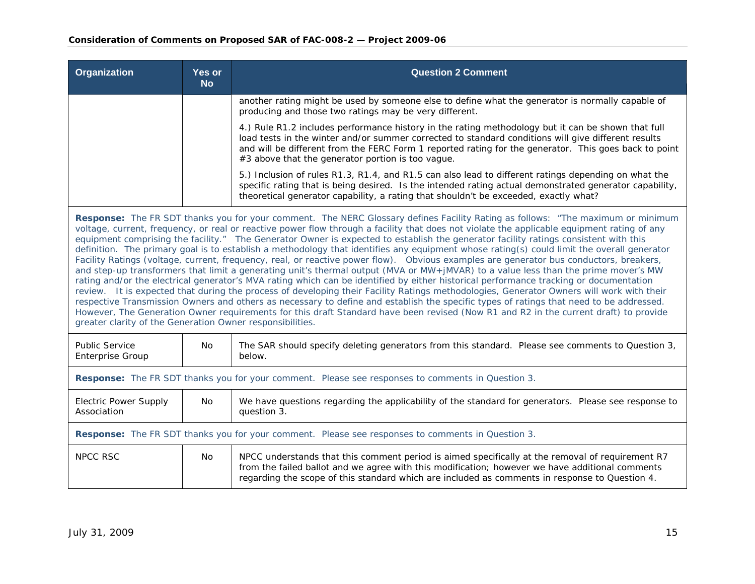| Organization | Yes or No | Question 2 Comment |
|---|---|---|
| | | another rating might be used by someone else to define what the generator is normally capable of producing and those two ratings may be very different.<br><br>4.) Rule R1.2 includes performance history in the rating methodology but it can be shown that full load tests in the winter and/or summer corrected to standard conditions will give different results and will be different from the FERC Form 1 reported rating for the generator. This goes back to point #3 above that the generator portion is too vague.<br><br>5.) Inclusion of rules R1.3, R1.4, and R1.5 can also lead to different ratings depending on what the specific rating that is being desired. Is the intended rating actual demonstrated generator capability, theoretical generator capability, a rating that shouldn't be exceeded, exactly what? |
| **Response:** The FR SDT thanks you for your comment. The NERC Glossary defines Facility Rating as follows: "The maximum or minimum voltage, current, frequency, or real or reactive power flow through a facility that does not violate the applicable equipment rating of any equipment comprising the facility." The Generator Owner is expected to establish the generator facility ratings consistent with this definition. The primary goal is to establish a methodology that identifies any equipment whose rating(s) could limit the overall generator Facility Ratings (voltage, current, frequency, real, or reactive power flow). Obvious examples are generator bus conductors, breakers, and step-up transformers that limit a generating unit's thermal output (MVA or MW+jMVAR) to a value less than the prime mover's MW rating and/or the electrical generator's MVA rating which can be identified by either historical performance tracking or documentation review. It is expected that during the process of developing their Facility Ratings methodologies, Generator Owners will work with their respective Transmission Owners and others as necessary to define and establish the specific types of ratings that need to be addressed. However, The Generation Owner requirements for this draft Standard have been revised (Now R1 and R2 in the current draft) to provide greater clarity of the Generation Owner responsibilities. | | |
| Public Service Enterprise Group | No | The SAR should specify deleting generators from this standard. Please see comments to Question 3, below. |
| **Response:** The FR SDT thanks you for your comment. Please see responses to comments in Question 3. | | |
| Electric Power Supply Association | No | We have questions regarding the applicability of the standard for generators. Please see response to question 3. |
| **Response:** The FR SDT thanks you for your comment. Please see responses to comments in Question 3. | | |
| NPCC RSC | No | NPCC understands that this comment period is aimed specifically at the removal of requirement R7 from the failed ballot and we agree with this modification; however we have additional comments regarding the scope of this standard which are included as comments in response to Question 4. |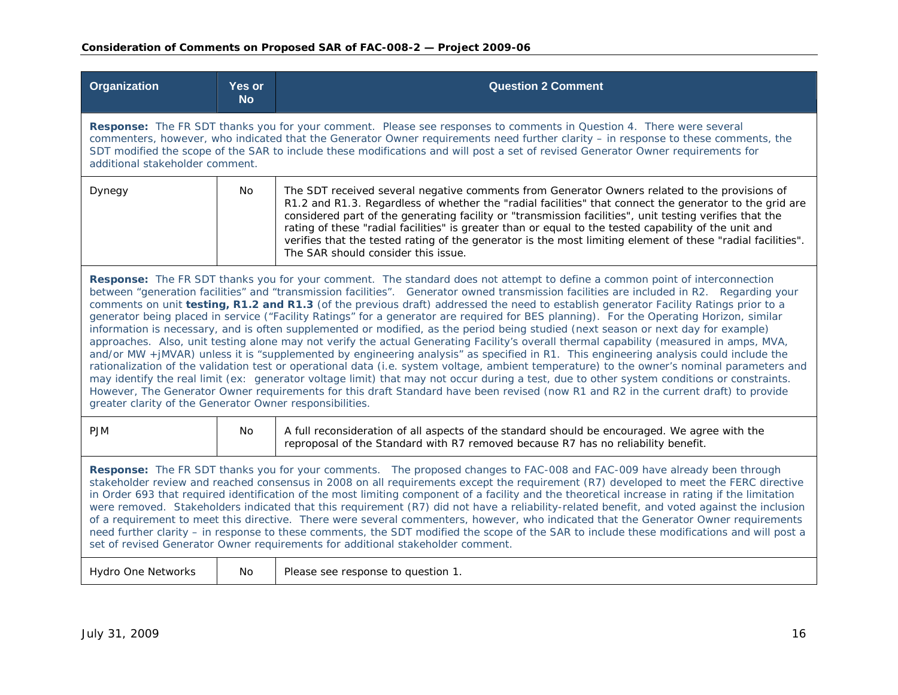| Organization | Yes or No | Question 2 Comment |
|---|---|---|
| **Response:** The FR SDT thanks you for your comment. Please see responses to comments in Question 4. There were several commenters, however, who indicated that the Generator Owner requirements need further clarity – in response to these comments, the SDT modified the scope of the SAR to include these modifications and will post a set of revised Generator Owner requirements for additional stakeholder comment. | | |
| Dynegy | No | The SDT received several negative comments from Generator Owners related to the provisions of R1.2 and R1.3. Regardless of whether the "radial facilities" that connect the generator to the grid are considered part of the generating facility or "transmission facilities", unit testing verifies that the rating of these "radial facilities" is greater than or equal to the tested capability of the unit and verifies that the tested rating of the generator is the most limiting element of these "radial facilities". The SAR should consider this issue. |
| **Response:** The FR SDT thanks you for your comment. The standard does not attempt to define a common point of interconnection between "generation facilities" and "transmission facilities". Generator owned transmission facilities are included in R2. Regarding your comments on unit **testing, R1.2 and R1.3** (of the previous draft) addressed the need to establish generator Facility Ratings prior to a generator being placed in service ("Facility Ratings" for a generator are required for BES planning). For the Operating Horizon, similar information is necessary, and is often supplemented or modified, as the period being studied (next season or next day for example) approaches. Also, unit testing alone may not verify the actual Generating Facility's overall thermal capability (measured in amps, MVA, and/or MW +jMVAR) unless it is "supplemented by engineering analysis" as specified in R1. This engineering analysis could include the rationalization of the validation test or operational data (i.e. system voltage, ambient temperature) to the owner's nominal parameters and may identify the real limit (ex: generator voltage limit) that may not occur during a test, due to other system conditions or constraints. However, The Generator Owner requirements for this draft Standard have been revised (now R1 and R2 in the current draft) to provide greater clarity of the Generator Owner responsibilities. | | |
| PJM | No | A full reconsideration of all aspects of the standard should be encouraged. We agree with the reproposal of the Standard with R7 removed because R7 has no reliability benefit. |
| **Response:** The FR SDT thanks you for your comments. The proposed changes to FAC-008 and FAC-009 have already been through stakeholder review and reached consensus in 2008 on all requirements except the requirement (R7) developed to meet the FERC directive in Order 693 that required identification of the most limiting component of a facility and the theoretical increase in rating if the limitation were removed. Stakeholders indicated that this requirement (R7) did not have a reliability-related benefit, and voted against the inclusion of a requirement to meet this directive. There were several commenters, however, who indicated that the Generator Owner requirements need further clarity – in response to these comments, the SDT modified the scope of the SAR to include these modifications and will post a set of revised Generator Owner requirements for additional stakeholder comment. | | |
| Hydro One Networks | No | Please see response to question 1. |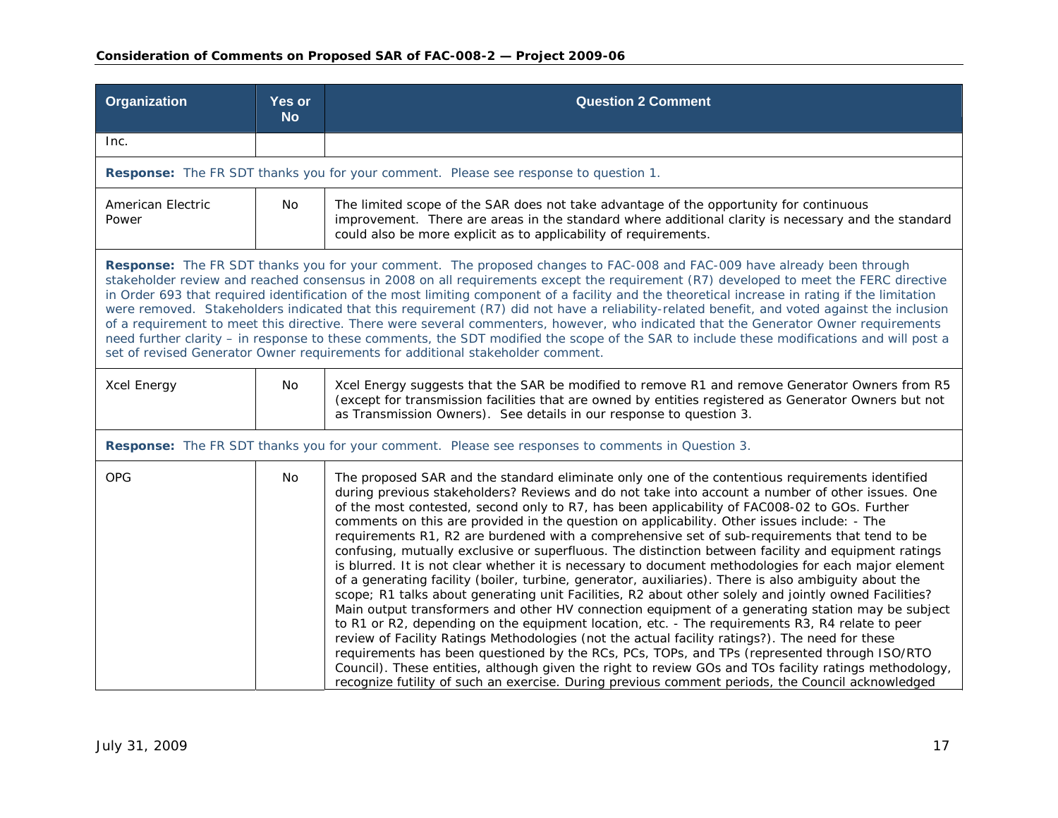| Organization | Yes or No | Question 2 Comment |
|---|---|---|
| Inc. | | |
| **Response:** The FR SDT thanks you for your comment. Please see response to question 1. | | |
| American Electric Power | No | The limited scope of the SAR does not take advantage of the opportunity for continuous improvement. There are areas in the standard where additional clarity is necessary and the standard could also be more explicit as to applicability of requirements. |
| **Response:** The FR SDT thanks you for your comment. The proposed changes to FAC-008 and FAC-009 have already been through stakeholder review and reached consensus in 2008 on all requirements except the requirement (R7) developed to meet the FERC directive in Order 693 that required identification of the most limiting component of a facility and the theoretical increase in rating if the limitation were removed. Stakeholders indicated that this requirement (R7) did not have a reliability-related benefit, and voted against the inclusion of a requirement to meet this directive. There were several commenters, however, who indicated that the Generator Owner requirements need further clarity – in response to these comments, the SDT modified the scope of the SAR to include these modifications and will post a set of revised Generator Owner requirements for additional stakeholder comment. | | |
| Xcel Energy | No | Xcel Energy suggests that the SAR be modified to remove R1 and remove Generator Owners from R5 (except for transmission facilities that are owned by entities registered as Generator Owners but not as Transmission Owners). See details in our response to question 3. |
| **Response:** The FR SDT thanks you for your comment. Please see responses to comments in Question 3. | | |
| OPG | No | The proposed SAR and the standard eliminate only one of the contentious requirements identified during previous stakeholders? Reviews and do not take into account a number of other issues. One of the most contested, second only to R7, has been applicability of FAC008-02 to GOs. Further comments on this are provided in the question on applicability. Other issues include: - The requirements R1, R2 are burdened with a comprehensive set of sub-requirements that tend to be confusing, mutually exclusive or superfluous. The distinction between facility and equipment ratings is blurred. It is not clear whether it is necessary to document methodologies for each major element of a generating facility (boiler, turbine, generator, auxiliaries). There is also ambiguity about the scope; R1 talks about generating unit Facilities, R2 about other solely and jointly owned Facilities? Main output transformers and other HV connection equipment of a generating station may be subject to R1 or R2, depending on the equipment location, etc. - The requirements R3, R4 relate to peer review of Facility Ratings Methodologies (not the actual facility ratings?). The need for these requirements has been questioned by the RCs, PCs, TOPs, and TPs (represented through ISO/RTO Council). These entities, although given the right to review GOs and TOs facility ratings methodology, recognize futility of such an exercise. During previous comment periods, the Council acknowledged |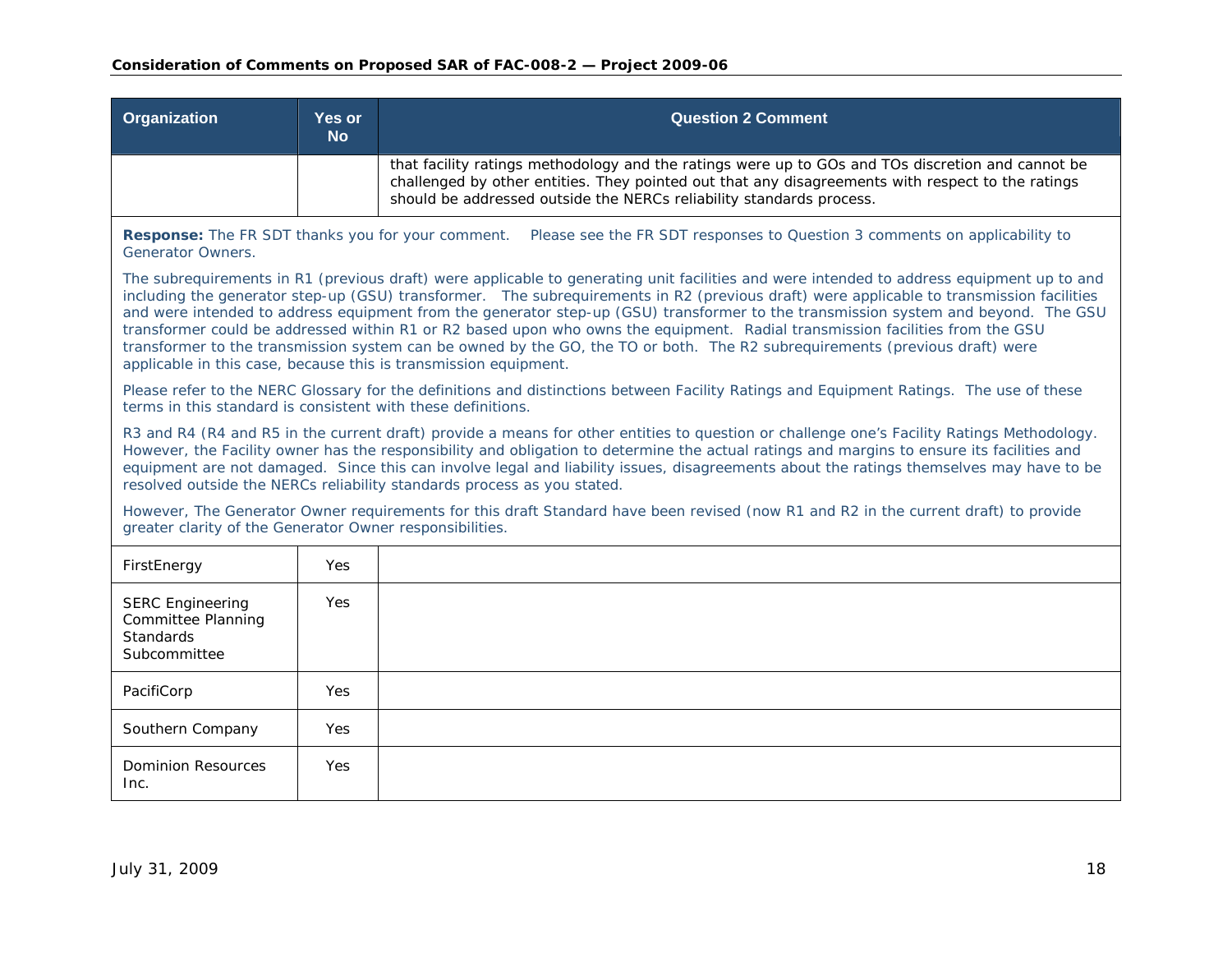| Organization | Yes or No | Question 2 Comment |
|---|---|---|
| | | that facility ratings methodology and the ratings were up to GOs and TOs discretion and cannot be challenged by other entities. They pointed out that any disagreements with respect to the ratings should be addressed outside the NERCs reliability standards process. |

**Response:** The FR SDT thanks you for your comment. Please see the FR SDT responses to Question 3 comments on applicability to Generator Owners.

The subrequirements in R1 (previous draft) were applicable to generating unit facilities and were intended to address equipment up to and including the generator step-up (GSU) transformer. The subrequirements in R2 (previous draft) were applicable to transmission facilities and were intended to address equipment from the generator step-up (GSU) transformer to the transmission system and beyond. The GSU transformer could be addressed within R1 or R2 based upon who owns the equipment. Radial transmission facilities from the GSU transformer to the transmission system can be owned by the GO, the TO or both. The R2 subrequirements (previous draft) were applicable in this case, because this is transmission equipment.

Please refer to the NERC Glossary for the definitions and distinctions between Facility Ratings and Equipment Ratings. The use of these terms in this standard is consistent with these definitions.

R3 and R4 (R4 and R5 in the current draft) provide a means for other entities to question or challenge one's Facility Ratings Methodology. However, the Facility owner has the responsibility and obligation to determine the actual ratings and margins to ensure its facilities and equipment are not damaged. Since this can involve legal and liability issues, disagreements about the ratings themselves may have to be resolved outside the NERCs reliability standards process as you stated.

However, The Generator Owner requirements for this draft Standard have been revised (now R1 and R2 in the current draft) to provide greater clarity of the Generator Owner responsibilities.

| Organization | Yes or No | Question 2 Comment |
|---|---|---|
| FirstEnergy | Yes | |
| SERC Engineering Committee Planning Standards Subcommittee | Yes | |
| PacifiCorp | Yes | |
| Southern Company | Yes | |
| Dominion Resources Inc. | Yes | |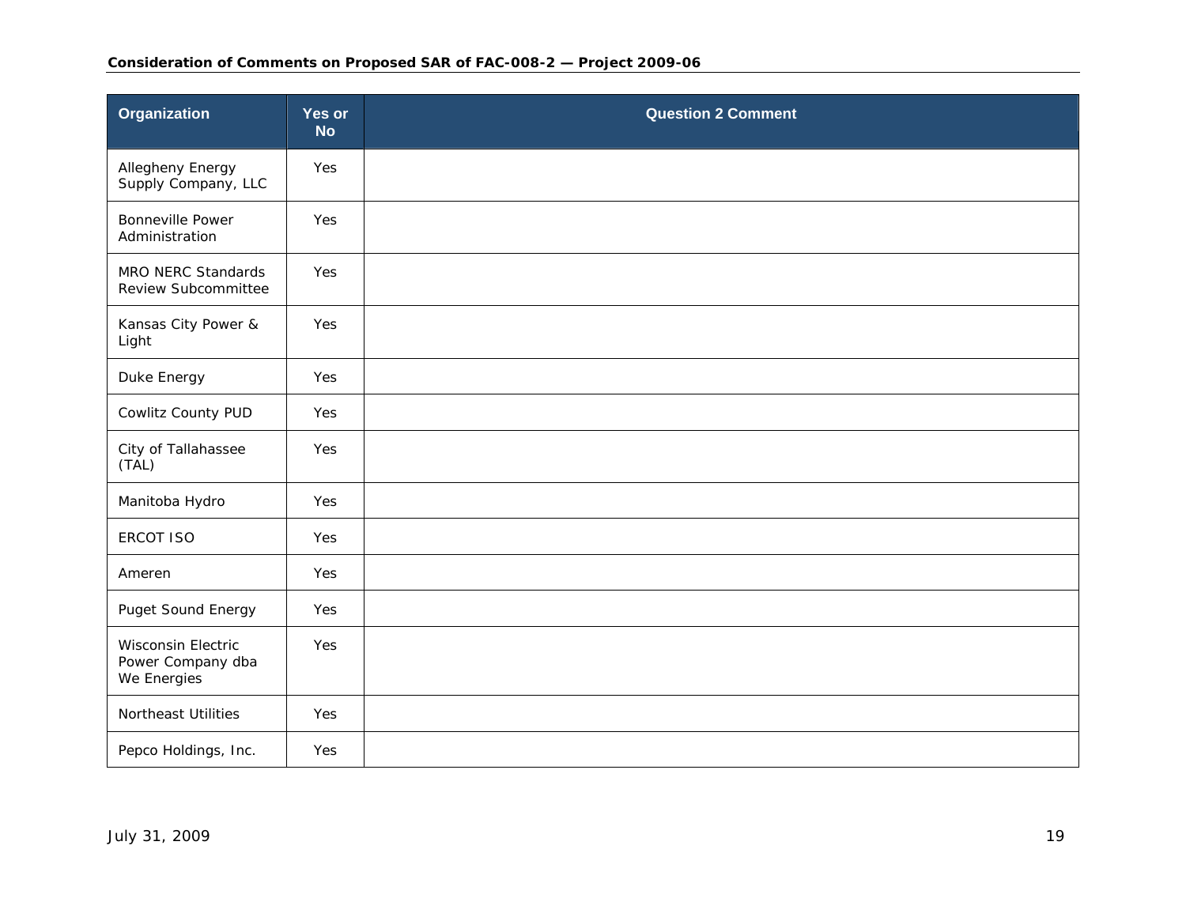| Organization | Yes or No | Question 2 Comment |
|---|---|---|
| Allegheny Energy Supply Company, LLC | Yes | |
| Bonneville Power Administration | Yes | |
| MRO NERC Standards Review Subcommittee | Yes | |
| Kansas City Power & Light | Yes | |
| Duke Energy | Yes | |
| Cowlitz County PUD | Yes | |
| City of Tallahassee (TAL) | Yes | |
| Manitoba Hydro | Yes | |
| ERCOT ISO | Yes | |
| Ameren | Yes | |
| Puget Sound Energy | Yes | |
| Wisconsin Electric Power Company dba We Energies | Yes | |
| Northeast Utilities | Yes | |
| Pepco Holdings, Inc. | Yes | |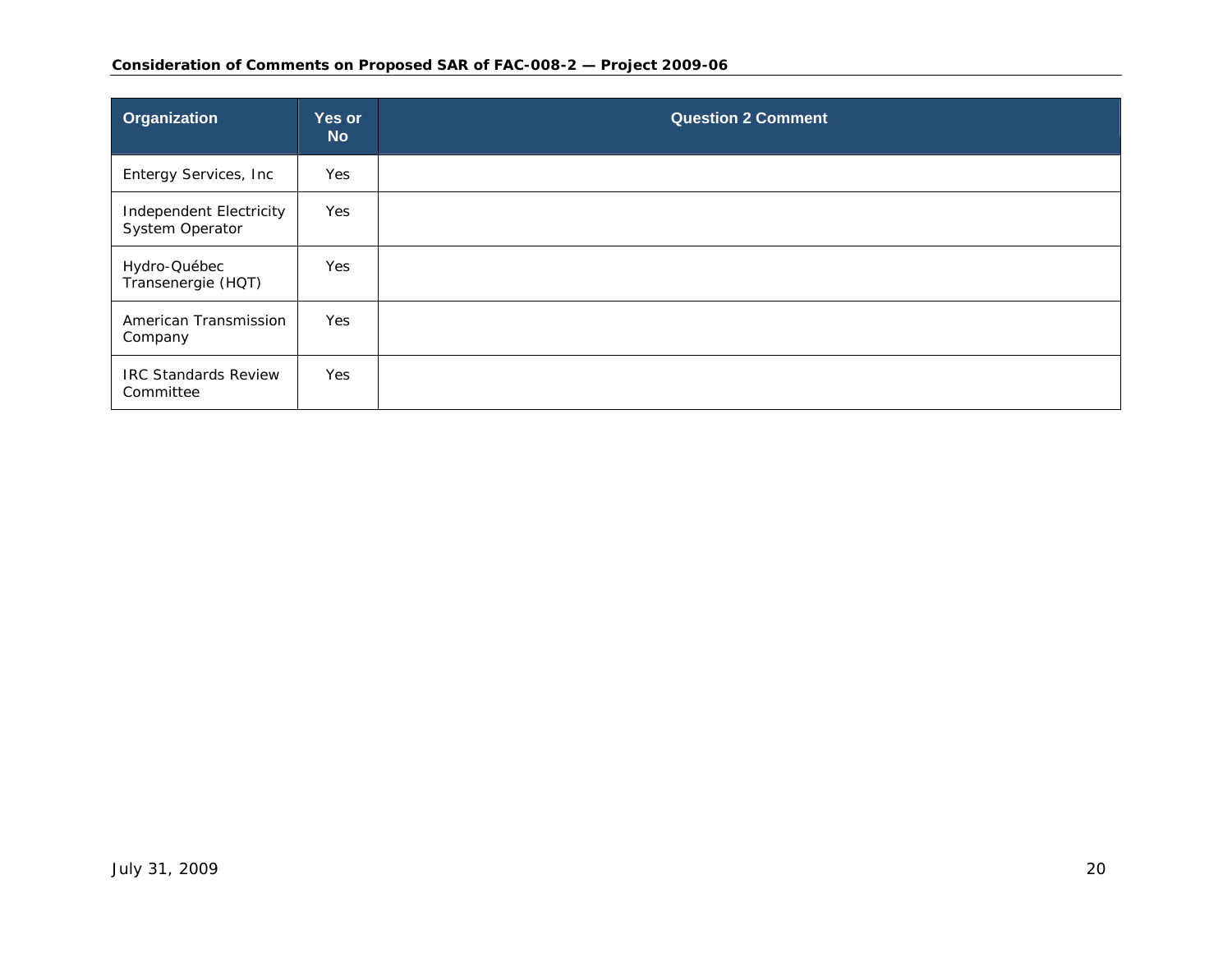| Organization | Yes or No | Question 2 Comment |
|---|---|---|
| Entergy Services, Inc | Yes | |
| Independent Electricity System Operator | Yes | |
| Hydro-Québec Transenergie (HQT) | Yes | |
| American Transmission Company | Yes | |
| IRC Standards Review Committee | Yes | |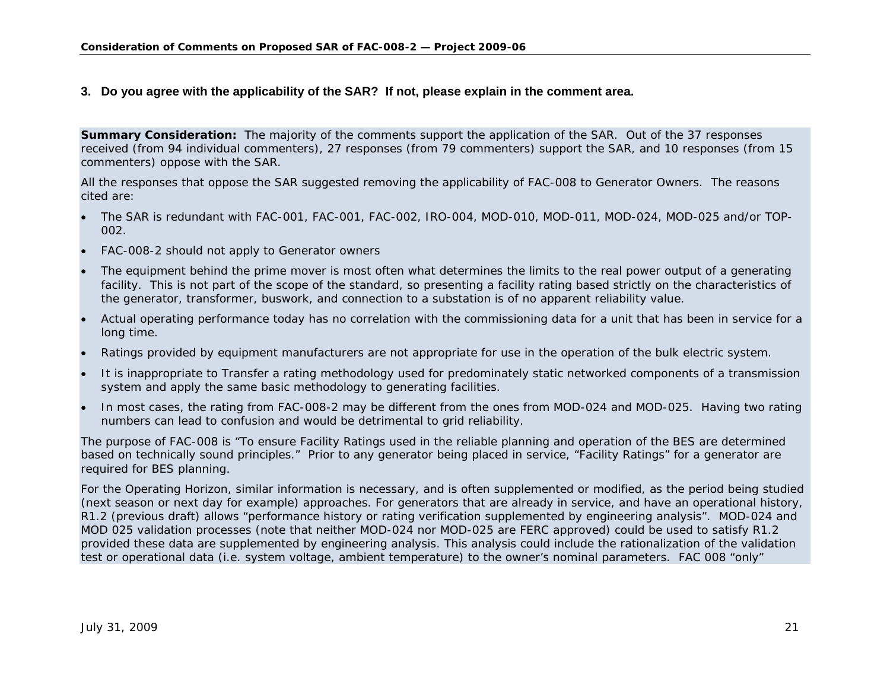3. **Do you agree with the applicability of the SAR? If not, please explain in the comment area.**

**Summary Consideration:** The majority of the comments support the application of the SAR. Out of the 37 responses received (from 94 individual commenters), 27 responses (from 79 commenters) support the SAR, and 10 responses (from 15 commenters) oppose with the SAR.

All the responses that oppose the SAR suggested removing the applicability of FAC-008 to Generator Owners. The reasons cited are:

- The SAR is redundant with FAC-001, FAC-001, FAC-002, IRO-004, MOD-010, MOD-011, MOD-024, MOD-025 and/or TOP-002.
- FAC-008-2 should not apply to Generator owners
- The equipment behind the prime mover is most often what determines the limits to the real power output of a generating facility. This is not part of the scope of the standard, so presenting a facility rating based strictly on the characteristics of the generator, transformer, buswork, and connection to a substation is of no apparent reliability value.
- Actual operating performance today has no correlation with the commissioning data for a unit that has been in service for a long time.
- Ratings provided by equipment manufacturers are not appropriate for use in the operation of the bulk electric system.
- It is inappropriate to Transfer a rating methodology used for predominately static networked components of a transmission system and apply the same basic methodology to generating facilities.
- In most cases, the rating from FAC-008-2 may be different from the ones from MOD-024 and MOD-025. Having two rating numbers can lead to confusion and would be detrimental to grid reliability.

The purpose of FAC-008 is "To ensure Facility Ratings used in the reliable planning and operation of the BES are determined based on technically sound principles." Prior to any generator being placed in service, "Facility Ratings" for a generator are required for BES planning.

For the Operating Horizon, similar information is necessary, and is often supplemented or modified, as the period being studied (next season or next day for example) approaches. For generators that are already in service, and have an operational history, R1.2 (previous draft) allows "performance history or rating verification supplemented by engineering analysis". MOD-024 and MOD 025 validation processes (note that neither MOD-024 nor MOD-025 are FERC approved) could be used to satisfy R1.2 provided these data are supplemented by engineering analysis. This analysis could include the rationalization of the validation test or operational data (i.e. system voltage, ambient temperature) to the owner's nominal parameters. FAC 008 "only"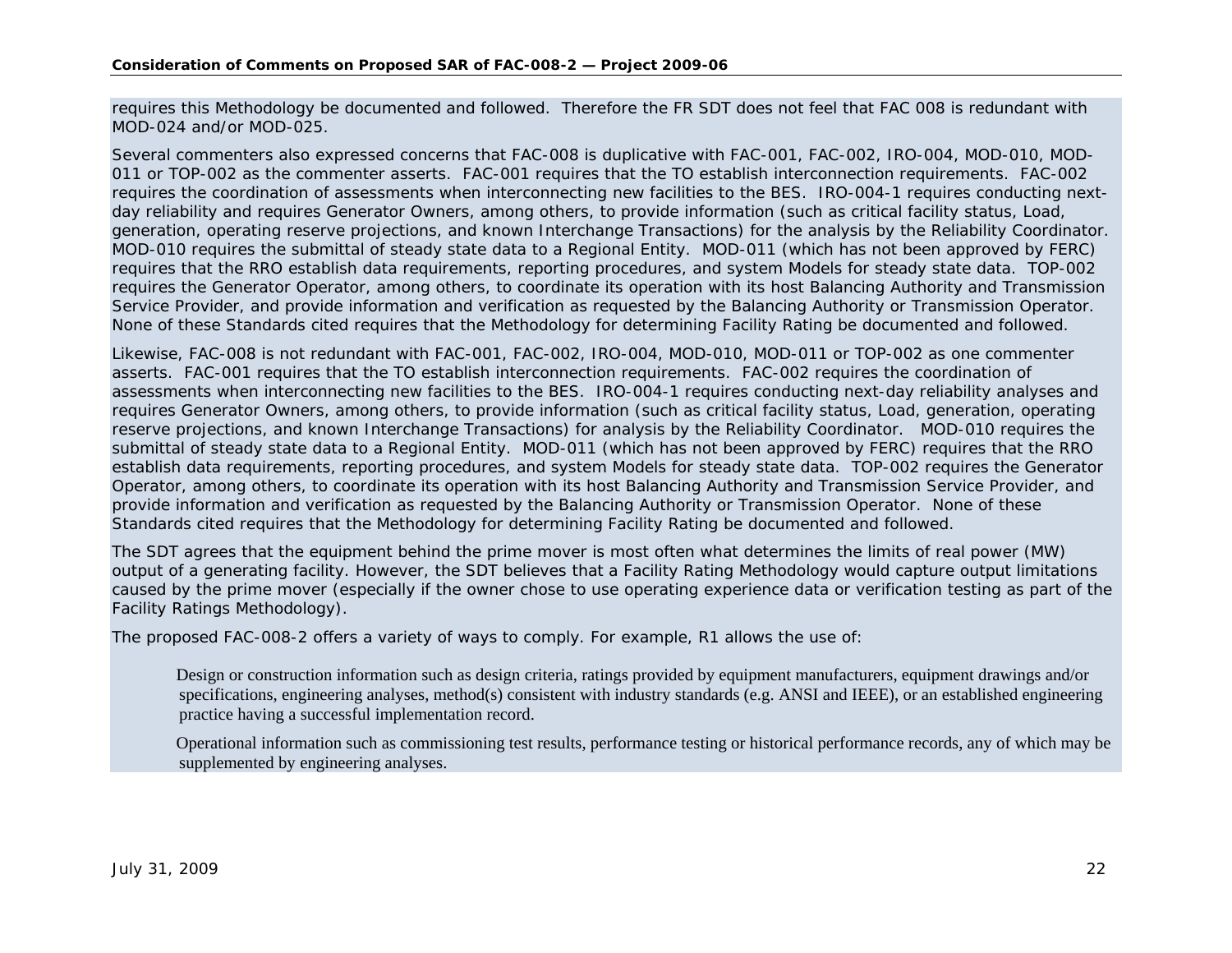requires this Methodology be documented and followed. Therefore the FR SDT does not feel that FAC 008 is redundant with MOD-024 and/or MOD-025.

Several commenters also expressed concerns that FAC-008 is duplicative with FAC-001, FAC-002, IRO-004, MOD-010, MOD-011 or TOP-002 as the commenter asserts. FAC-001 requires that the TO establish interconnection requirements. FAC-002 requires the coordination of assessments when interconnecting new facilities to the BES. IRO-004-1 requires conducting next-day reliability and requires Generator Owners, among others, to provide information (such as critical facility status, Load, generation, operating reserve projections, and known Interchange Transactions) for the analysis by the Reliability Coordinator. MOD-010 requires the submittal of steady state data to a Regional Entity. MOD-011 (which has not been approved by FERC) requires that the RRO establish data requirements, reporting procedures, and system Models for steady state data. TOP-002 requires the Generator Operator, among others, to coordinate its operation with its host Balancing Authority and Transmission Service Provider, and provide information and verification as requested by the Balancing Authority or Transmission Operator. None of these Standards cited requires that the Methodology for determining Facility Rating be documented and followed.

Likewise, FAC-008 is not redundant with FAC-001, FAC-002, IRO-004, MOD-010, MOD-011 or TOP-002 as one commenter asserts. FAC-001 requires that the TO establish interconnection requirements. FAC-002 requires the coordination of assessments when interconnecting new facilities to the BES. IRO-004-1 requires conducting next-day reliability analyses and requires Generator Owners, among others, to provide information (such as critical facility status, Load, generation, operating reserve projections, and known Interchange Transactions) for analysis by the Reliability Coordinator. MOD-010 requires the submittal of steady state data to a Regional Entity. MOD-011 (which has not been approved by FERC) requires that the RRO establish data requirements, reporting procedures, and system Models for steady state data. TOP-002 requires the Generator Operator, among others, to coordinate its operation with its host Balancing Authority and Transmission Service Provider, and provide information and verification as requested by the Balancing Authority or Transmission Operator. None of these Standards cited requires that the Methodology for determining Facility Rating be documented and followed.

The SDT agrees that the equipment behind the prime mover is most often what determines the limits of real power (MW) output of a generating facility. However, the SDT believes that a Facility Rating Methodology would capture output limitations caused by the prime mover (especially if the owner chose to use operating experience data or verification testing as part of the Facility Ratings Methodology).

The proposed FAC-008-2 offers a variety of ways to comply. For example, R1 allows the use of:

> Design or construction information such as design criteria, ratings provided by equipment manufacturers, equipment drawings and/or specifications, engineering analyses, method(s) consistent with industry standards (e.g. ANSI and IEEE), or an established engineering practice having a successful implementation record.
>
> Operational information such as commissioning test results, performance testing or historical performance records, any of which may be supplemented by engineering analyses.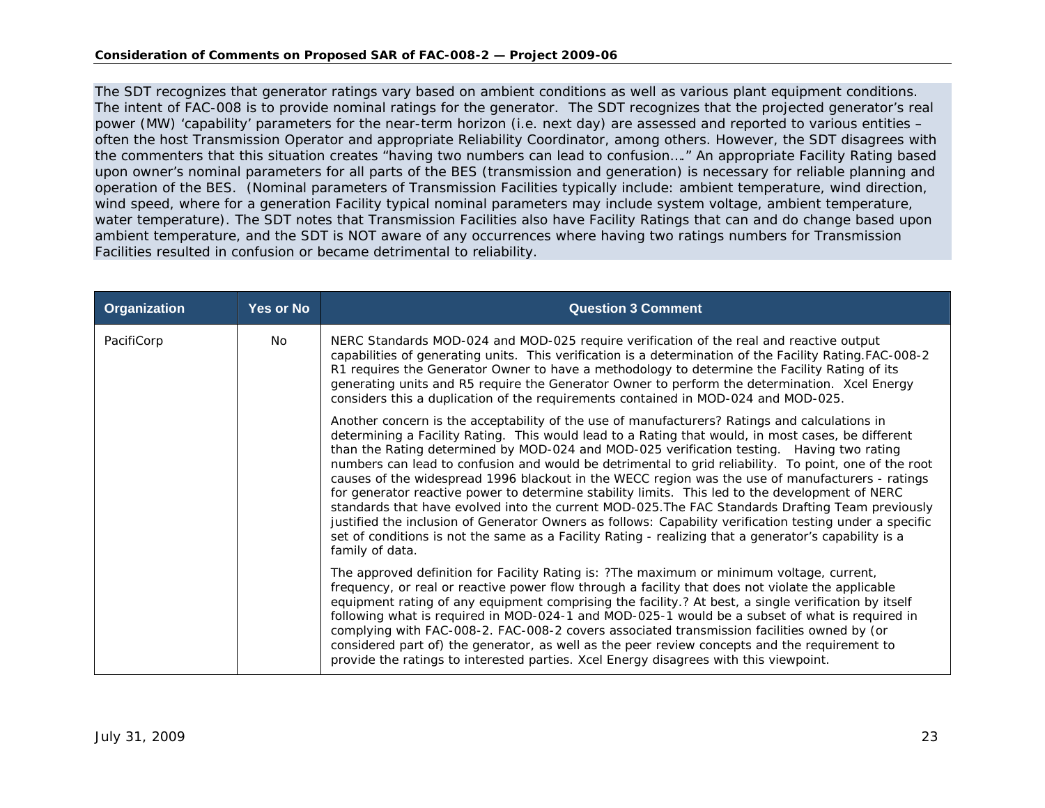The SDT recognizes that generator ratings vary based on ambient conditions as well as various plant equipment conditions. The intent of FAC-008 is to provide nominal ratings for the generator. The SDT recognizes that the projected generator's real power (MW) 'capability' parameters for the near-term horizon (i.e. next day) are assessed and reported to various entities – often the host Transmission Operator and appropriate Reliability Coordinator, among others. However, the SDT disagrees with the commenters that this situation creates "having two numbers can lead to confusion…." An appropriate Facility Rating based upon owner's nominal parameters for all parts of the BES (transmission and generation) is necessary for reliable planning and operation of the BES. (Nominal parameters of Transmission Facilities typically include: ambient temperature, wind direction, wind speed, where for a generation Facility typical nominal parameters may include system voltage, ambient temperature, water temperature). The SDT notes that Transmission Facilities also have Facility Ratings that can and do change based upon ambient temperature, and the SDT is NOT aware of any occurrences where having two ratings numbers for Transmission Facilities resulted in confusion or became detrimental to reliability.

| Organization | Yes or No | Question 3 Comment |
|---|---|---|
| PacifiCorp | No | NERC Standards MOD-024 and MOD-025 require verification of the real and reactive output capabilities of generating units. This verification is a determination of the Facility Rating.FAC-008-2 R1 requires the Generator Owner to have a methodology to determine the Facility Rating of its generating units and R5 require the Generator Owner to perform the determination. Xcel Energy considers this a duplication of the requirements contained in MOD-024 and MOD-025.<br><br>Another concern is the acceptability of the use of manufacturers? Ratings and calculations in determining a Facility Rating. This would lead to a Rating that would, in most cases, be different than the Rating determined by MOD-024 and MOD-025 verification testing. Having two rating numbers can lead to confusion and would be detrimental to grid reliability. To point, one of the root causes of the widespread 1996 blackout in the WECC region was the use of manufacturers - ratings for generator reactive power to determine stability limits. This led to the development of NERC standards that have evolved into the current MOD-025.The FAC Standards Drafting Team previously justified the inclusion of Generator Owners as follows: Capability verification testing under a specific set of conditions is not the same as a Facility Rating - realizing that a generator's capability is a family of data.<br><br>The approved definition for Facility Rating is: ?The maximum or minimum voltage, current, frequency, or real or reactive power flow through a facility that does not violate the applicable equipment rating of any equipment comprising the facility.? At best, a single verification by itself following what is required in MOD-024-1 and MOD-025-1 would be a subset of what is required in complying with FAC-008-2. FAC-008-2 covers associated transmission facilities owned by (or considered part of) the generator, as well as the peer review concepts and the requirement to provide the ratings to interested parties. Xcel Energy disagrees with this viewpoint. |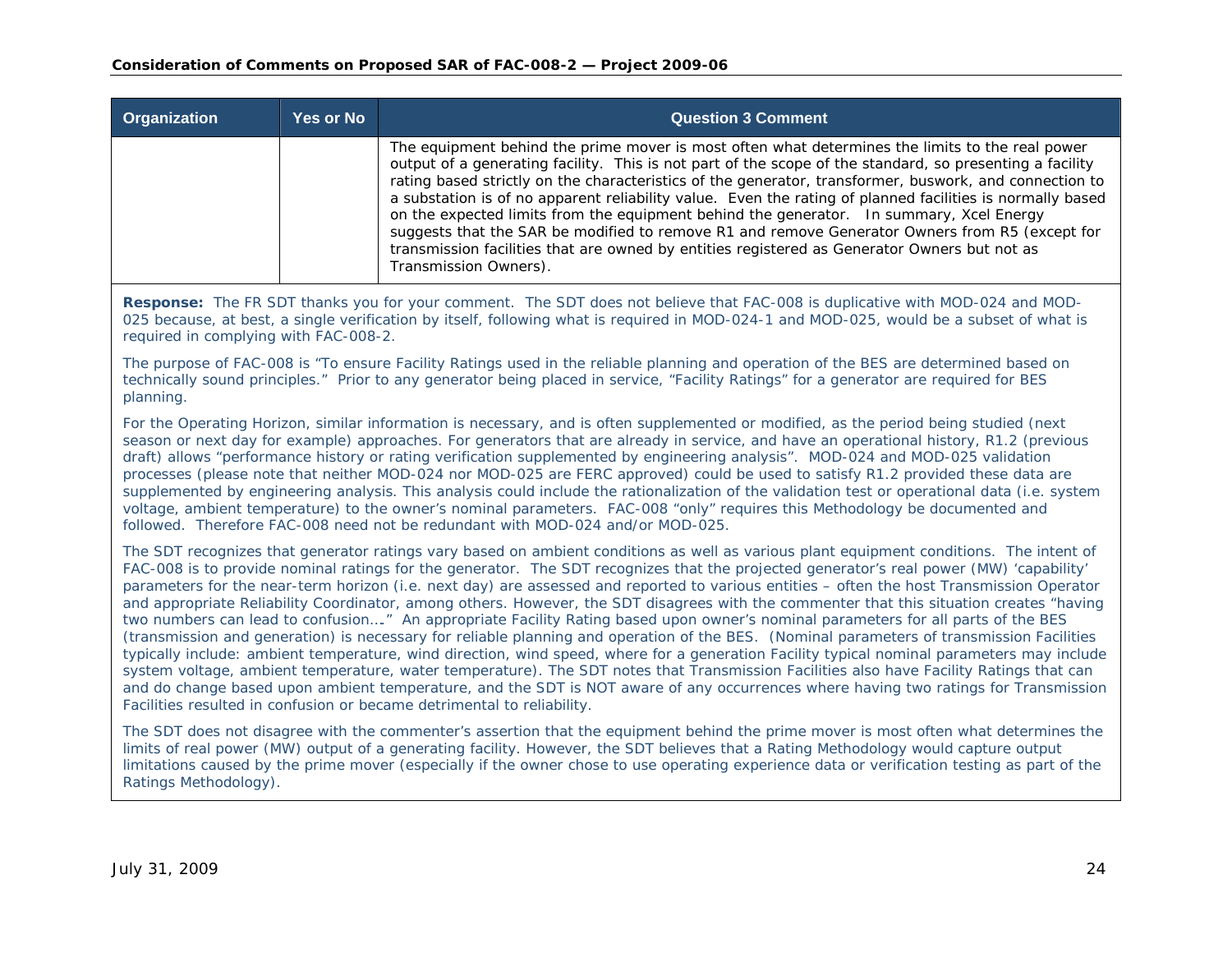| Organization | Yes or No | Question 3 Comment |
|---|---|---|
| | | The equipment behind the prime mover is most often what determines the limits to the real power output of a generating facility. This is not part of the scope of the standard, so presenting a facility rating based strictly on the characteristics of the generator, transformer, buswork, and connection to a substation is of no apparent reliability value. Even the rating of planned facilities is normally based on the expected limits from the equipment behind the generator. In summary, Xcel Energy suggests that the SAR be modified to remove R1 and remove Generator Owners from R5 (except for transmission facilities that are owned by entities registered as Generator Owners but not as Transmission Owners). |

**Response:** The FR SDT thanks you for your comment. The SDT does not believe that FAC-008 is duplicative with MOD-024 and MOD-025 because, at best, a single verification by itself, following what is required in MOD-024-1 and MOD-025, would be a subset of what is required in complying with FAC-008-2.

The purpose of FAC-008 is "To ensure Facility Ratings used in the reliable planning and operation of the BES are determined based on technically sound principles." Prior to any generator being placed in service, "Facility Ratings" for a generator are required for BES planning.

For the Operating Horizon, similar information is necessary, and is often supplemented or modified, as the period being studied (next season or next day for example) approaches. For generators that are already in service, and have an operational history, R1.2 (previous draft) allows "performance history or rating verification supplemented by engineering analysis". MOD-024 and MOD-025 validation processes (please note that neither MOD-024 nor MOD-025 are FERC approved) could be used to satisfy R1.2 provided these data are supplemented by engineering analysis. This analysis could include the rationalization of the validation test or operational data (i.e. system voltage, ambient temperature) to the owner's nominal parameters. FAC-008 "only" requires this Methodology be documented and followed. Therefore FAC-008 need not be redundant with MOD-024 and/or MOD-025.

The SDT recognizes that generator ratings vary based on ambient conditions as well as various plant equipment conditions. The intent of FAC-008 is to provide nominal ratings for the generator. The SDT recognizes that the projected generator's real power (MW) 'capability' parameters for the near-term horizon (i.e. next day) are assessed and reported to various entities – often the host Transmission Operator and appropriate Reliability Coordinator, among others. However, the SDT disagrees with the commenter that this situation creates "having two numbers can lead to confusion…." An appropriate Facility Rating based upon owner's nominal parameters for all parts of the BES (transmission and generation) is necessary for reliable planning and operation of the BES. (Nominal parameters of transmission Facilities typically include: ambient temperature, wind direction, wind speed, where for a generation Facility typical nominal parameters may include system voltage, ambient temperature, water temperature). The SDT notes that Transmission Facilities also have Facility Ratings that can and do change based upon ambient temperature, and the SDT is NOT aware of any occurrences where having two ratings for Transmission Facilities resulted in confusion or became detrimental to reliability.

The SDT does not disagree with the commenter's assertion that the equipment behind the prime mover is most often what determines the limits of real power (MW) output of a generating facility. However, the SDT believes that a Rating Methodology would capture output limitations caused by the prime mover (especially if the owner chose to use operating experience data or verification testing as part of the Ratings Methodology).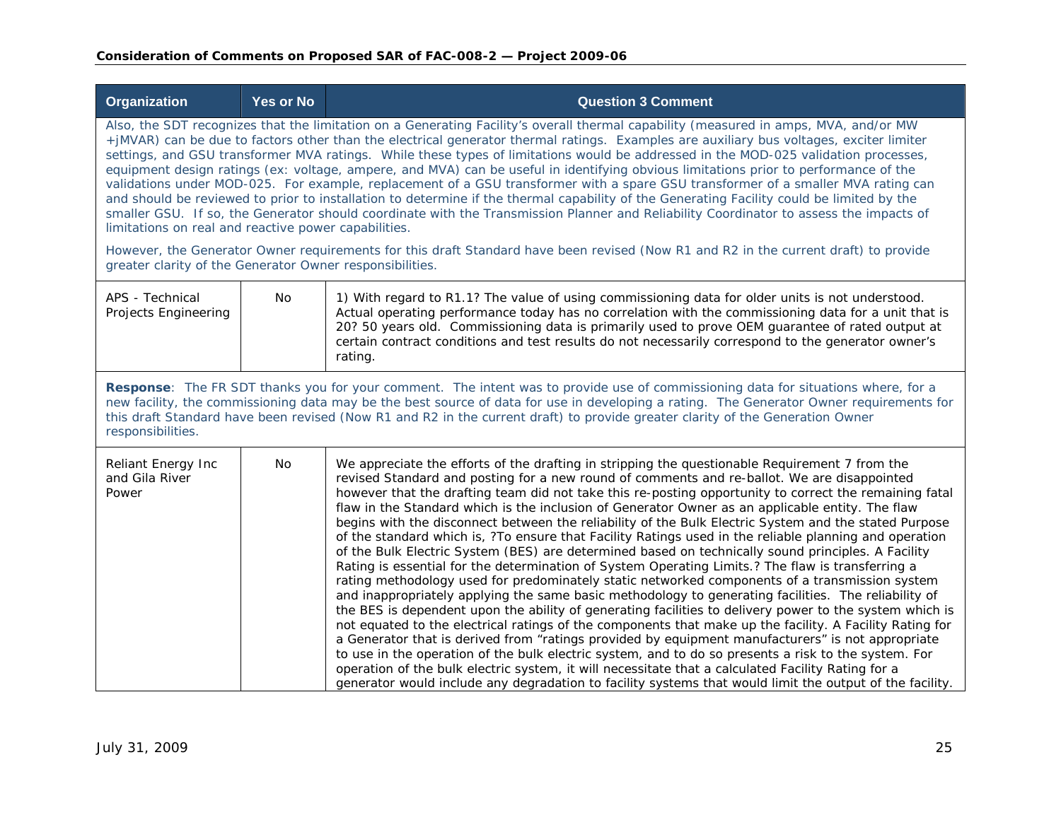| Organization | Yes or No | Question 3 Comment |
|---|---|---|
| Also, the SDT recognizes that the limitation on a Generating Facility's overall thermal capability (measured in amps, MVA, and/or MW +jMVAR) can be due to factors other than the electrical generator thermal ratings. Examples are auxiliary bus voltages, exciter limiter settings, and GSU transformer MVA ratings. While these types of limitations would be addressed in the MOD-025 validation processes, equipment design ratings (ex: voltage, ampere, and MVA) can be useful in identifying obvious limitations prior to performance of the validations under MOD-025. For example, replacement of a GSU transformer with a spare GSU transformer of a smaller MVA rating can and should be reviewed to prior to installation to determine if the thermal capability of the Generating Facility could be limited by the smaller GSU. If so, the Generator should coordinate with the Transmission Planner and Reliability Coordinator to assess the impacts of limitations on real and reactive power capabilities.<br><br>However, the Generator Owner requirements for this draft Standard have been revised (Now R1 and R2 in the current draft) to provide greater clarity of the Generator Owner responsibilities. | | |
| APS - Technical Projects Engineering | No | 1) With regard to R1.1? The value of using commissioning data for older units is not understood. Actual operating performance today has no correlation with the commissioning data for a unit that is 20? 50 years old. Commissioning data is primarily used to prove OEM guarantee of rated output at certain contract conditions and test results do not necessarily correspond to the generator owner's rating. |
| **Response**: The FR SDT thanks you for your comment. The intent was to provide use of commissioning data for situations where, for a new facility, the commissioning data may be the best source of data for use in developing a rating. The Generator Owner requirements for this draft Standard have been revised (Now R1 and R2 in the current draft) to provide greater clarity of the Generation Owner responsibilities. | | |
| Reliant Energy Inc and Gila River Power | No | We appreciate the efforts of the drafting in stripping the questionable Requirement 7 from the revised Standard and posting for a new round of comments and re-ballot. We are disappointed however that the drafting team did not take this re-posting opportunity to correct the remaining fatal flaw in the Standard which is the inclusion of Generator Owner as an applicable entity. The flaw begins with the disconnect between the reliability of the Bulk Electric System and the stated Purpose of the standard which is, ?To ensure that Facility Ratings used in the reliable planning and operation of the Bulk Electric System (BES) are determined based on technically sound principles. A Facility Rating is essential for the determination of System Operating Limits.? The flaw is transferring a rating methodology used for predominately static networked components of a transmission system and inappropriately applying the same basic methodology to generating facilities. The reliability of the BES is dependent upon the ability of generating facilities to delivery power to the system which is not equated to the electrical ratings of the components that make up the facility. A Facility Rating for a Generator that is derived from "ratings provided by equipment manufacturers" is not appropriate to use in the operation of the bulk electric system, and to do so presents a risk to the system. For operation of the bulk electric system, it will necessitate that a calculated Facility Rating for a generator would include any degradation to facility systems that would limit the output of the facility. |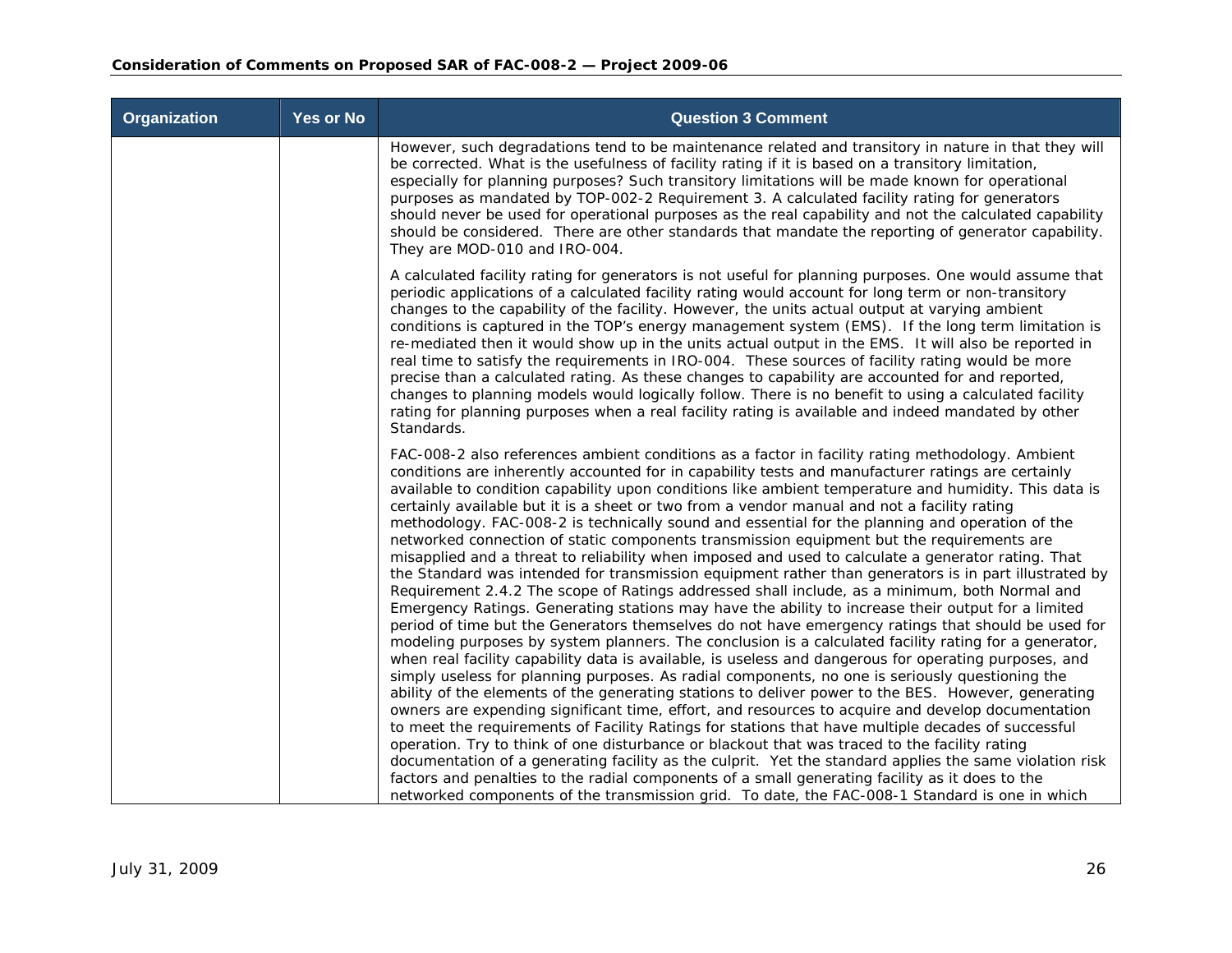| Organization | Yes or No | Question 3 Comment |
|---|---|---|
| | | However, such degradations tend to be maintenance related and transitory in nature in that they will be corrected. What is the usefulness of facility rating if it is based on a transitory limitation, especially for planning purposes? Such transitory limitations will be made known for operational purposes as mandated by TOP-002-2 Requirement 3. A calculated facility rating for generators should never be used for operational purposes as the real capability and not the calculated capability should be considered. There are other standards that mandate the reporting of generator capability. They are MOD-010 and IRO-004.<br><br>A calculated facility rating for generators is not useful for planning purposes. One would assume that periodic applications of a calculated facility rating would account for long term or non-transitory changes to the capability of the facility. However, the units actual output at varying ambient conditions is captured in the TOP's energy management system (EMS). If the long term limitation is re-mediated then it would show up in the units actual output in the EMS. It will also be reported in real time to satisfy the requirements in IRO-004. These sources of facility rating would be more precise than a calculated rating. As these changes to capability are accounted for and reported, changes to planning models would logically follow. There is no benefit to using a calculated facility rating for planning purposes when a real facility rating is available and indeed mandated by other Standards.<br><br>FAC-008-2 also references ambient conditions as a factor in facility rating methodology. Ambient conditions are inherently accounted for in capability tests and manufacturer ratings are certainly available to condition capability upon conditions like ambient temperature and humidity. This data is certainly available but it is a sheet or two from a vendor manual and not a facility rating methodology. FAC-008-2 is technically sound and essential for the planning and operation of the networked connection of static components transmission equipment but the requirements are misapplied and a threat to reliability when imposed and used to calculate a generator rating. That the Standard was intended for transmission equipment rather than generators is in part illustrated by Requirement 2.4.2 The scope of Ratings addressed shall include, as a minimum, both Normal and Emergency Ratings. Generating stations may have the ability to increase their output for a limited period of time but the Generators themselves do not have emergency ratings that should be used for modeling purposes by system planners. The conclusion is a calculated facility rating for a generator, when real facility capability data is available, is useless and dangerous for operating purposes, and simply useless for planning purposes. As radial components, no one is seriously questioning the ability of the elements of the generating stations to deliver power to the BES. However, generating owners are expending significant time, effort, and resources to acquire and develop documentation to meet the requirements of Facility Ratings for stations that have multiple decades of successful operation. Try to think of one disturbance or blackout that was traced to the facility rating documentation of a generating facility as the culprit. Yet the standard applies the same violation risk factors and penalties to the radial components of a small generating facility as it does to the networked components of the transmission grid. To date, the FAC-008-1 Standard is one in which |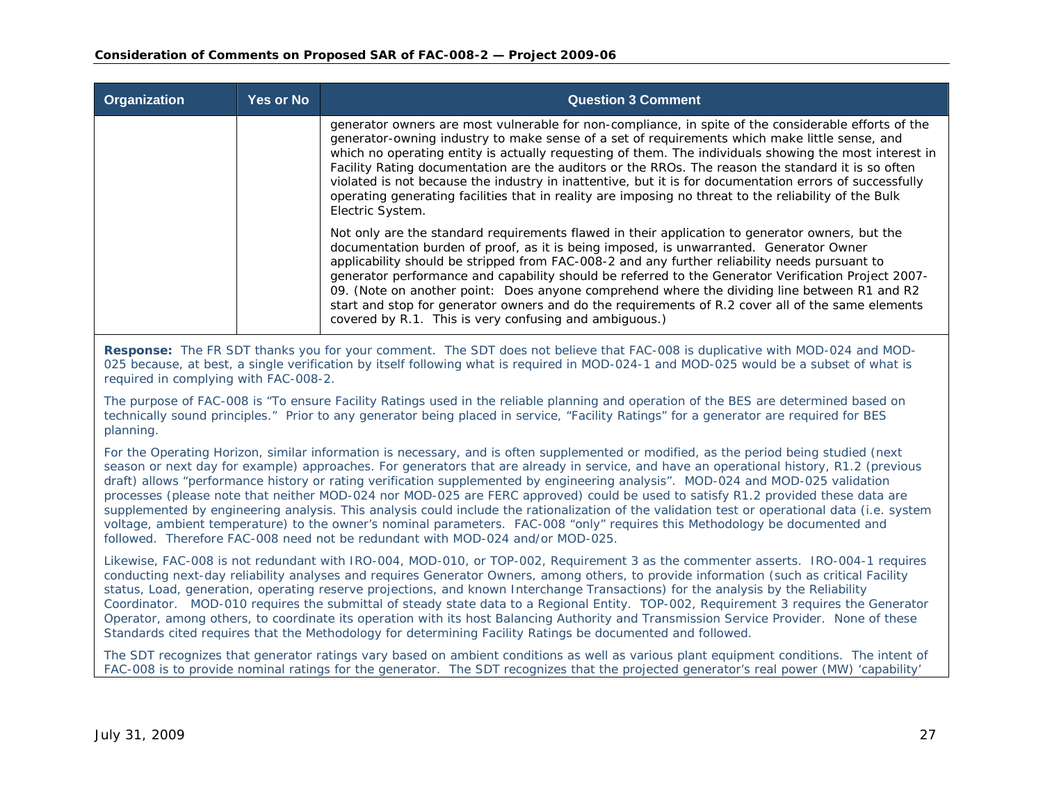| Organization | Yes or No | Question 3 Comment |
| --- | --- | --- |
| | | generator owners are most vulnerable for non-compliance, in spite of the considerable efforts of the generator-owning industry to make sense of a set of requirements which make little sense, and which no operating entity is actually requesting of them. The individuals showing the most interest in Facility Rating documentation are the auditors or the RROs. The reason the standard it is so often violated is not because the industry in inattentive, but it is for documentation errors of successfully operating generating facilities that in reality are imposing no threat to the reliability of the Bulk Electric System.<br><br>Not only are the standard requirements flawed in their application to generator owners, but the documentation burden of proof, as it is being imposed, is unwarranted. Generator Owner applicability should be stripped from FAC-008-2 and any further reliability needs pursuant to generator performance and capability should be referred to the Generator Verification Project 2007-09. (Note on another point: Does anyone comprehend where the dividing line between R1 and R2 start and stop for generator owners and do the requirements of R.2 cover all of the same elements covered by R.1. This is very confusing and ambiguous.) |

**Response:** The FR SDT thanks you for your comment. The SDT does not believe that FAC-008 is duplicative with MOD-024 and MOD-025 because, at best, a single verification by itself following what is required in MOD-024-1 and MOD-025 would be a subset of what is required in complying with FAC-008-2.

The purpose of FAC-008 is "To ensure Facility Ratings used in the reliable planning and operation of the BES are determined based on technically sound principles." Prior to any generator being placed in service, "Facility Ratings" for a generator are required for BES planning.

For the Operating Horizon, similar information is necessary, and is often supplemented or modified, as the period being studied (next season or next day for example) approaches. For generators that are already in service, and have an operational history, R1.2 (previous draft) allows "performance history or rating verification supplemented by engineering analysis". MOD-024 and MOD-025 validation processes (please note that neither MOD-024 nor MOD-025 are FERC approved) could be used to satisfy R1.2 provided these data are supplemented by engineering analysis. This analysis could include the rationalization of the validation test or operational data (i.e. system voltage, ambient temperature) to the owner's nominal parameters. FAC-008 "only" requires this Methodology be documented and followed. Therefore FAC-008 need not be redundant with MOD-024 and/or MOD-025.

Likewise, FAC-008 is not redundant with IRO-004, MOD-010, or TOP-002, Requirement 3 as the commenter asserts. IRO-004-1 requires conducting next-day reliability analyses and requires Generator Owners, among others, to provide information (such as critical Facility status, Load, generation, operating reserve projections, and known Interchange Transactions) for the analysis by the Reliability Coordinator. MOD-010 requires the submittal of steady state data to a Regional Entity. TOP-002, Requirement 3 requires the Generator Operator, among others, to coordinate its operation with its host Balancing Authority and Transmission Service Provider. None of these Standards cited requires that the Methodology for determining Facility Ratings be documented and followed.

The SDT recognizes that generator ratings vary based on ambient conditions as well as various plant equipment conditions. The intent of FAC-008 is to provide nominal ratings for the generator. The SDT recognizes that the projected generator's real power (MW) 'capability'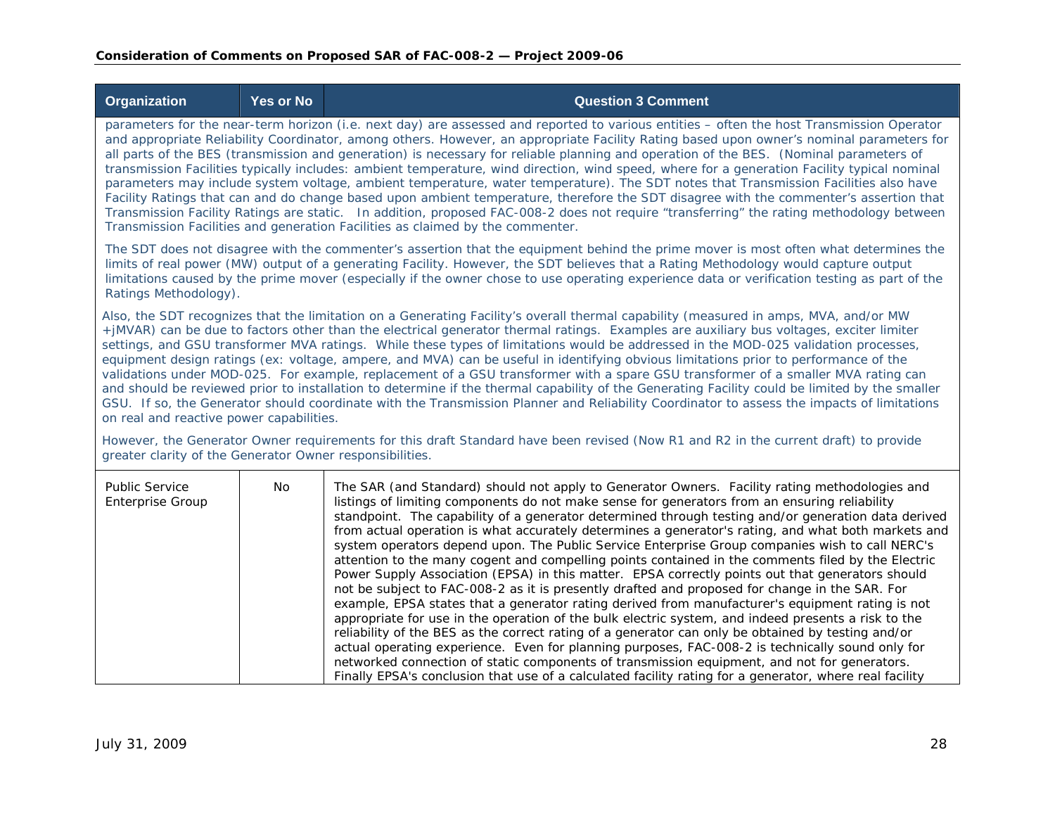| Organization | Yes or No | Question 3 Comment |
|---|---|---|
| parameters for the near-term horizon (i.e. next day) are assessed and reported to various entities – often the host Transmission Operator and appropriate Reliability Coordinator, among others. However, an appropriate Facility Rating based upon owner's nominal parameters for all parts of the BES (transmission and generation) is necessary for reliable planning and operation of the BES. (Nominal parameters of transmission Facilities typically includes: ambient temperature, wind direction, wind speed, where for a generation Facility typical nominal parameters may include system voltage, ambient temperature, water temperature). The SDT notes that Transmission Facilities also have Facility Ratings that can and do change based upon ambient temperature, therefore the SDT disagree with the commenter's assertion that Transmission Facility Ratings are static. In addition, proposed FAC-008-2 does not require "transferring" the rating methodology between Transmission Facilities and generation Facilities as claimed by the commenter.<br><br>The SDT does not disagree with the commenter's assertion that the equipment behind the prime mover is most often what determines the limits of real power (MW) output of a generating Facility. However, the SDT believes that a Rating Methodology would capture output limitations caused by the prime mover (especially if the owner chose to use operating experience data or verification testing as part of the Ratings Methodology).<br><br>Also, the SDT recognizes that the limitation on a Generating Facility's overall thermal capability (measured in amps, MVA, and/or MW +jMVAR) can be due to factors other than the electrical generator thermal ratings. Examples are auxiliary bus voltages, exciter limiter settings, and GSU transformer MVA ratings. While these types of limitations would be addressed in the MOD-025 validation processes, equipment design ratings (ex: voltage, ampere, and MVA) can be useful in identifying obvious limitations prior to performance of the validations under MOD-025. For example, replacement of a GSU transformer with a spare GSU transformer of a smaller MVA rating can and should be reviewed prior to installation to determine if the thermal capability of the Generating Facility could be limited by the smaller GSU. If so, the Generator should coordinate with the Transmission Planner and Reliability Coordinator to assess the impacts of limitations on real and reactive power capabilities.<br><br>However, the Generator Owner requirements for this draft Standard have been revised (Now R1 and R2 in the current draft) to provide greater clarity of the Generator Owner responsibilities. | | |
| Public Service Enterprise Group | No | The SAR (and Standard) should not apply to Generator Owners. Facility rating methodologies and listings of limiting components do not make sense for generators from an ensuring reliability standpoint. The capability of a generator determined through testing and/or generation data derived from actual operation is what accurately determines a generator's rating, and what both markets and system operators depend upon. The Public Service Enterprise Group companies wish to call NERC's attention to the many cogent and compelling points contained in the comments filed by the Electric Power Supply Association (EPSA) in this matter. EPSA correctly points out that generators should not be subject to FAC-008-2 as it is presently drafted and proposed for change in the SAR. For example, EPSA states that a generator rating derived from manufacturer's equipment rating is not appropriate for use in the operation of the bulk electric system, and indeed presents a risk to the reliability of the BES as the correct rating of a generator can only be obtained by testing and/or actual operating experience. Even for planning purposes, FAC-008-2 is technically sound only for networked connection of static components of transmission equipment, and not for generators. Finally EPSA's conclusion that use of a calculated facility rating for a generator, where real facility |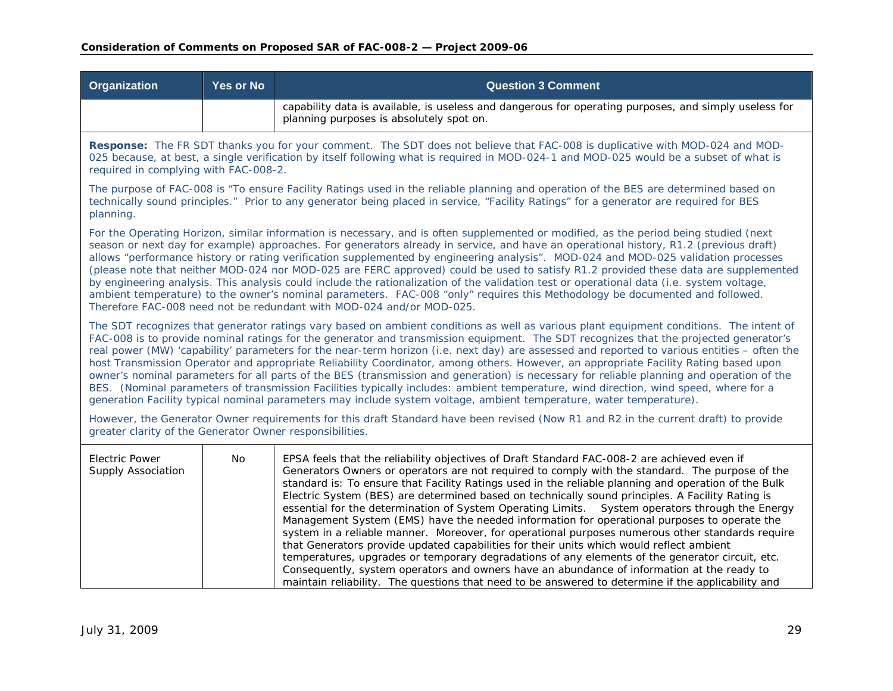| Organization | Yes or No | Question 3 Comment |
|---|---|---|
| | | capability data is available, is useless and dangerous for operating purposes, and simply useless for planning purposes is absolutely spot on. |

**Response:** The FR SDT thanks you for your comment. The SDT does not believe that FAC-008 is duplicative with MOD-024 and MOD-025 because, at best, a single verification by itself following what is required in MOD-024-1 and MOD-025 would be a subset of what is required in complying with FAC-008-2.

The purpose of FAC-008 is "To ensure Facility Ratings used in the reliable planning and operation of the BES are determined based on technically sound principles." Prior to any generator being placed in service, "Facility Ratings" for a generator are required for BES planning.

For the Operating Horizon, similar information is necessary, and is often supplemented or modified, as the period being studied (next season or next day for example) approaches. For generators already in service, and have an operational history, R1.2 (previous draft) allows "performance history or rating verification supplemented by engineering analysis". MOD-024 and MOD-025 validation processes (please note that neither MOD-024 nor MOD-025 are FERC approved) could be used to satisfy R1.2 provided these data are supplemented by engineering analysis. This analysis could include the rationalization of the validation test or operational data (i.e. system voltage, ambient temperature) to the owner's nominal parameters. FAC-008 "only" requires this Methodology be documented and followed. Therefore FAC-008 need not be redundant with MOD-024 and/or MOD-025.

The SDT recognizes that generator ratings vary based on ambient conditions as well as various plant equipment conditions. The intent of FAC-008 is to provide nominal ratings for the generator and transmission equipment. The SDT recognizes that the projected generator's real power (MW) 'capability' parameters for the near-term horizon (i.e. next day) are assessed and reported to various entities – often the host Transmission Operator and appropriate Reliability Coordinator, among others. However, an appropriate Facility Rating based upon owner's nominal parameters for all parts of the BES (transmission and generation) is necessary for reliable planning and operation of the BES. (Nominal parameters of transmission Facilities typically includes: ambient temperature, wind direction, wind speed, where for a generation Facility typical nominal parameters may include system voltage, ambient temperature, water temperature).

However, the Generator Owner requirements for this draft Standard have been revised (Now R1 and R2 in the current draft) to provide greater clarity of the Generator Owner responsibilities.

| Organization | Yes or No | Question 3 Comment |
|---|---|---|
| Electric Power Supply Association | No | EPSA feels that the reliability objectives of Draft Standard FAC-008-2 are achieved even if Generators Owners or operators are not required to comply with the standard. The purpose of the standard is: To ensure that Facility Ratings used in the reliable planning and operation of the Bulk Electric System (BES) are determined based on technically sound principles. A Facility Rating is essential for the determination of System Operating Limits. System operators through the Energy Management System (EMS) have the needed information for operational purposes to operate the system in a reliable manner. Moreover, for operational purposes numerous other standards require that Generators provide updated capabilities for their units which would reflect ambient temperatures, upgrades or temporary degradations of any elements of the generator circuit, etc. Consequently, system operators and owners have an abundance of information at the ready to maintain reliability. The questions that need to be answered to determine if the applicability and |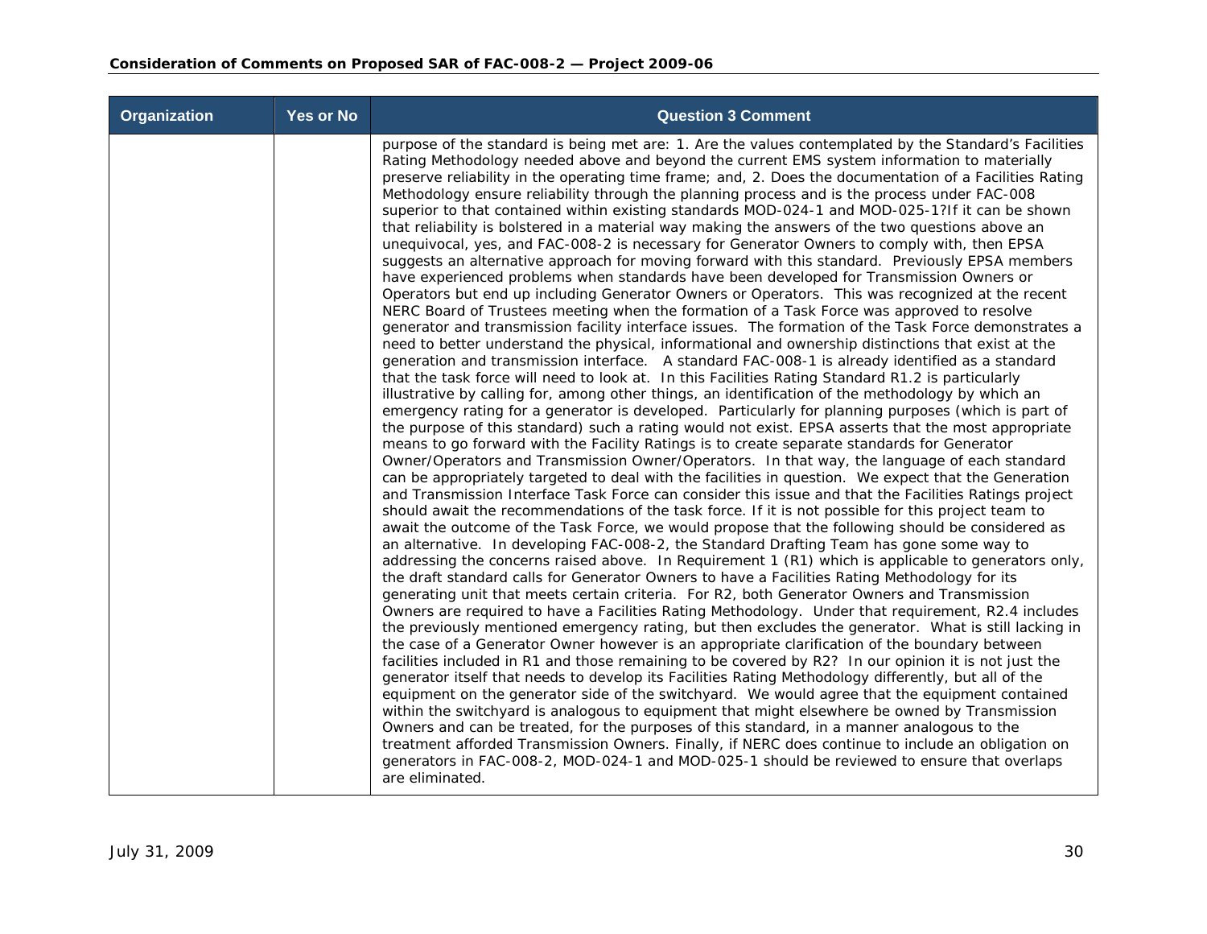| Organization | Yes or No | Question 3 Comment |
|---|---|---|
| | | purpose of the standard is being met are: 1. Are the values contemplated by the Standard's Facilities Rating Methodology needed above and beyond the current EMS system information to materially preserve reliability in the operating time frame; and, 2. Does the documentation of a Facilities Rating Methodology ensure reliability through the planning process and is the process under FAC-008 superior to that contained within existing standards MOD-024-1 and MOD-025-1?If it can be shown that reliability is bolstered in a material way making the answers of the two questions above an unequivocal, yes, and FAC-008-2 is necessary for Generator Owners to comply with, then EPSA suggests an alternative approach for moving forward with this standard. Previously EPSA members have experienced problems when standards have been developed for Transmission Owners or Operators but end up including Generator Owners or Operators. This was recognized at the recent NERC Board of Trustees meeting when the formation of a Task Force was approved to resolve generator and transmission facility interface issues. The formation of the Task Force demonstrates a need to better understand the physical, informational and ownership distinctions that exist at the generation and transmission interface. A standard FAC-008-1 is already identified as a standard that the task force will need to look at. In this Facilities Rating Standard R1.2 is particularly illustrative by calling for, among other things, an identification of the methodology by which an emergency rating for a generator is developed. Particularly for planning purposes (which is part of the purpose of this standard) such a rating would not exist. EPSA asserts that the most appropriate means to go forward with the Facility Ratings is to create separate standards for Generator Owner/Operators and Transmission Owner/Operators. In that way, the language of each standard can be appropriately targeted to deal with the facilities in question. We expect that the Generation and Transmission Interface Task Force can consider this issue and that the Facilities Ratings project should await the recommendations of the task force. If it is not possible for this project team to await the outcome of the Task Force, we would propose that the following should be considered as an alternative. In developing FAC-008-2, the Standard Drafting Team has gone some way to addressing the concerns raised above. In Requirement 1 (R1) which is applicable to generators only, the draft standard calls for Generator Owners to have a Facilities Rating Methodology for its generating unit that meets certain criteria. For R2, both Generator Owners and Transmission Owners are required to have a Facilities Rating Methodology. Under that requirement, R2.4 includes the previously mentioned emergency rating, but then excludes the generator. What is still lacking in the case of a Generator Owner however is an appropriate clarification of the boundary between facilities included in R1 and those remaining to be covered by R2? In our opinion it is not just the generator itself that needs to develop its Facilities Rating Methodology differently, but all of the equipment on the generator side of the switchyard. We would agree that the equipment contained within the switchyard is analogous to equipment that might elsewhere be owned by Transmission Owners and can be treated, for the purposes of this standard, in a manner analogous to the treatment afforded Transmission Owners. Finally, if NERC does continue to include an obligation on generators in FAC-008-2, MOD-024-1 and MOD-025-1 should be reviewed to ensure that overlaps are eliminated. |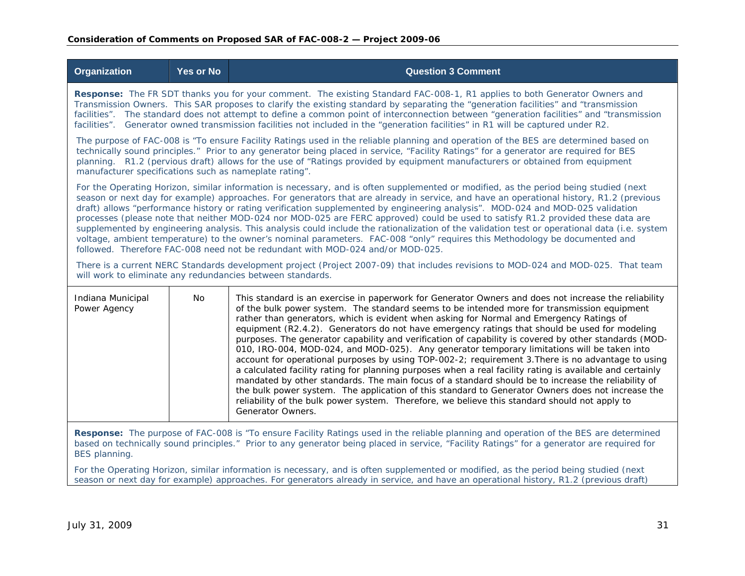| Organization | Yes or No | Question 3 Comment |
|---|---|---|
| **Response:** The FR SDT thanks you for your comment. The existing Standard FAC-008-1, R1 applies to both Generator Owners and Transmission Owners. This SAR proposes to clarify the existing standard by separating the "generation facilities" and "transmission facilities". The standard does not attempt to define a common point of interconnection between "generation facilities" and "transmission facilities". Generator owned transmission facilities not included in the "generation facilities" in R1 will be captured under R2.<br><br>The purpose of FAC-008 is "To ensure Facility Ratings used in the reliable planning and operation of the BES are determined based on technically sound principles." Prior to any generator being placed in service, "Facility Ratings" for a generator are required for BES planning. R1.2 (pervious draft) allows for the use of "Ratings provided by equipment manufacturers or obtained from equipment manufacturer specifications such as nameplate rating".<br><br>For the Operating Horizon, similar information is necessary, and is often supplemented or modified, as the period being studied (next season or next day for example) approaches. For generators that are already in service, and have an operational history, R1.2 (previous draft) allows "performance history or rating verification supplemented by engineering analysis". MOD-024 and MOD-025 validation processes (please note that neither MOD-024 nor MOD-025 are FERC approved) could be used to satisfy R1.2 provided these data are supplemented by engineering analysis. This analysis could include the rationalization of the validation test or operational data (i.e. system voltage, ambient temperature) to the owner's nominal parameters. FAC-008 "only" requires this Methodology be documented and followed. Therefore FAC-008 need not be redundant with MOD-024 and/or MOD-025.<br><br>There is a current NERC Standards development project (Project 2007-09) that includes revisions to MOD-024 and MOD-025. That team will work to eliminate any redundancies between standards. | | |
| Indiana Municipal Power Agency | No | This standard is an exercise in paperwork for Generator Owners and does not increase the reliability of the bulk power system. The standard seems to be intended more for transmission equipment rather than generators, which is evident when asking for Normal and Emergency Ratings of equipment (R2.4.2). Generators do not have emergency ratings that should be used for modeling purposes. The generator capability and verification of capability is covered by other standards (MOD-010, IRO-004, MOD-024, and MOD-025). Any generator temporary limitations will be taken into account for operational purposes by using TOP-002-2; requirement 3.There is no advantage to using a calculated facility rating for planning purposes when a real facility rating is available and certainly mandated by other standards. The main focus of a standard should be to increase the reliability of the bulk power system. The application of this standard to Generator Owners does not increase the reliability of the bulk power system. Therefore, we believe this standard should not apply to Generator Owners. |
| **Response:** The purpose of FAC-008 is "To ensure Facility Ratings used in the reliable planning and operation of the BES are determined based on technically sound principles." Prior to any generator being placed in service, "Facility Ratings" for a generator are required for BES planning.<br><br>For the Operating Horizon, similar information is necessary, and is often supplemented or modified, as the period being studied (next season or next day for example) approaches. For generators already in service, and have an operational history, R1.2 (previous draft) | | |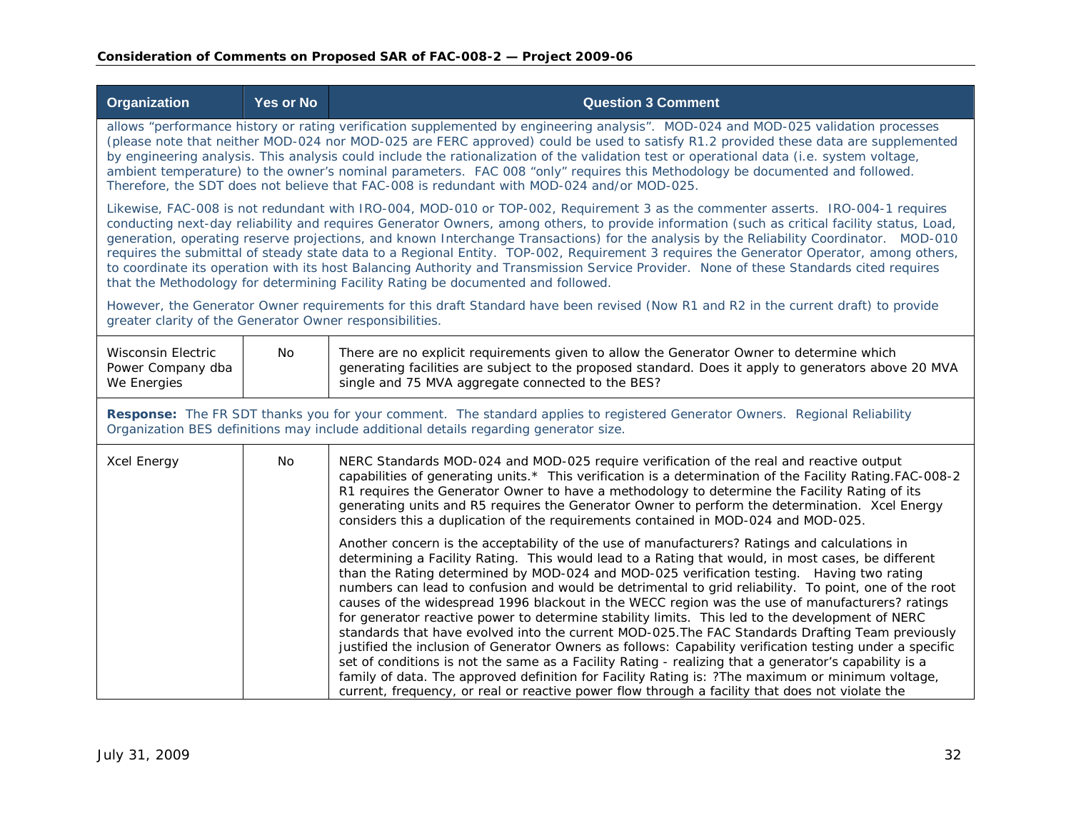| Organization | Yes or No | Question 3 Comment |
|---|---|---|
| allows "performance history or rating verification supplemented by engineering analysis". MOD-024 and MOD-025 validation processes (please note that neither MOD-024 nor MOD-025 are FERC approved) could be used to satisfy R1.2 provided these data are supplemented by engineering analysis. This analysis could include the rationalization of the validation test or operational data (i.e. system voltage, ambient temperature) to the owner's nominal parameters. FAC 008 "only" requires this Methodology be documented and followed. Therefore, the SDT does not believe that FAC-008 is redundant with MOD-024 and/or MOD-025.<br><br>Likewise, FAC-008 is not redundant with IRO-004, MOD-010 or TOP-002, Requirement 3 as the commenter asserts. IRO-004-1 requires conducting next-day reliability and requires Generator Owners, among others, to provide information (such as critical facility status, Load, generation, operating reserve projections, and known Interchange Transactions) for the analysis by the Reliability Coordinator. MOD-010 requires the submittal of steady state data to a Regional Entity. TOP-002, Requirement 3 requires the Generator Operator, among others, to coordinate its operation with its host Balancing Authority and Transmission Service Provider. None of these Standards cited requires that the Methodology for determining Facility Rating be documented and followed.<br><br>However, the Generator Owner requirements for this draft Standard have been revised (Now R1 and R2 in the current draft) to provide greater clarity of the Generator Owner responsibilities. | | |
| Wisconsin Electric Power Company dba We Energies | No | There are no explicit requirements given to allow the Generator Owner to determine which generating facilities are subject to the proposed standard. Does it apply to generators above 20 MVA single and 75 MVA aggregate connected to the BES? |
| **Response:** The FR SDT thanks you for your comment. The standard applies to registered Generator Owners. Regional Reliability Organization BES definitions may include additional details regarding generator size. | | |
| Xcel Energy | No | NERC Standards MOD-024 and MOD-025 require verification of the real and reactive output capabilities of generating units.* This verification is a determination of the Facility Rating.FAC-008-2 R1 requires the Generator Owner to have a methodology to determine the Facility Rating of its generating units and R5 requires the Generator Owner to perform the determination. Xcel Energy considers this a duplication of the requirements contained in MOD-024 and MOD-025.<br><br>Another concern is the acceptability of the use of manufacturers? Ratings and calculations in determining a Facility Rating. This would lead to a Rating that would, in most cases, be different than the Rating determined by MOD-024 and MOD-025 verification testing. Having two rating numbers can lead to confusion and would be detrimental to grid reliability. To point, one of the root causes of the widespread 1996 blackout in the WECC region was the use of manufacturers? ratings for generator reactive power to determine stability limits. This led to the development of NERC standards that have evolved into the current MOD-025.The FAC Standards Drafting Team previously justified the inclusion of Generator Owners as follows: Capability verification testing under a specific set of conditions is not the same as a Facility Rating - realizing that a generator's capability is a family of data. The approved definition for Facility Rating is: ?The maximum or minimum voltage, current, frequency, or real or reactive power flow through a facility that does not violate the |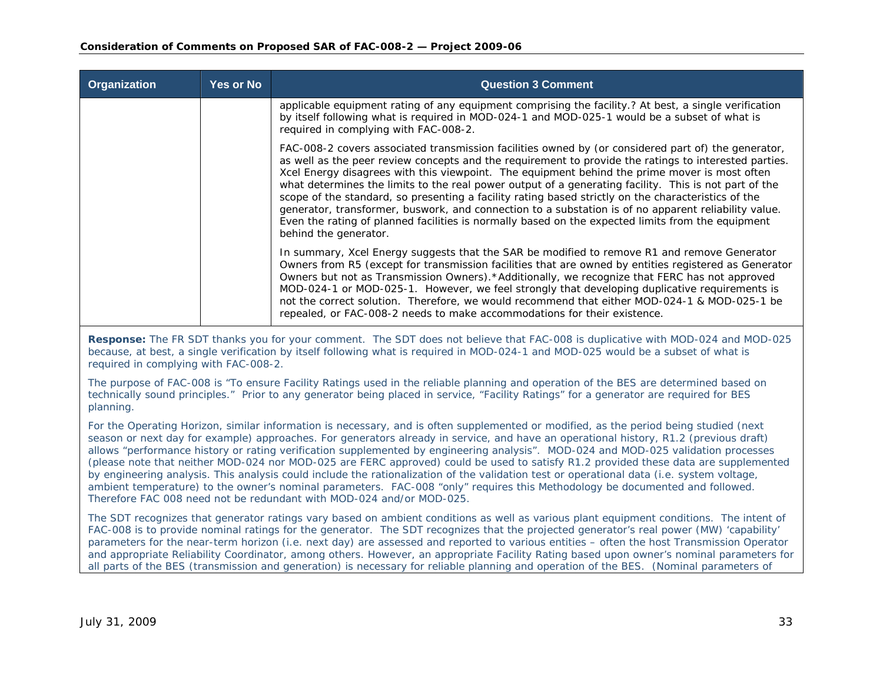| Organization | Yes or No | Question 3 Comment |
|---|---|---|
| | | applicable equipment rating of any equipment comprising the facility.? At best, a single verification by itself following what is required in MOD-024-1 and MOD-025-1 would be a subset of what is required in complying with FAC-008-2.<br><br>FAC-008-2 covers associated transmission facilities owned by (or considered part of) the generator, as well as the peer review concepts and the requirement to provide the ratings to interested parties. Xcel Energy disagrees with this viewpoint. The equipment behind the prime mover is most often what determines the limits to the real power output of a generating facility. This is not part of the scope of the standard, so presenting a facility rating based strictly on the characteristics of the generator, transformer, buswork, and connection to a substation is of no apparent reliability value. Even the rating of planned facilities is normally based on the expected limits from the equipment behind the generator.<br><br>In summary, Xcel Energy suggests that the SAR be modified to remove R1 and remove Generator Owners from R5 (except for transmission facilities that are owned by entities registered as Generator Owners but not as Transmission Owners).*Additionally, we recognize that FERC has not approved MOD-024-1 or MOD-025-1. However, we feel strongly that developing duplicative requirements is not the correct solution. Therefore, we would recommend that either MOD-024-1 & MOD-025-1 be repealed, or FAC-008-2 needs to make accommodations for their existence. |

**Response:** The FR SDT thanks you for your comment. The SDT does not believe that FAC-008 is duplicative with MOD-024 and MOD-025 because, at best, a single verification by itself following what is required in MOD-024-1 and MOD-025 would be a subset of what is required in complying with FAC-008-2.

The purpose of FAC-008 is "To ensure Facility Ratings used in the reliable planning and operation of the BES are determined based on technically sound principles." Prior to any generator being placed in service, "Facility Ratings" for a generator are required for BES planning.

For the Operating Horizon, similar information is necessary, and is often supplemented or modified, as the period being studied (next season or next day for example) approaches. For generators already in service, and have an operational history, R1.2 (previous draft) allows "performance history or rating verification supplemented by engineering analysis". MOD-024 and MOD-025 validation processes (please note that neither MOD-024 nor MOD-025 are FERC approved) could be used to satisfy R1.2 provided these data are supplemented by engineering analysis. This analysis could include the rationalization of the validation test or operational data (i.e. system voltage, ambient temperature) to the owner's nominal parameters. FAC-008 "only" requires this Methodology be documented and followed. Therefore FAC 008 need not be redundant with MOD-024 and/or MOD-025.

The SDT recognizes that generator ratings vary based on ambient conditions as well as various plant equipment conditions. The intent of FAC-008 is to provide nominal ratings for the generator. The SDT recognizes that the projected generator's real power (MW) 'capability' parameters for the near-term horizon (i.e. next day) are assessed and reported to various entities – often the host Transmission Operator and appropriate Reliability Coordinator, among others. However, an appropriate Facility Rating based upon owner's nominal parameters for all parts of the BES (transmission and generation) is necessary for reliable planning and operation of the BES. (Nominal parameters of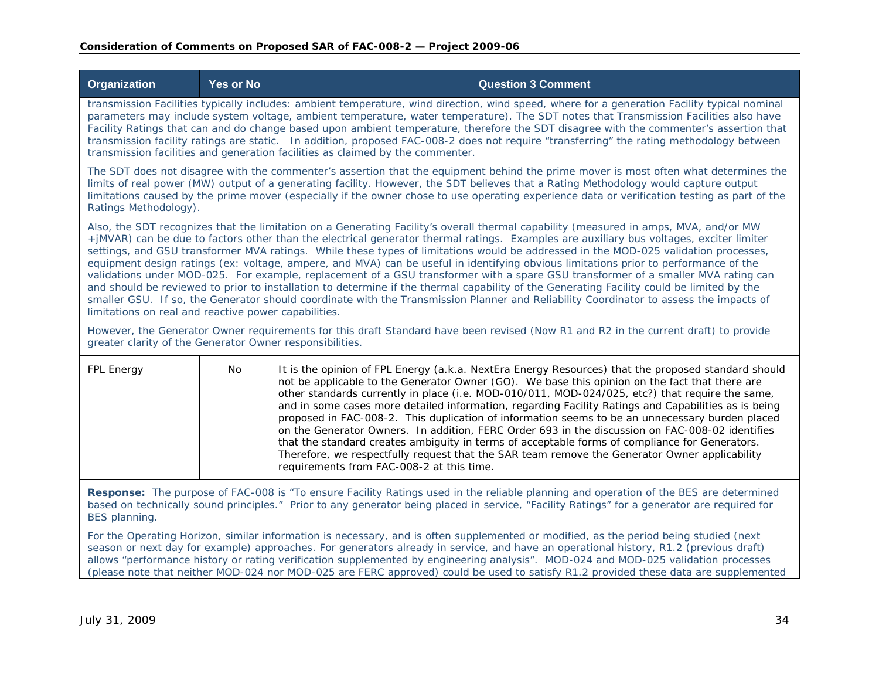| Organization | Yes or No | Question 3 Comment |
|---|---|---|
| transmission Facilities typically includes: ambient temperature, wind direction, wind speed, where for a generation Facility typical nominal parameters may include system voltage, ambient temperature, water temperature). The SDT notes that Transmission Facilities also have Facility Ratings that can and do change based upon ambient temperature, therefore the SDT disagree with the commenter's assertion that transmission facility ratings are static. In addition, proposed FAC-008-2 does not require "transferring" the rating methodology between transmission facilities and generation facilities as claimed by the commenter.<br><br>The SDT does not disagree with the commenter's assertion that the equipment behind the prime mover is most often what determines the limits of real power (MW) output of a generating facility. However, the SDT believes that a Rating Methodology would capture output limitations caused by the prime mover (especially if the owner chose to use operating experience data or verification testing as part of the Ratings Methodology).<br><br>Also, the SDT recognizes that the limitation on a Generating Facility's overall thermal capability (measured in amps, MVA, and/or MW +jMVAR) can be due to factors other than the electrical generator thermal ratings. Examples are auxiliary bus voltages, exciter limiter settings, and GSU transformer MVA ratings. While these types of limitations would be addressed in the MOD-025 validation processes, equipment design ratings (ex: voltage, ampere, and MVA) can be useful in identifying obvious limitations prior to performance of the validations under MOD-025. For example, replacement of a GSU transformer with a spare GSU transformer of a smaller MVA rating can and should be reviewed to prior to installation to determine if the thermal capability of the Generating Facility could be limited by the smaller GSU. If so, the Generator Owner should coordinate with the Transmission Planner and Reliability Coordinator to assess the impacts of limitations on real and reactive power capabilities.<br><br>However, the Generator Owner requirements for this draft Standard have been revised (Now R1 and R2 in the current draft) to provide greater clarity of the Generator Owner responsibilities. | | |
| FPL Energy | No | It is the opinion of FPL Energy (a.k.a. NextEra Energy Resources) that the proposed standard should not be applicable to the Generator Owner (GO). We base this opinion on the fact that there are other standards currently in place (i.e. MOD-010/011, MOD-024/025, etc?) that require the same, and in some cases more detailed information, regarding Facility Ratings and Capabilities as is being proposed in FAC-008-2. This duplication of information seems to be an unnecessary burden placed on the Generator Owners. In addition, FERC Order 693 in the discussion on FAC-008-02 identifies that the standard creates ambiguity in terms of acceptable forms of compliance for Generators. Therefore, we respectfully request that the SAR team remove the Generator Owner applicability requirements from FAC-008-2 at this time. |
| **Response:** The purpose of FAC-008 is "To ensure Facility Ratings used in the reliable planning and operation of the BES are determined based on technically sound principles." Prior to any generator being placed in service, "Facility Ratings" for a generator are required for BES planning.<br><br>For the Operating Horizon, similar information is necessary, and is often supplemented or modified, as the period being studied (next season or next day for example) approaches. For generators already in service, and have an operational history, R1.2 (previous draft) allows "performance history or rating verification supplemented by engineering analysis". MOD-024 and MOD-025 validation processes (please note that neither MOD-024 nor MOD-025 are FERC approved) could be used to satisfy R1.2 provided these data are supplemented | | |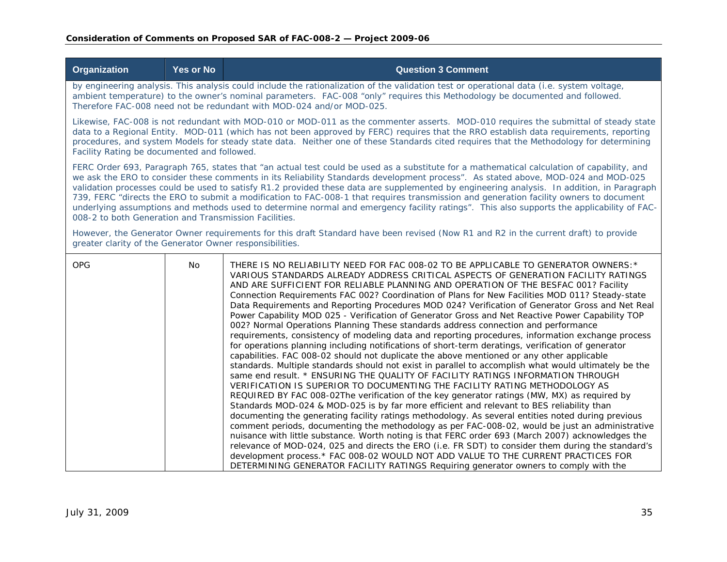| Organization | Yes or No | Question 3 Comment |
|---|---|---|
| by engineering analysis. This analysis could include the rationalization of the validation test or operational data (i.e. system voltage, ambient temperature) to the owner's nominal parameters. FAC-008 "only" requires this Methodology be documented and followed. Therefore FAC-008 need not be redundant with MOD-024 and/or MOD-025.<br><br>Likewise, FAC-008 is not redundant with MOD-010 or MOD-011 as the commenter asserts. MOD-010 requires the submittal of steady state data to a Regional Entity. MOD-011 (which has not been approved by FERC) requires that the RRO establish data requirements, reporting procedures, and system Models for steady state data. Neither one of these Standards cited requires that the Methodology for determining Facility Rating be documented and followed.<br><br>FERC Order 693, Paragraph 765, states that "an actual test could be used as a substitute for a mathematical calculation of capability, and we ask the ERO to consider these comments in its Reliability Standards development process". As stated above, MOD-024 and MOD-025 validation processes could be used to satisfy R1.2 provided these data are supplemented by engineering analysis. In addition, in Paragraph 739, FERC "directs the ERO to submit a modification to FAC-008-1 that requires transmission and generation facility owners to document underlying assumptions and methods used to determine normal and emergency facility ratings". This also supports the applicability of FAC-008-2 to both Generation and Transmission Facilities.<br><br>However, the Generator Owner requirements for this draft Standard have been revised (Now R1 and R2 in the current draft) to provide greater clarity of the Generator Owner responsibilities. | | |
| OPG | No | THERE IS NO RELIABILITY NEED FOR FAC 008-02 TO BE APPLICABLE TO GENERATOR OWNERS:* VARIOUS STANDARDS ALREADY ADDRESS CRITICAL ASPECTS OF GENERATION FACILITY RATINGS AND ARE SUFFICIENT FOR RELIABLE PLANNING AND OPERATION OF THE BESFAC 001? Facility Connection Requirements FAC 002? Coordination of Plans for New Facilities MOD 011? Steady-state Data Requirements and Reporting Procedures MOD 024? Verification of Generator Gross and Net Real Power Capability MOD 025 - Verification of Generator Gross and Net Reactive Power Capability TOP 002? Normal Operations Planning These standards address connection and performance requirements, consistency of modeling data and reporting procedures, information exchange process for operations planning including notifications of short-term deratings, verification of generator capabilities. FAC 008-02 should not duplicate the above mentioned or any other applicable standards. Multiple standards should not exist in parallel to accomplish what would ultimately be the same end result. * ENSURING THE QUALITY OF FACILITY RATINGS INFORMATION THROUGH VERIFICATION IS SUPERIOR TO DOCUMENTING THE FACILITY RATING METHODOLOGY AS REQUIRED BY FAC 008-02The verification of the key generator ratings (MW, MX) as required by Standards MOD-024 & MOD-025 is by far more efficient and relevant to BES reliability than documenting the generating facility ratings methodology. As several entities noted during previous comment periods, documenting the methodology as per FAC-008-02, would be just an administrative nuisance with little substance. Worth noting is that FERC order 693 (March 2007) acknowledges the relevance of MOD-024, 025 and directs the ERO (i.e. FR SDT) to consider them during the standard's development process.* FAC 008-02 WOULD NOT ADD VALUE TO THE CURRENT PRACTICES FOR DETERMINING GENERATOR FACILITY RATINGS Requiring generator owners to comply with the |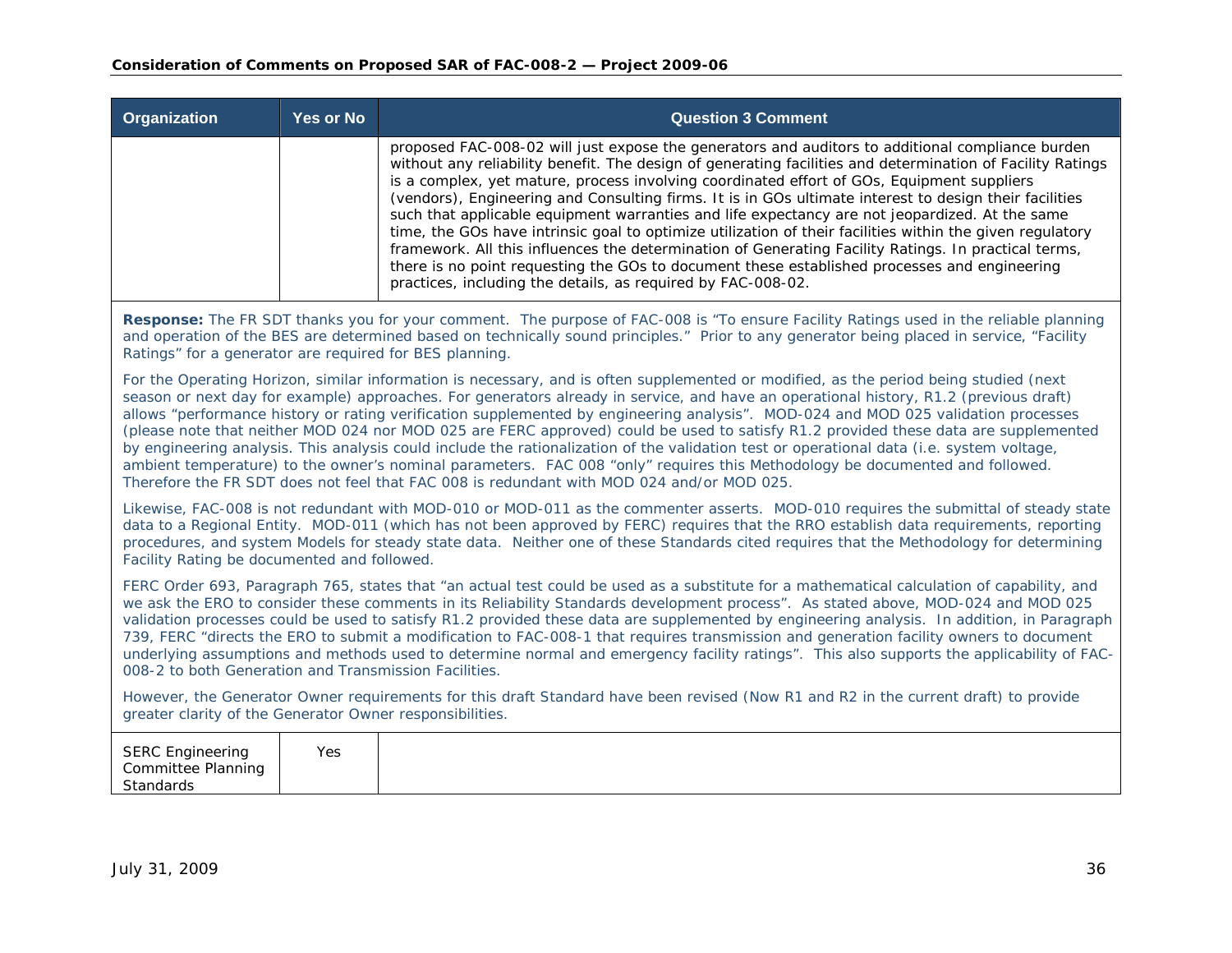| Organization | Yes or No | Question 3 Comment |
|---|---|---|
| | | proposed FAC-008-02 will just expose the generators and auditors to additional compliance burden without any reliability benefit. The design of generating facilities and determination of Facility Ratings is a complex, yet mature, process involving coordinated effort of GOs, Equipment suppliers (vendors), Engineering and Consulting firms. It is in GOs ultimate interest to design their facilities such that applicable equipment warranties and life expectancy are not jeopardized. At the same time, the GOs have intrinsic goal to optimize utilization of their facilities within the given regulatory framework. All this influences the determination of Generating Facility Ratings. In practical terms, there is no point requesting the GOs to document these established processes and engineering practices, including the details, as required by FAC-008-02. |

**Response:** The FR SDT thanks you for your comment. The purpose of FAC-008 is "To ensure Facility Ratings used in the reliable planning and operation of the BES are determined based on technically sound principles." Prior to any generator being placed in service, "Facility Ratings" for a generator are required for BES planning.

For the Operating Horizon, similar information is necessary, and is often supplemented or modified, as the period being studied (next season or next day for example) approaches. For generators already in service, and have an operational history, R1.2 (previous draft) allows "performance history or rating verification supplemented by engineering analysis". MOD-024 and MOD 025 validation processes (please note that neither MOD 024 nor MOD 025 are FERC approved) could be used to satisfy R1.2 provided these data are supplemented by engineering analysis. This analysis could include the rationalization of the validation test or operational data (i.e. system voltage, ambient temperature) to the owner's nominal parameters. FAC 008 "only" requires this Methodology be documented and followed. Therefore the FR SDT does not feel that FAC 008 is redundant with MOD 024 and/or MOD 025.

Likewise, FAC-008 is not redundant with MOD-010 or MOD-011 as the commenter asserts. MOD-010 requires the submittal of steady state data to a Regional Entity. MOD-011 (which has not been approved by FERC) requires that the RRO establish data requirements, reporting procedures, and system Models for steady state data. Neither one of these Standards cited requires that the Methodology for determining Facility Rating be documented and followed.

FERC Order 693, Paragraph 765, states that "an actual test could be used as a substitute for a mathematical calculation of capability, and we ask the ERO to consider these comments in its Reliability Standards development process". As stated above, MOD-024 and MOD 025 validation processes could be used to satisfy R1.2 provided these data are supplemented by engineering analysis. In addition, in Paragraph 739, FERC "directs the ERO to submit a modification to FAC-008-1 that requires transmission and generation facility owners to document underlying assumptions and methods used to determine normal and emergency facility ratings". This also supports the applicability of FAC-008-2 to both Generation and Transmission Facilities.

However, the Generator Owner requirements for this draft Standard have been revised (Now R1 and R2 in the current draft) to provide greater clarity of the Generator Owner responsibilities.

| Organization | Yes or No | Question 3 Comment |
|---|---|---|
| SERC Engineering Committee Planning Standards | Yes | |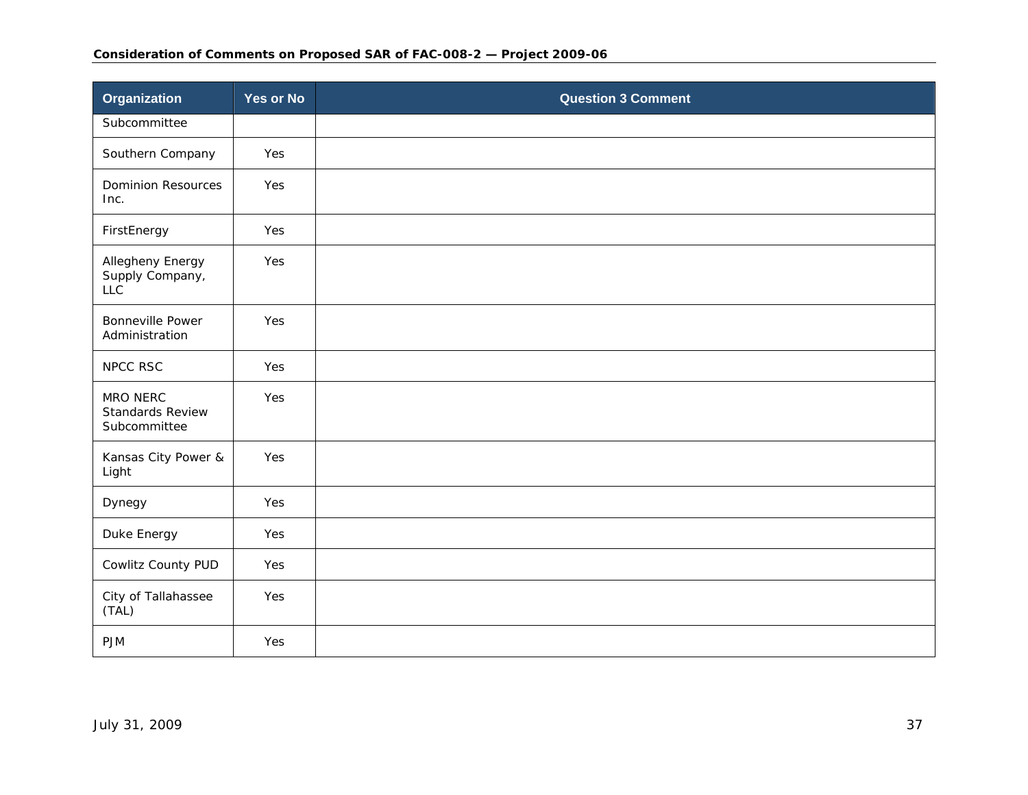| Organization | Yes or No | Question 3 Comment |
|---|---|---|
| Subcommittee | | |
| Southern Company | Yes | |
| Dominion Resources Inc. | Yes | |
| FirstEnergy | Yes | |
| Allegheny Energy Supply Company, LLC | Yes | |
| Bonneville Power Administration | Yes | |
| NPCC RSC | Yes | |
| MRO NERC Standards Review Subcommittee | Yes | |
| Kansas City Power & Light | Yes | |
| Dynegy | Yes | |
| Duke Energy | Yes | |
| Cowlitz County PUD | Yes | |
| City of Tallahassee (TAL) | Yes | |
| PJM | Yes | |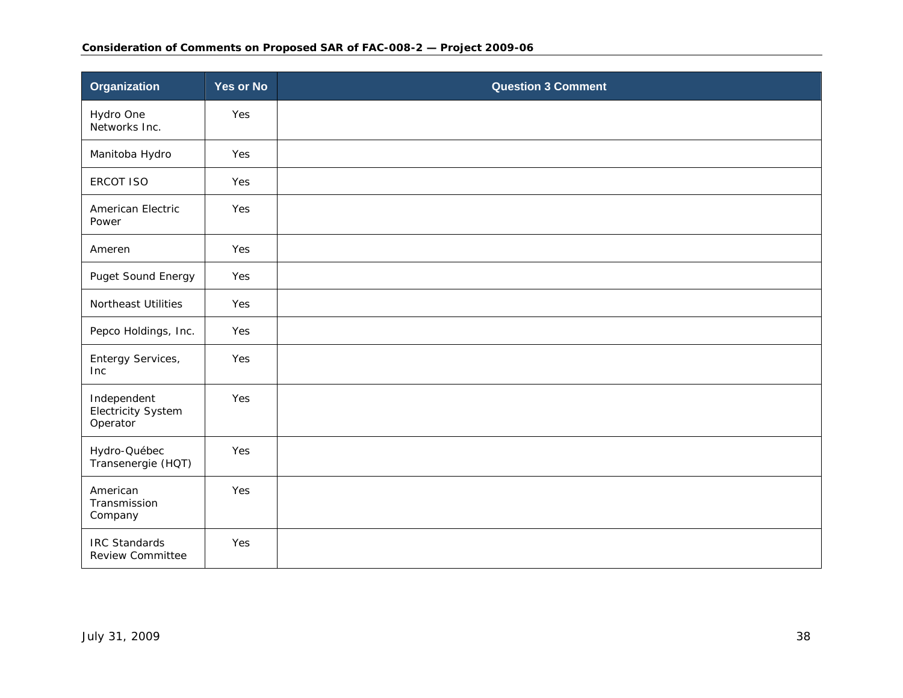| Organization | Yes or No | Question 3 Comment |
|---|---|---|
| Hydro One Networks Inc. | Yes | |
| Manitoba Hydro | Yes | |
| ERCOT ISO | Yes | |
| American Electric Power | Yes | |
| Ameren | Yes | |
| Puget Sound Energy | Yes | |
| Northeast Utilities | Yes | |
| Pepco Holdings, Inc. | Yes | |
| Entergy Services, Inc | Yes | |
| Independent Electricity System Operator | Yes | |
| Hydro-Québec Transenergie (HQT) | Yes | |
| American Transmission Company | Yes | |
| IRC Standards Review Committee | Yes | |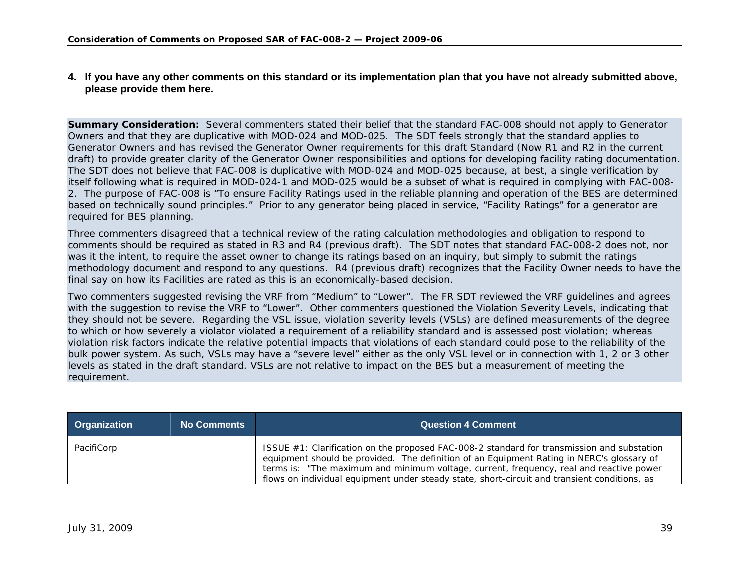**4. If you have any other comments on this standard or its implementation plan that you have not already submitted above, please provide them here.**

**Summary Consideration:** Several commenters stated their belief that the standard FAC-008 should not apply to Generator Owners and that they are duplicative with MOD-024 and MOD-025. The SDT feels strongly that the standard applies to Generator Owners and has revised the Generator Owner requirements for this draft Standard (Now R1 and R2 in the current draft) to provide greater clarity of the Generator Owner responsibilities and options for developing facility rating documentation. The SDT does not believe that FAC-008 is duplicative with MOD-024 and MOD-025 because, at best, a single verification by itself following what is required in MOD-024-1 and MOD-025 would be a subset of what is required in complying with FAC-008-2. The purpose of FAC-008 is "To ensure Facility Ratings used in the reliable planning and operation of the BES are determined based on technically sound principles." Prior to any generator being placed in service, "Facility Ratings" for a generator are required for BES planning.

Three commenters disagreed that a technical review of the rating calculation methodologies and obligation to respond to comments should be required as stated in R3 and R4 (previous draft). The SDT notes that standard FAC-008-2 does not, nor was it the intent, to require the asset owner to change its ratings based on an inquiry, but simply to submit the ratings methodology document and respond to any questions. R4 (previous draft) recognizes that the Facility Owner needs to have the final say on how its Facilities are rated as this is an economically-based decision.

Two commenters suggested revising the VRF from "Medium" to "Lower". The FR SDT reviewed the VRF guidelines and agrees with the suggestion to revise the VRF to "Lower". Other commenters questioned the Violation Severity Levels, indicating that they should not be severe. Regarding the VSL issue, violation severity levels (VSLs) are defined measurements of the degree to which or how severely a violator violated a requirement of a reliability standard and is assessed post violation; whereas violation risk factors indicate the relative potential impacts that violations of each standard could pose to the reliability of the bulk power system. As such, VSLs may have a "severe level" either as the only VSL level or in connection with 1, 2 or 3 other levels as stated in the draft standard. VSLs are not relative to impact on the BES but a measurement of meeting the requirement.

| Organization | No Comments | Question 4 Comment |
|---|---|---|
| PacifiCorp | | ISSUE #1: Clarification on the proposed FAC-008-2 standard for transmission and substation equipment should be provided. The definition of an Equipment Rating in NERC's glossary of terms is: "The maximum and minimum voltage, current, frequency, real and reactive power flows on individual equipment under steady state, short-circuit and transient conditions, as |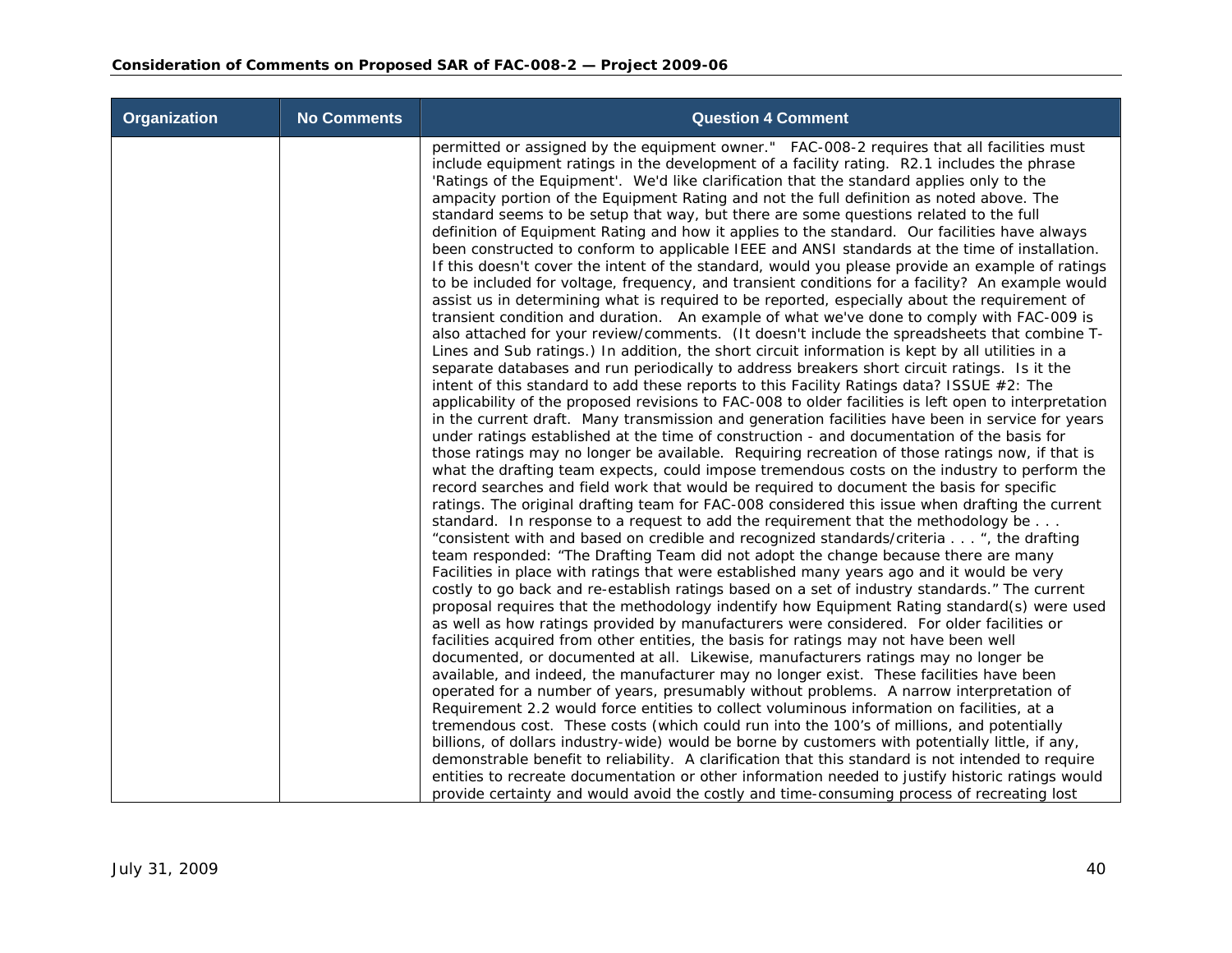| Organization | No Comments | Question 4 Comment |
|---|---|---|
| | | permitted or assigned by the equipment owner."   FAC-008-2 requires that all facilities must include equipment ratings in the development of a facility rating.  R2.1 includes the phrase 'Ratings of the Equipment'.  We'd like clarification that the standard applies only to the ampacity portion of the Equipment Rating and not the full definition as noted above. The standard seems to be setup that way, but there are some questions related to the full definition of Equipment Rating and how it applies to the standard.  Our facilities have always been constructed to conform to applicable IEEE and ANSI standards at the time of installation. If this doesn't cover the intent of the standard, would you please provide an example of ratings to be included for voltage, frequency, and transient conditions for a facility?  An example would assist us in determining what is required to be reported, especially about the requirement of transient condition and duration.   An example of what we've done to comply with FAC-009 is also attached for your review/comments.  (It doesn't include the spreadsheets that combine T-Lines and Sub ratings.) In addition, the short circuit information is kept by all utilities in a separate databases and run periodically to address breakers short circuit ratings.  Is it the intent of this standard to add these reports to this Facility Ratings data? ISSUE #2: The applicability of the proposed revisions to FAC-008 to older facilities is left open to interpretation in the current draft.  Many transmission and generation facilities have been in service for years under ratings established at the time of construction - and documentation of the basis for those ratings may no longer be available.  Requiring recreation of those ratings now, if that is what the drafting team expects, could impose tremendous costs on the industry to perform the record searches and field work that would be required to document the basis for specific ratings. The original drafting team for FAC-008 considered this issue when drafting the current standard.  In response to a request to add the requirement that the methodology be . . . "consistent with and based on credible and recognized standards/criteria . . . ", the drafting team responded: "The Drafting Team did not adopt the change because there are many Facilities in place with ratings that were established many years ago and it would be very costly to go back and re-establish ratings based on a set of industry standards." The current proposal requires that the methodology indentify how Equipment Rating standard(s) were used as well as how ratings provided by manufacturers were considered.  For older facilities or facilities acquired from other entities, the basis for ratings may not have been well documented, or documented at all.  Likewise, manufacturers ratings may no longer be available, and indeed, the manufacturer may no longer exist.  These facilities have been operated for a number of years, presumably without problems.  A narrow interpretation of Requirement 2.2 would force entities to collect voluminous information on facilities, at a tremendous cost.  These costs (which could run into the 100's of millions, and potentially billions, of dollars industry-wide) would be borne by customers with potentially little, if any, demonstrable benefit to reliability.  A clarification that this standard is not intended to require entities to recreate documentation or other information needed to justify historic ratings would provide certainty and would avoid the costly and time-consuming process of recreating lost |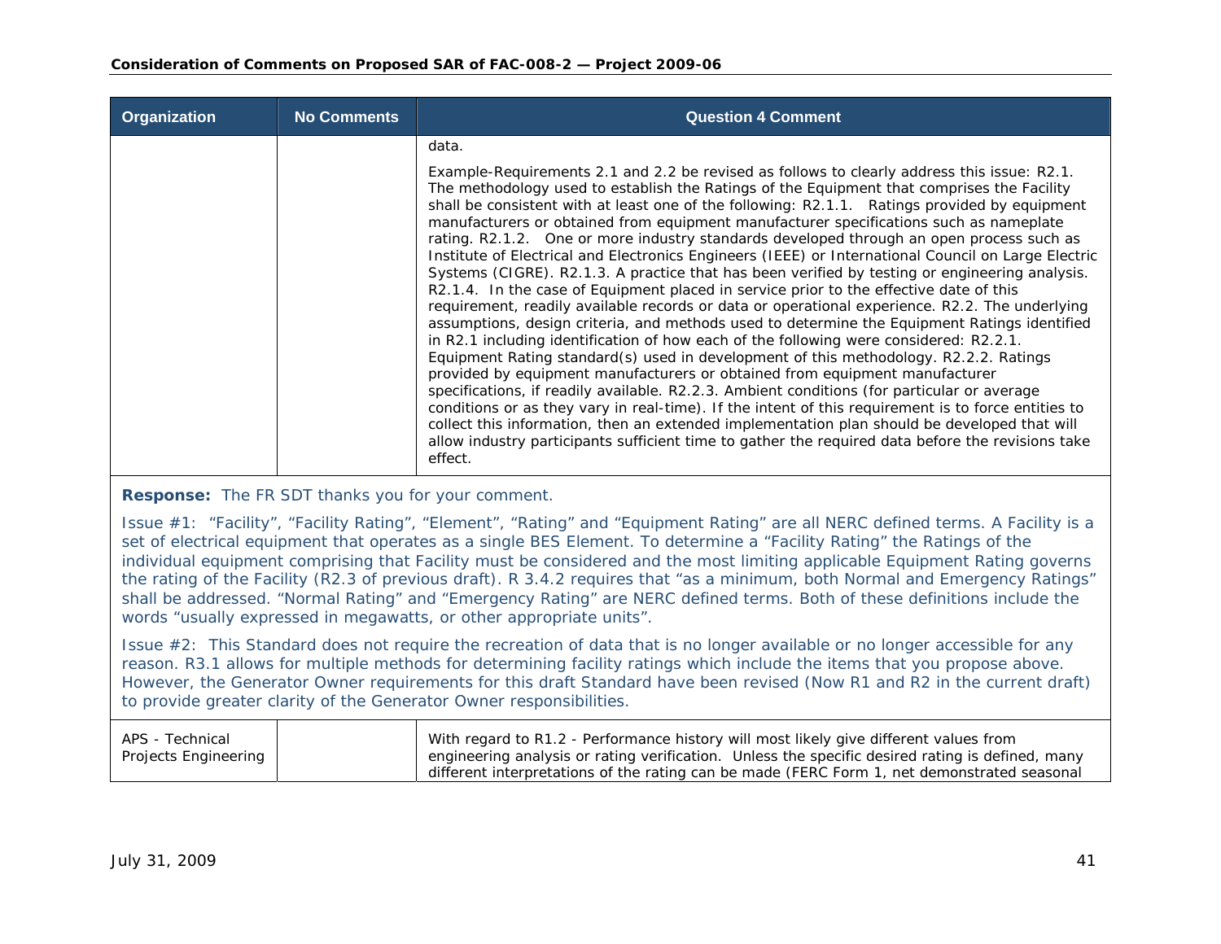| Organization | No Comments | Question 4 Comment |
|---|---|---|
| | | data.<br><br>Example-Requirements 2.1 and 2.2 be revised as follows to clearly address this issue: R2.1. The methodology used to establish the Ratings of the Equipment that comprises the Facility shall be consistent with at least one of the following: R2.1.1. Ratings provided by equipment manufacturers or obtained from equipment manufacturer specifications such as nameplate rating. R2.1.2. One or more industry standards developed through an open process such as Institute of Electrical and Electronics Engineers (IEEE) or International Council on Large Electric Systems (CIGRE). R2.1.3. A practice that has been verified by testing or engineering analysis. R2.1.4. In the case of Equipment placed in service prior to the effective date of this requirement, readily available records or data or operational experience. R2.2. The underlying assumptions, design criteria, and methods used to determine the Equipment Ratings identified in R2.1 including identification of how each of the following were considered: R2.2.1. Equipment Rating standard(s) used in development of this methodology. R2.2.2. Ratings provided by equipment manufacturers or obtained from equipment manufacturer specifications, if readily available. R2.2.3. Ambient conditions (for particular or average conditions or as they vary in real-time). If the intent of this requirement is to force entities to collect this information, then an extended implementation plan should be developed that will allow industry participants sufficient time to gather the required data before the revisions take effect. |

**Response:** The FR SDT thanks you for your comment.

Issue #1: "Facility", "Facility Rating", "Element", "Rating" and "Equipment Rating" are all NERC defined terms. A Facility is a set of electrical equipment that operates as a single BES Element. To determine a "Facility Rating" the Ratings of the individual equipment comprising that Facility must be considered and the most limiting applicable Equipment Rating governs the rating of the Facility (R2.3 of previous draft). R 3.4.2 requires that "as a minimum, both Normal and Emergency Ratings" shall be addressed. "Normal Rating" and "Emergency Rating" are NERC defined terms. Both of these definitions include the words "usually expressed in megawatts, or other appropriate units".

Issue #2: This Standard does not require the recreation of data that is no longer available or no longer accessible for any reason. R3.1 allows for multiple methods for determining facility ratings which include the items that you propose above. However, the Generator Owner requirements for this draft Standard have been revised (Now R1 and R2 in the current draft) to provide greater clarity of the Generator Owner responsibilities.

| Organization | No Comments | Question 4 Comment |
|---|---|---|
| APS - Technical Projects Engineering | | With regard to R1.2 - Performance history will most likely give different values from engineering analysis or rating verification. Unless the specific desired rating is defined, many different interpretations of the rating can be made (FERC Form 1, net demonstrated seasonal |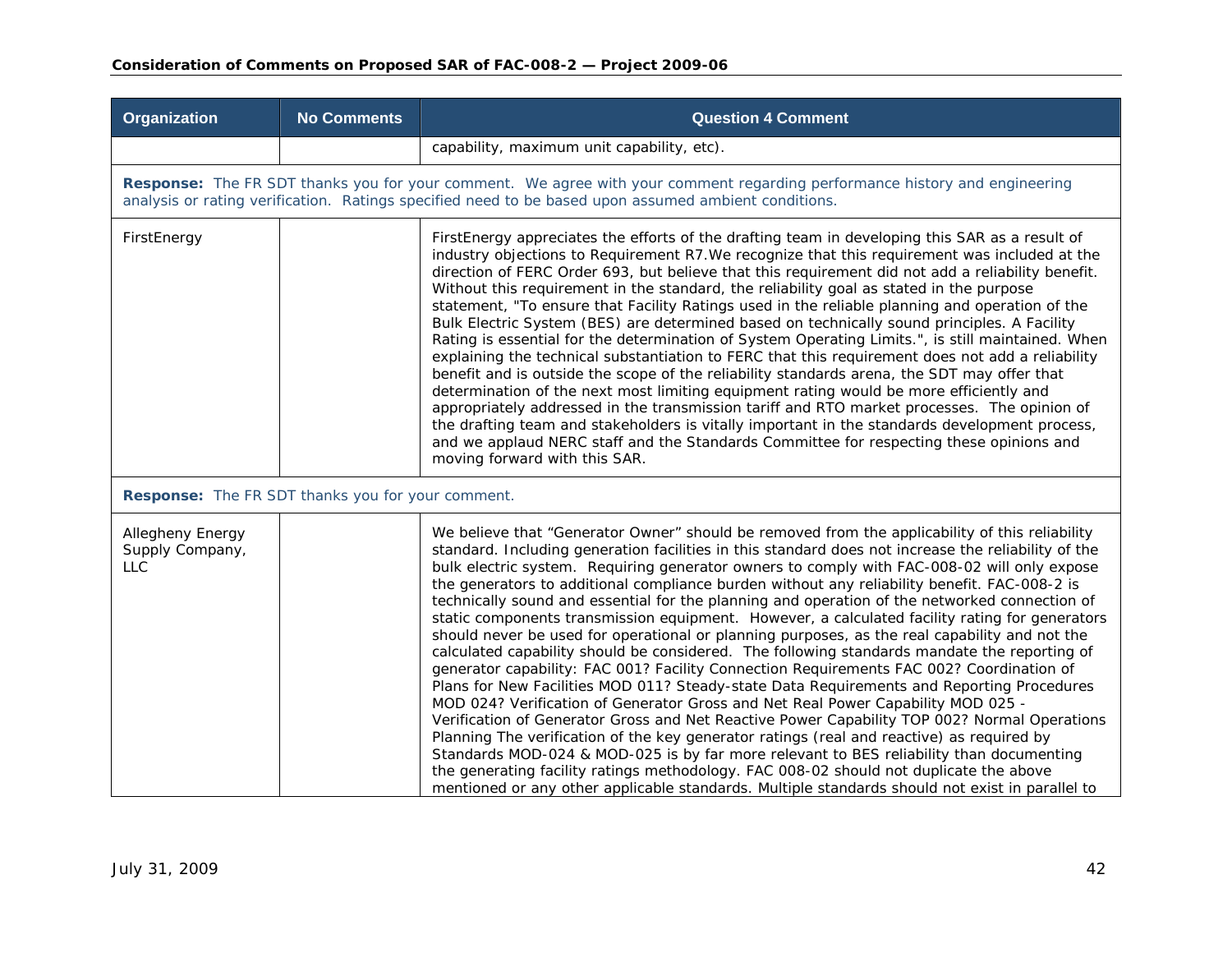| Organization | No Comments | Question 4 Comment |
|---|---|---|
| | | capability, maximum unit capability, etc). |

**Response:** The FR SDT thanks you for your comment. We agree with your comment regarding performance history and engineering analysis or rating verification. Ratings specified need to be based upon assumed ambient conditions.

| Organization | No Comments | Question 4 Comment |
|---|---|---|
| FirstEnergy | | FirstEnergy appreciates the efforts of the drafting team in developing this SAR as a result of industry objections to Requirement R7.We recognize that this requirement was included at the direction of FERC Order 693, but believe that this requirement did not add a reliability benefit. Without this requirement in the standard, the reliability goal as stated in the purpose statement, "To ensure that Facility Ratings used in the reliable planning and operation of the Bulk Electric System (BES) are determined based on technically sound principles. A Facility Rating is essential for the determination of System Operating Limits.", is still maintained. When explaining the technical substantiation to FERC that this requirement does not add a reliability benefit and is outside the scope of the reliability standards arena, the SDT may offer that determination of the next most limiting equipment rating would be more efficiently and appropriately addressed in the transmission tariff and RTO market processes. The opinion of the drafting team and stakeholders is vitally important in the standards development process, and we applaud NERC staff and the Standards Committee for respecting these opinions and moving forward with this SAR. |

**Response:** The FR SDT thanks you for your comment.

| Organization | No Comments | Question 4 Comment |
|---|---|---|
| Allegheny Energy Supply Company, LLC | | We believe that “Generator Owner” should be removed from the applicability of this reliability standard. Including generation facilities in this standard does not increase the reliability of the bulk electric system. Requiring generator owners to comply with FAC-008-02 will only expose the generators to additional compliance burden without any reliability benefit. FAC-008-2 is technically sound and essential for the planning and operation of the networked connection of static components transmission equipment. However, a calculated facility rating for generators should never be used for operational or planning purposes, as the real capability and not the calculated capability should be considered. The following standards mandate the reporting of generator capability: FAC 001? Facility Connection Requirements FAC 002? Coordination of Plans for New Facilities MOD 011? Steady-state Data Requirements and Reporting Procedures MOD 024? Verification of Generator Gross and Net Real Power Capability MOD 025 - Verification of Generator Gross and Net Reactive Power Capability TOP 002? Normal Operations Planning The verification of the key generator ratings (real and reactive) as required by Standards MOD-024 & MOD-025 is by far more relevant to BES reliability than documenting the generating facility ratings methodology. FAC 008-02 should not duplicate the above mentioned or any other applicable standards. Multiple standards should not exist in parallel to |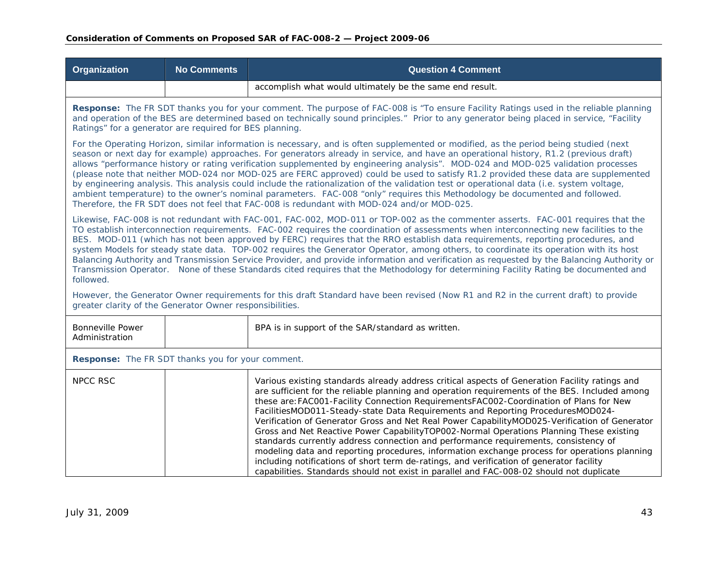| Organization | No Comments | Question 4 Comment |
|---|---|---|
| | | accomplish what would ultimately be the same end result. |
| **Response:** The FR SDT thanks you for your comment. The purpose of FAC-008 is "To ensure Facility Ratings used in the reliable planning and operation of the BES are determined based on technically sound principles." Prior to any generator being placed in service, "Facility Ratings" for a generator are required for BES planning.<br><br>For the Operating Horizon, similar information is necessary, and is often supplemented or modified, as the period being studied (next season or next day for example) approaches. For generators already in service, and have an operational history, R1.2 (previous draft) allows "performance history or rating verification supplemented by engineering analysis". MOD-024 and MOD-025 validation processes (please note that neither MOD-024 nor MOD-025 are FERC approved) could be used to satisfy R1.2 provided these data are supplemented by engineering analysis. This analysis could include the rationalization of the validation test or operational data (i.e. system voltage, ambient temperature) to the owner's nominal parameters. FAC-008 "only" requires this Methodology be documented and followed. Therefore, the FR SDT does not feel that FAC-008 is redundant with MOD-024 and/or MOD-025.<br><br>Likewise, FAC-008 is not redundant with FAC-001, FAC-002, MOD-011 or TOP-002 as the commenter asserts. FAC-001 requires that the TO establish interconnection requirements. FAC-002 requires the coordination of assessments when interconnecting new facilities to the BES. MOD-011 (which has not been approved by FERC) requires that the RRO establish data requirements, reporting procedures, and system Models for steady state data. TOP-002 requires the Generator Operator, among others, to coordinate its operation with its host Balancing Authority and Transmission Service Provider, and provide information and verification as requested by the Balancing Authority or Transmission Operator. None of these Standards cited requires that the Methodology for determining Facility Rating be documented and followed.<br><br>However, the Generator Owner requirements for this draft Standard have been revised (Now R1 and R2 in the current draft) to provide greater clarity of the Generator Owner responsibilities. | | |
| Bonneville Power Administration | | BPA is in support of the SAR/standard as written. |
| **Response:** The FR SDT thanks you for your comment. | | |
| NPCC RSC | | Various existing standards already address critical aspects of Generation Facility ratings and are sufficient for the reliable planning and operation requirements of the BES. Included among these are:FAC001-Facility Connection RequirementsFAC002-Coordination of Plans for New FacilitiesMOD011-Steady-state Data Requirements and Reporting ProceduresMOD024-Verification of Generator Gross and Net Real Power CapabilityMOD025-Verification of Generator Gross and Net Reactive Power CapabilityTOP002-Normal Operations Planning These existing standards currently address connection and performance requirements, consistency of modeling data and reporting procedures, information exchange process for operations planning including notifications of short term de-ratings, and verification of generator facility capabilities. Standards should not exist in parallel and FAC-008-02 should not duplicate |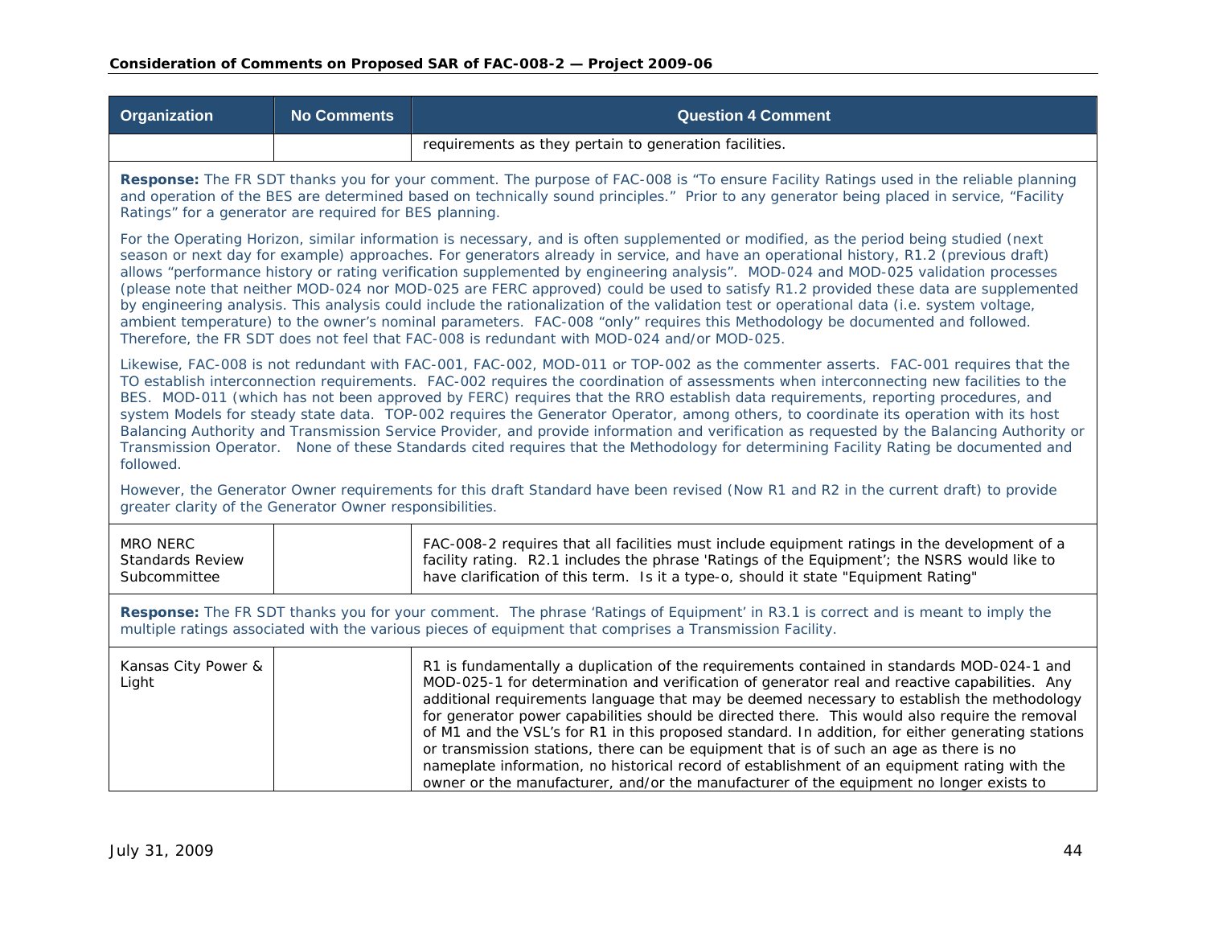| Organization | No Comments | Question 4 Comment |
|---|---|---|
| | | requirements as they pertain to generation facilities. |

**Response:** The FR SDT thanks you for your comment. The purpose of FAC-008 is "To ensure Facility Ratings used in the reliable planning and operation of the BES are determined based on technically sound principles." Prior to any generator being placed in service, "Facility Ratings" for a generator are required for BES planning.

For the Operating Horizon, similar information is necessary, and is often supplemented or modified, as the period being studied (next season or next day for example) approaches. For generators already in service, and have an operational history, R1.2 (previous draft) allows "performance history or rating verification supplemented by engineering analysis". MOD-024 and MOD-025 validation processes (please note that neither MOD-024 nor MOD-025 are FERC approved) could be used to satisfy R1.2 provided these data are supplemented by engineering analysis. This analysis could include the rationalization of the validation test or operational data (i.e. system voltage, ambient temperature) to the owner's nominal parameters. FAC-008 "only" requires this Methodology be documented and followed. Therefore, the FR SDT does not feel that FAC-008 is redundant with MOD-024 and/or MOD-025.

Likewise, FAC-008 is not redundant with FAC-001, FAC-002, MOD-011 or TOP-002 as the commenter asserts. FAC-001 requires that the TO establish interconnection requirements. FAC-002 requires the coordination of assessments when interconnecting new facilities to the BES. MOD-011 (which has not been approved by FERC) requires that the RRO establish data requirements, reporting procedures, and system Models for steady state data. TOP-002 requires the Generator Operator, among others, to coordinate its operation with its host Balancing Authority and Transmission Service Provider, and provide information and verification as requested by the Balancing Authority or Transmission Operator. None of these Standards cited requires that the Methodology for determining Facility Rating be documented and followed.

However, the Generator Owner requirements for this draft Standard have been revised (Now R1 and R2 in the current draft) to provide greater clarity of the Generator Owner responsibilities.

| Organization | No Comments | Question 4 Comment |
|---|---|---|
| MRO NERC Standards Review Subcommittee | | FAC-008-2 requires that all facilities must include equipment ratings in the development of a facility rating. R2.1 includes the phrase 'Ratings of the Equipment'; the NSRS would like to have clarification of this term. Is it a type-o, should it state "Equipment Rating" |

**Response:** The FR SDT thanks you for your comment. The phrase 'Ratings of Equipment' in R3.1 is correct and is meant to imply the multiple ratings associated with the various pieces of equipment that comprises a Transmission Facility.

| Organization | No Comments | Question 4 Comment |
|---|---|---|
| Kansas City Power & Light | | R1 is fundamentally a duplication of the requirements contained in standards MOD-024-1 and MOD-025-1 for determination and verification of generator real and reactive capabilities. Any additional requirements language that may be deemed necessary to establish the methodology for generator power capabilities should be directed there. This would also require the removal of M1 and the VSL's for R1 in this proposed standard. In addition, for either generating stations or transmission stations, there can be equipment that is of such an age as there is no nameplate information, no historical record of establishment of an equipment rating with the owner or the manufacturer, and/or the manufacturer of the equipment no longer exists to |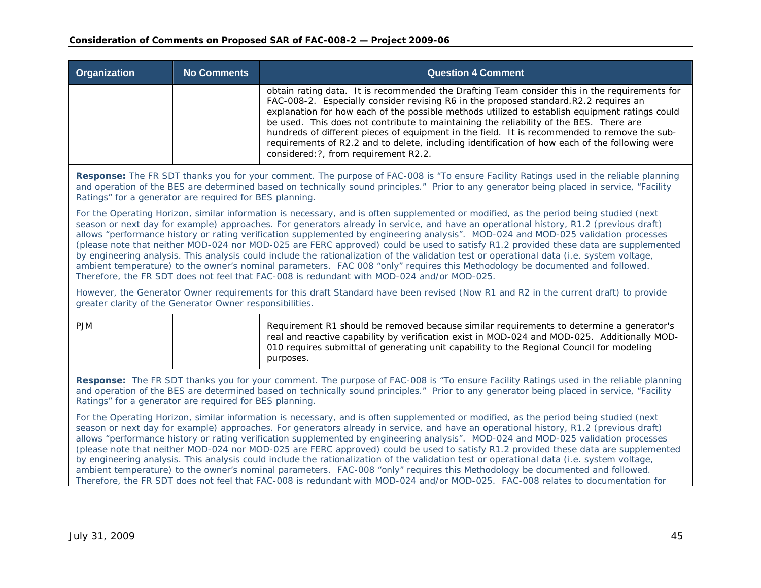| Organization | No Comments | Question 4 Comment |
|---|---|---|
| | | obtain rating data. It is recommended the Drafting Team consider this in the requirements for FAC-008-2. Especially consider revising R6 in the proposed standard.R2.2 requires an explanation for how each of the possible methods utilized to establish equipment ratings could be used. This does not contribute to maintaining the reliability of the BES. There are hundreds of different pieces of equipment in the field. It is recommended to remove the sub-requirements of R2.2 and to delete, including identification of how each of the following were considered:?, from requirement R2.2. |

**Response:** The FR SDT thanks you for your comment. The purpose of FAC-008 is "To ensure Facility Ratings used in the reliable planning and operation of the BES are determined based on technically sound principles." Prior to any generator being placed in service, "Facility Ratings" for a generator are required for BES planning.

For the Operating Horizon, similar information is necessary, and is often supplemented or modified, as the period being studied (next season or next day for example) approaches. For generators already in service, and have an operational history, R1.2 (previous draft) allows "performance history or rating verification supplemented by engineering analysis". MOD-024 and MOD-025 validation processes (please note that neither MOD-024 nor MOD-025 are FERC approved) could be used to satisfy R1.2 provided these data are supplemented by engineering analysis. This analysis could include the rationalization of the validation test or operational data (i.e. system voltage, ambient temperature) to the owner's nominal parameters. FAC 008 "only" requires this Methodology be documented and followed. Therefore, the FR SDT does not feel that FAC-008 is redundant with MOD-024 and/or MOD-025.

However, the Generator Owner requirements for this draft Standard have been revised (Now R1 and R2 in the current draft) to provide greater clarity of the Generator Owner responsibilities.

| Organization | No Comments | Question 4 Comment |
|---|---|---|
| PJM | | Requirement R1 should be removed because similar requirements to determine a generator's real and reactive capability by verification exist in MOD-024 and MOD-025. Additionally MOD-010 requires submittal of generating unit capability to the Regional Council for modeling purposes. |

**Response:** The FR SDT thanks you for your comment. The purpose of FAC-008 is "To ensure Facility Ratings used in the reliable planning and operation of the BES are determined based on technically sound principles." Prior to any generator being placed in service, "Facility Ratings" for a generator are required for BES planning.

For the Operating Horizon, similar information is necessary, and is often supplemented or modified, as the period being studied (next season or next day for example) approaches. For generators already in service, and have an operational history, R1.2 (previous draft) allows "performance history or rating verification supplemented by engineering analysis". MOD-024 and MOD-025 validation processes (please note that neither MOD-024 nor MOD-025 are FERC approved) could be used to satisfy R1.2 provided these data are supplemented by engineering analysis. This analysis could include the rationalization of the validation test or operational data (i.e. system voltage, ambient temperature) to the owner's nominal parameters. FAC-008 "only" requires this Methodology be documented and followed. Therefore, the FR SDT does not feel that FAC-008 is redundant with MOD-024 and/or MOD-025. FAC-008 relates to documentation for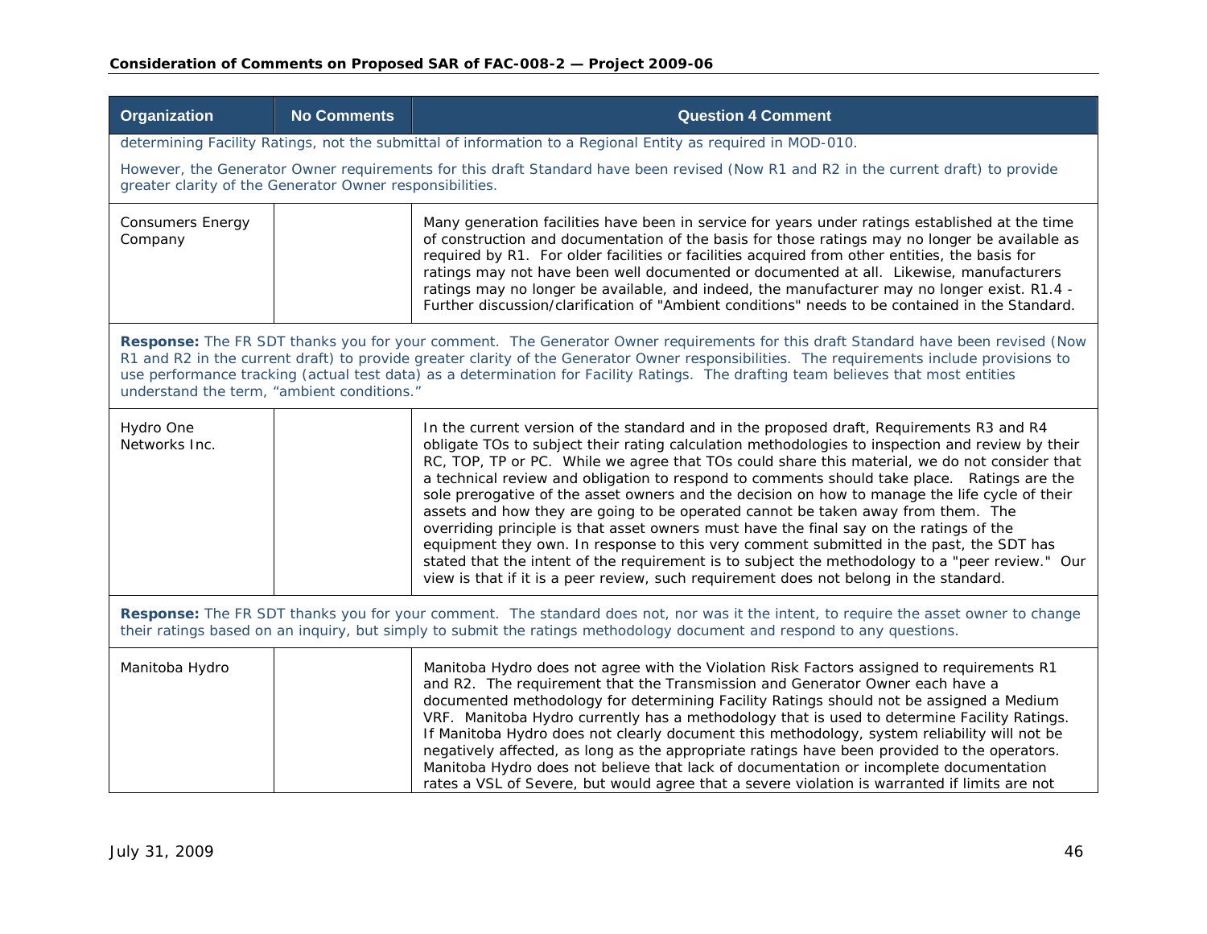| Organization | No Comments | Question 4 Comment |
|---|---|---|
| determining Facility Ratings, not the submittal of information to a Regional Entity as required in MOD-010.<br><br>However, the Generator Owner requirements for this draft Standard have been revised (Now R1 and R2 in the current draft) to provide greater clarity of the Generator Owner responsibilities. | | |
| Consumers Energy Company | | Many generation facilities have been in service for years under ratings established at the time of construction and documentation of the basis for those ratings may no longer be available as required by R1. For older facilities or facilities acquired from other entities, the basis for ratings may not have been well documented or documented at all. Likewise, manufacturers ratings may no longer be available, and indeed, the manufacturer may no longer exist. R1.4 - Further discussion/clarification of "Ambient conditions" needs to be contained in the Standard. |
| **Response:** The FR SDT thanks you for your comment. The Generator Owner requirements for this draft Standard have been revised (Now R1 and R2 in the current draft) to provide greater clarity of the Generator Owner responsibilities. The requirements include provisions to use performance tracking (actual test data) as a determination for Facility Ratings. The drafting team believes that most entities understand the term, "ambient conditions." | | |
| Hydro One Networks Inc. | | In the current version of the standard and in the proposed draft, Requirements R3 and R4 obligate TOs to subject their rating calculation methodologies to inspection and review by their RC, TOP, TP or PC. While we agree that TOs could share this material, we do not consider that a technical review and obligation to respond to comments should take place. Ratings are the sole prerogative of the asset owners and the decision on how to manage the life cycle of their assets and how they are going to be operated cannot be taken away from them. The overriding principle is that asset owners must have the final say on the ratings of the equipment they own. In response to this very comment submitted in the past, the SDT has stated that the intent of the requirement is to subject the methodology to a "peer review." Our view is that if it is a peer review, such requirement does not belong in the standard. |
| **Response:** The FR SDT thanks you for your comment. The standard does not, nor was it the intent, to require the asset owner to change their ratings based on an inquiry, but simply to submit the ratings methodology document and respond to any questions. | | |
| Manitoba Hydro | | Manitoba Hydro does not agree with the Violation Risk Factors assigned to requirements R1 and R2. The requirement that the Transmission and Generator Owner each have a documented methodology for determining Facility Ratings should not be assigned a Medium VRF. Manitoba Hydro currently has a methodology that is used to determine Facility Ratings. If Manitoba Hydro does not clearly document this methodology, system reliability will not be negatively affected, as long as the appropriate ratings have been provided to the operators. Manitoba Hydro does not believe that lack of documentation or incomplete documentation rates a VSL of Severe, but would agree that a severe violation is warranted if limits are not |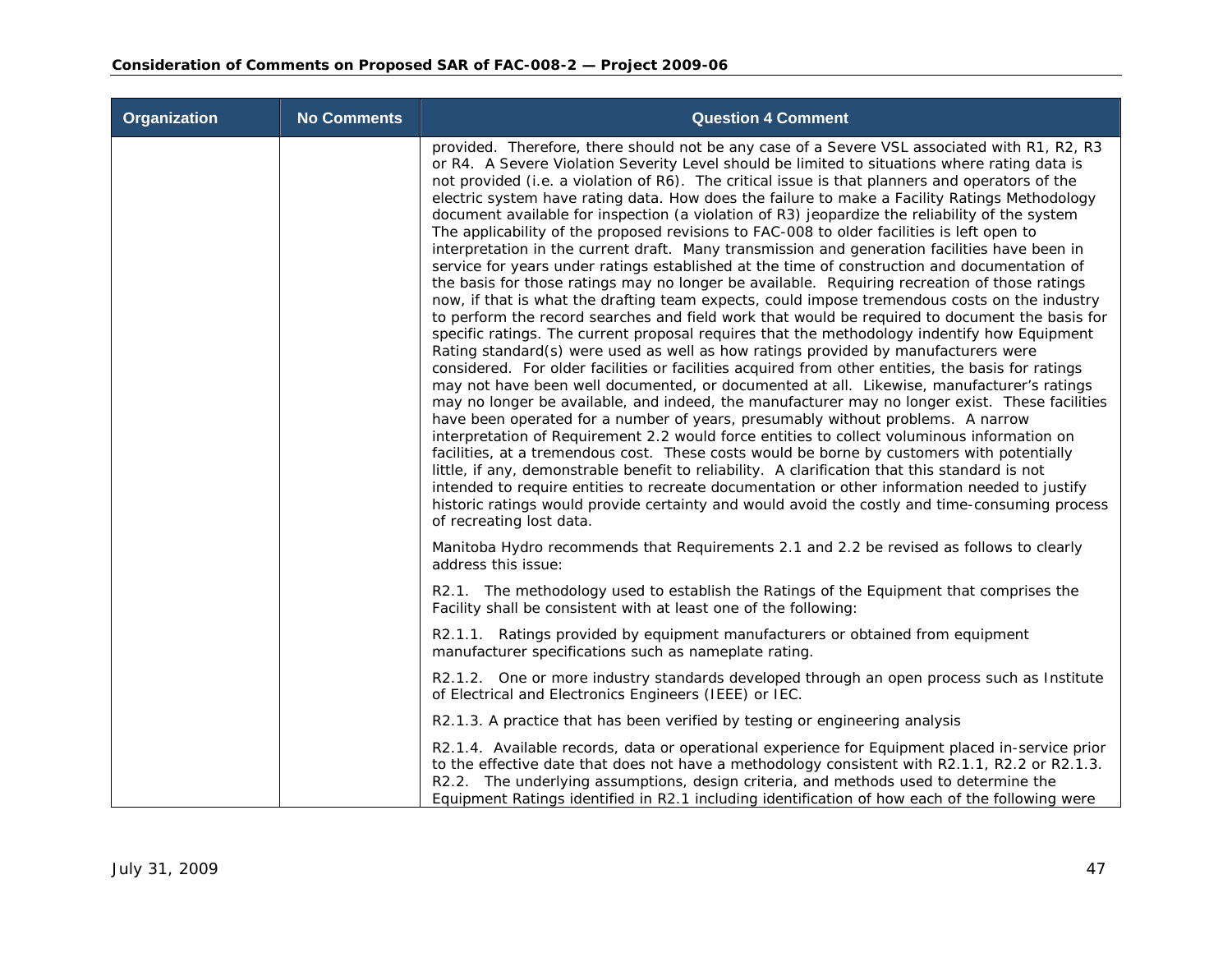| Organization | No Comments | Question 4 Comment |
|---|---|---|
| | | provided. Therefore, there should not be any case of a Severe VSL associated with R1, R2, R3 or R4. A Severe Violation Severity Level should be limited to situations where rating data is not provided (i.e. a violation of R6). The critical issue is that planners and operators of the electric system have rating data. How does the failure to make a Facility Ratings Methodology document available for inspection (a violation of R3) jeopardize the reliability of the system The applicability of the proposed revisions to FAC-008 to older facilities is left open to interpretation in the current draft. Many transmission and generation facilities have been in service for years under ratings established at the time of construction and documentation of the basis for those ratings may no longer be available. Requiring recreation of those ratings now, if that is what the drafting team expects, could impose tremendous costs on the industry to perform the record searches and field work that would be required to document the basis for specific ratings. The current proposal requires that the methodology indentify how Equipment Rating standard(s) were used as well as how ratings provided by manufacturers were considered. For older facilities or facilities acquired from other entities, the basis for ratings may not have been well documented, or documented at all. Likewise, manufacturer's ratings may no longer be available, and indeed, the manufacturer may no longer exist. These facilities have been operated for a number of years, presumably without problems. A narrow interpretation of Requirement 2.2 would force entities to collect voluminous information on facilities, at a tremendous cost. These costs would be borne by customers with potentially little, if any, demonstrable benefit to reliability. A clarification that this standard is not intended to require entities to recreate documentation or other information needed to justify historic ratings would provide certainty and would avoid the costly and time-consuming process of recreating lost data.<br><br>Manitoba Hydro recommends that Requirements 2.1 and 2.2 be revised as follows to clearly address this issue:<br><br>R2.1. The methodology used to establish the Ratings of the Equipment that comprises the Facility shall be consistent with at least one of the following:<br><br>R2.1.1. Ratings provided by equipment manufacturers or obtained from equipment manufacturer specifications such as nameplate rating.<br><br>R2.1.2. One or more industry standards developed through an open process such as Institute of Electrical and Electronics Engineers (IEEE) or IEC.<br><br>R2.1.3. A practice that has been verified by testing or engineering analysis<br><br>R2.1.4. Available records, data or operational experience for Equipment placed in-service prior to the effective date that does not have a methodology consistent with R2.1.1, R2.2 or R2.1.3.<br>R2.2. The underlying assumptions, design criteria, and methods used to determine the Equipment Ratings identified in R2.1 including identification of how each of the following were |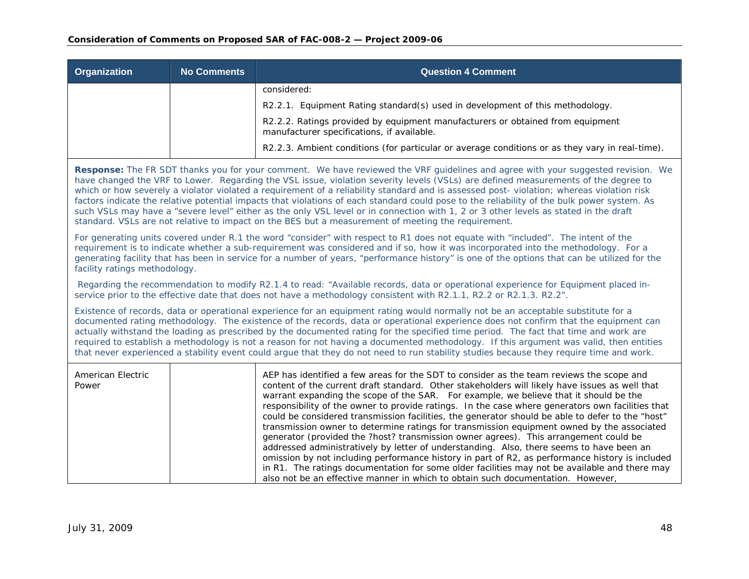| Organization | No Comments | Question 4 Comment |
|---|---|---|
| | | considered:<br><br>R2.2.1. Equipment Rating standard(s) used in development of this methodology.<br><br>R2.2.2. Ratings provided by equipment manufacturers or obtained from equipment manufacturer specifications, if available.<br><br>R2.2.3. Ambient conditions (for particular or average conditions or as they vary in real-time). |

**Response:** The FR SDT thanks you for your comment. We have reviewed the VRF guidelines and agree with your suggested revision. We have changed the VRF to Lower. Regarding the VSL issue, violation severity levels (VSLs) are defined measurements of the degree to which or how severely a violator violated a requirement of a reliability standard and is assessed post- violation; whereas violation risk factors indicate the relative potential impacts that violations of each standard could pose to the reliability of the bulk power system. As such VSLs may have a "severe level" either as the only VSL level or in connection with 1, 2 or 3 other levels as stated in the draft standard. VSLs are not relative to impact on the BES but a measurement of meeting the requirement.

For generating units covered under R.1 the word "consider" with respect to R1 does not equate with "included". The intent of the requirement is to indicate whether a sub-requirement was considered and if so, how it was incorporated into the methodology. For a generating facility that has been in service for a number of years, "performance history" is one of the options that can be utilized for the facility ratings methodology.

Regarding the recommendation to modify R2.1.4 to read: "Available records, data or operational experience for Equipment placed in-service prior to the effective date that does not have a methodology consistent with R2.1.1, R2.2 or R2.1.3. R2.2".

Existence of records, data or operational experience for an equipment rating would normally not be an acceptable substitute for a documented rating methodology. The existence of the records, data or operational experience does not confirm that the equipment can actually withstand the loading as prescribed by the documented rating for the specified time period. The fact that time and work are required to establish a methodology is not a reason for not having a documented methodology. If this argument was valid, then entities that never experienced a stability event could argue that they do not need to run stability studies because they require time and work.

| Organization | No Comments | Question 4 Comment |
|---|---|---|
| American Electric Power | | AEP has identified a few areas for the SDT to consider as the team reviews the scope and content of the current draft standard. Other stakeholders will likely have issues as well that warrant expanding the scope of the SAR. For example, we believe that it should be the responsibility of the owner to provide ratings. In the case where generators own facilities that could be considered transmission facilities, the generator should be able to defer to the "host" transmission owner to determine ratings for transmission equipment owned by the associated generator (provided the ?host? transmission owner agrees). This arrangement could be addressed administratively by letter of understanding. Also, there seems to have been an omission by not including performance history in part of R2, as performance history is included in R1. The ratings documentation for some older facilities may not be available and there may also not be an effective manner in which to obtain such documentation. However, |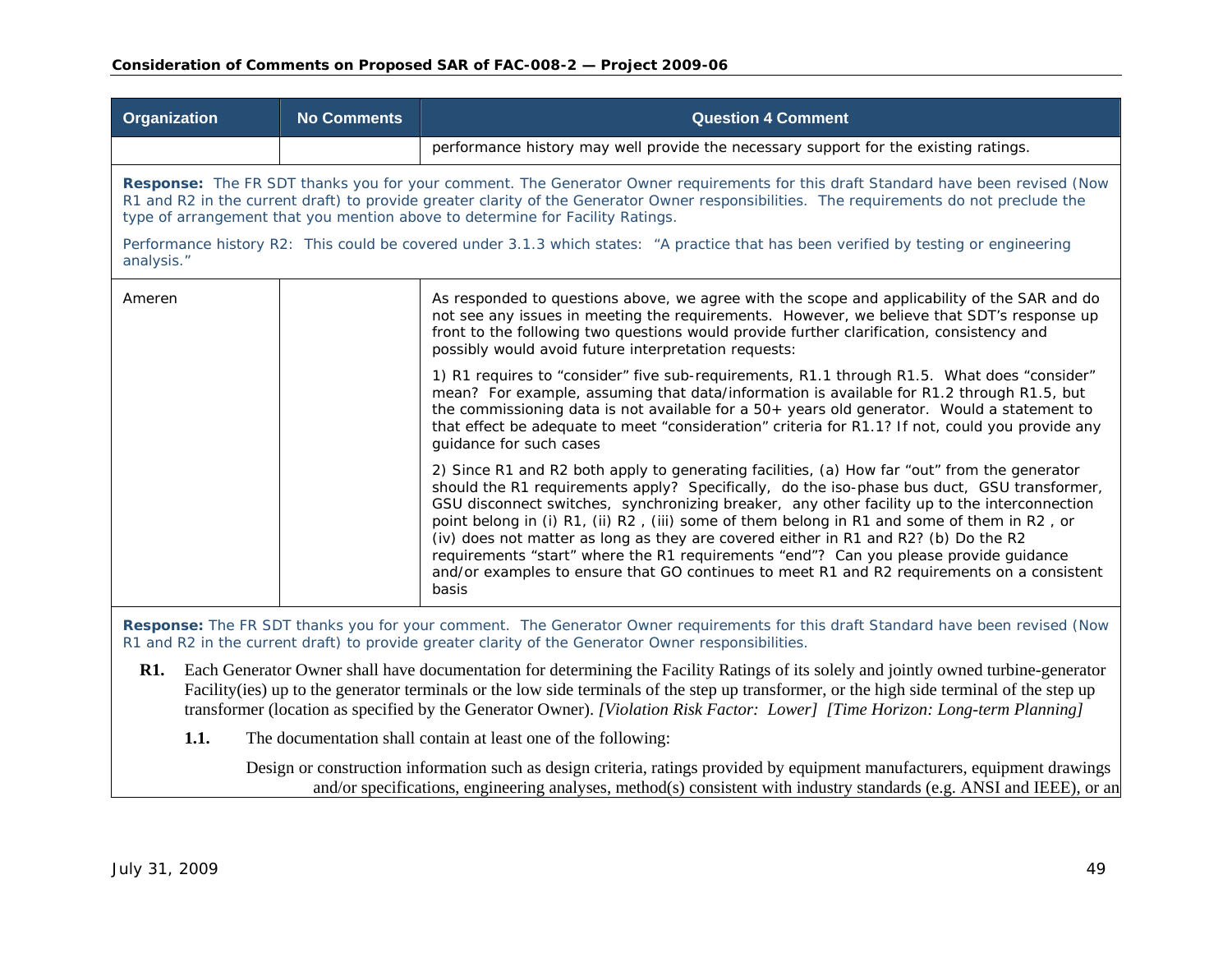| Organization | No Comments | Question 4 Comment |
|---|---|---|
| | | performance history may well provide the necessary support for the existing ratings. |

**Response:** The FR SDT thanks you for your comment. The Generator Owner requirements for this draft Standard have been revised (Now R1 and R2 in the current draft) to provide greater clarity of the Generator Owner responsibilities. The requirements do not preclude the type of arrangement that you mention above to determine for Facility Ratings.

Performance history R2: This could be covered under 3.1.3 which states: "A practice that has been verified by testing or engineering analysis."

| Organization | No Comments | Question 4 Comment |
|---|---|---|
| Ameren | | As responded to questions above, we agree with the scope and applicability of the SAR and do not see any issues in meeting the requirements. However, we believe that SDT's response up front to the following two questions would provide further clarification, consistency and possibly would avoid future interpretation requests:<br><br>1) R1 requires to "consider" five sub-requirements, R1.1 through R1.5. What does "consider" mean? For example, assuming that data/information is available for R1.2 through R1.5, but the commissioning data is not available for a 50+ years old generator. Would a statement to that effect be adequate to meet "consideration" criteria for R1.1? If not, could you provide any guidance for such cases<br><br>2) Since R1 and R2 both apply to generating facilities, (a) How far "out" from the generator should the R1 requirements apply? Specifically, do the iso-phase bus duct, GSU transformer, GSU disconnect switches, synchronizing breaker, any other facility up to the interconnection point belong in (i) R1, (ii) R2 , (iii) some of them belong in R1 and some of them in R2 , or (iv) does not matter as long as they are covered either in R1 and R2? (b) Do the R2 requirements "start" where the R1 requirements "end"? Can you please provide guidance and/or examples to ensure that GO continues to meet R1 and R2 requirements on a consistent basis |

**Response:** The FR SDT thanks you for your comment. The Generator Owner requirements for this draft Standard have been revised (Now R1 and R2 in the current draft) to provide greater clarity of the Generator Owner responsibilities.

**R1.** Each Generator Owner shall have documentation for determining the Facility Ratings of its solely and jointly owned turbine-generator Facility(ies) up to the generator terminals or the low side terminals of the step up transformer, or the high side terminal of the step up transformer (location as specified by the Generator Owner). *[Violation Risk Factor: Lower] [Time Horizon: Long-term Planning]*

**1.1.** The documentation shall contain at least one of the following:

Design or construction information such as design criteria, ratings provided by equipment manufacturers, equipment drawings and/or specifications, engineering analyses, method(s) consistent with industry standards (e.g. ANSI and IEEE), or an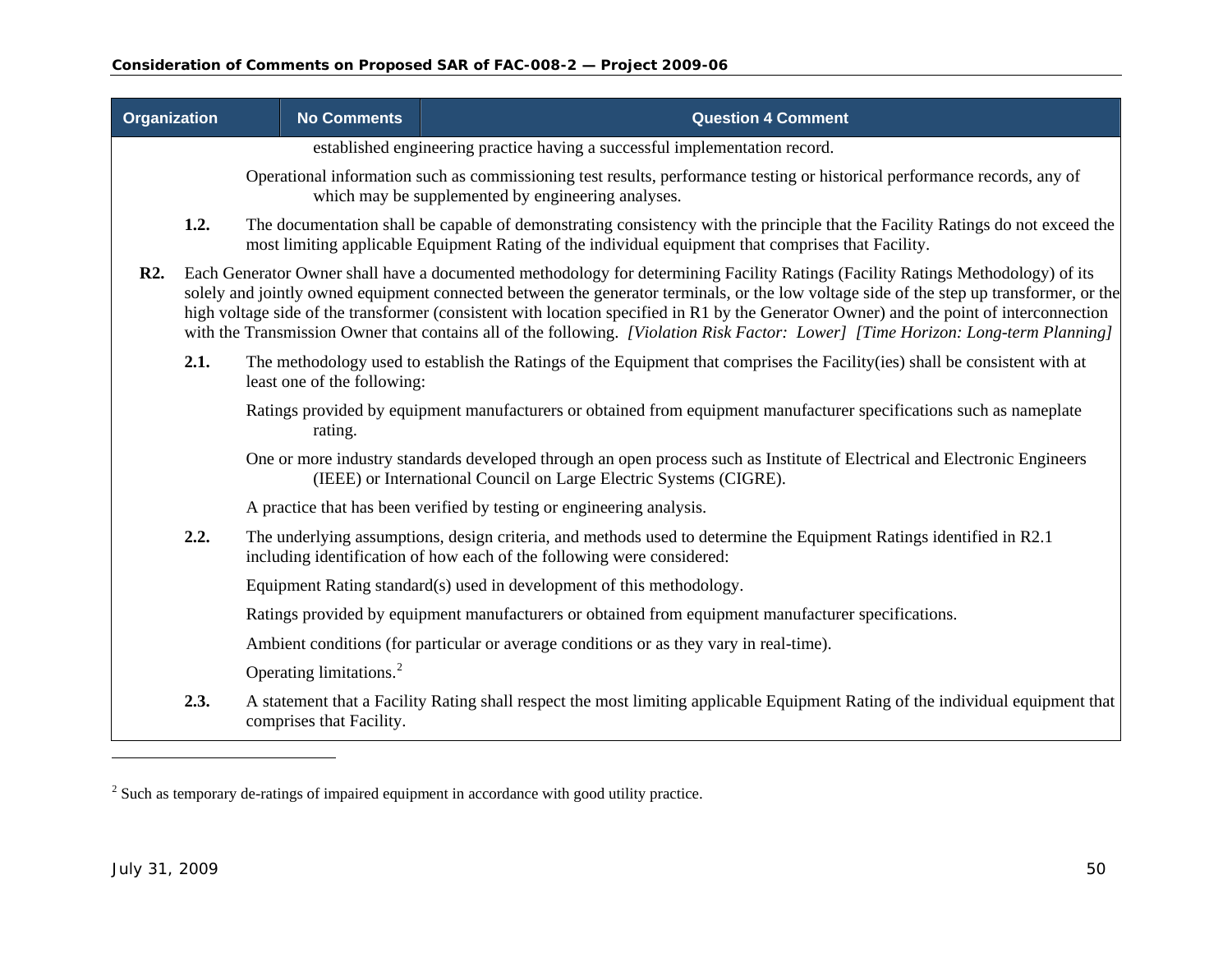| Organization | No Comments | Question 4 Comment |
| --- | --- | --- |

established engineering practice having a successful implementation record.

Operational information such as commissioning test results, performance testing or historical performance records, any of which may be supplemented by engineering analyses.

**1.2.** The documentation shall be capable of demonstrating consistency with the principle that the Facility Ratings do not exceed the most limiting applicable Equipment Rating of the individual equipment that comprises that Facility.

**R2.** Each Generator Owner shall have a documented methodology for determining Facility Ratings (Facility Ratings Methodology) of its solely and jointly owned equipment connected between the generator terminals, or the low voltage side of the step up transformer, or the high voltage side of the transformer (consistent with location specified in R1 by the Generator Owner) and the point of interconnection with the Transmission Owner that contains all of the following. *[Violation Risk Factor: Lower] [Time Horizon: Long-term Planning]*

**2.1.** The methodology used to establish the Ratings of the Equipment that comprises the Facility(ies) shall be consistent with at least one of the following:

Ratings provided by equipment manufacturers or obtained from equipment manufacturer specifications such as nameplate rating.

One or more industry standards developed through an open process such as Institute of Electrical and Electronic Engineers (IEEE) or International Council on Large Electric Systems (CIGRE).

A practice that has been verified by testing or engineering analysis.

**2.2.** The underlying assumptions, design criteria, and methods used to determine the Equipment Ratings identified in R2.1 including identification of how each of the following were considered:

Equipment Rating standard(s) used in development of this methodology.

Ratings provided by equipment manufacturers or obtained from equipment manufacturer specifications.

Ambient conditions (for particular or average conditions or as they vary in real-time).

Operating limitations.[2]

**2.3.** A statement that a Facility Rating shall respect the most limiting applicable Equipment Rating of the individual equipment that comprises that Facility.

---

[2] Such as temporary de-ratings of impaired equipment in accordance with good utility practice.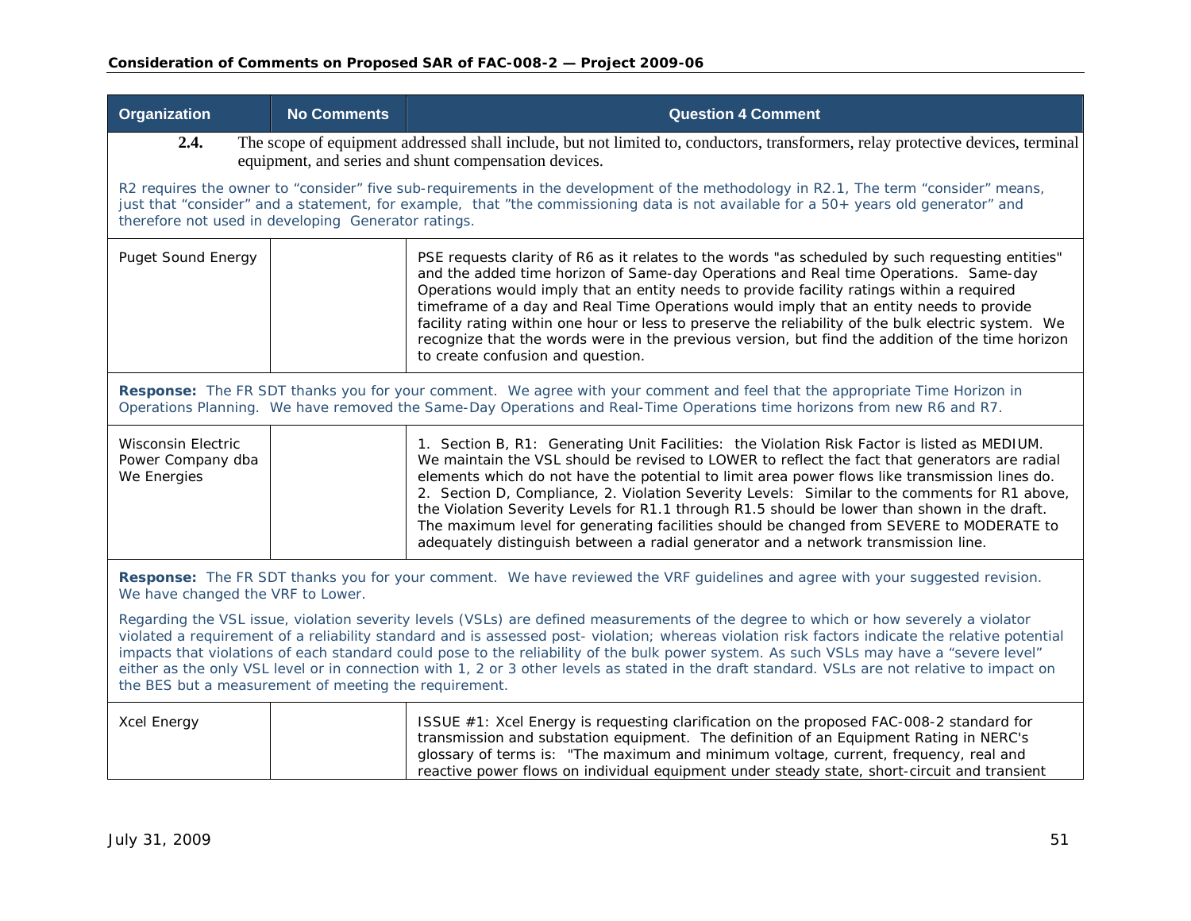| Organization | No Comments | Question 4 Comment |
|---|---|---|
| **2.4.** The scope of equipment addressed shall include, but not limited to, conductors, transformers, relay protective devices, terminal equipment, and series and shunt compensation devices. R2 requires the owner to "consider" five sub-requirements in the development of the methodology in R2.1, The term "consider" means, just that "consider" and a statement, for example, that "the commissioning data is not available for a 50+ years old generator" and therefore not used in developing Generator ratings. | | |
| Puget Sound Energy | | PSE requests clarity of R6 as it relates to the words "as scheduled by such requesting entities" and the added time horizon of Same-day Operations and Real time Operations. Same-day Operations would imply that an entity needs to provide facility ratings within a required timeframe of a day and Real Time Operations would imply that an entity needs to provide facility rating within one hour or less to preserve the reliability of the bulk electric system. We recognize that the words were in the previous version, but find the addition of the time horizon to create confusion and question. |
| **Response:** The FR SDT thanks you for your comment. We agree with your comment and feel that the appropriate Time Horizon in Operations Planning. We have removed the Same-Day Operations and Real-Time Operations time horizons from new R6 and R7. | | |
| Wisconsin Electric Power Company dba We Energies | | 1. Section B, R1: Generating Unit Facilities: the Violation Risk Factor is listed as MEDIUM. We maintain the VSL should be revised to LOWER to reflect the fact that generators are radial elements which do not have the potential to limit area power flows like transmission lines do. 2. Section D, Compliance, 2. Violation Severity Levels: Similar to the comments for R1 above, the Violation Severity Levels for R1.1 through R1.5 should be lower than shown in the draft. The maximum level for generating facilities should be changed from SEVERE to MODERATE to adequately distinguish between a radial generator and a network transmission line. |
| **Response:** The FR SDT thanks you for your comment. We have reviewed the VRF guidelines and agree with your suggested revision. We have changed the VRF to Lower. Regarding the VSL issue, violation severity levels (VSLs) are defined measurements of the degree to which or how severely a violator violated a requirement of a reliability standard and is assessed post- violation; whereas violation risk factors indicate the relative potential impacts that violations of each standard could pose to the reliability of the bulk power system. As such VSLs may have a "severe level" either as the only VSL level or in connection with 1, 2 or 3 other levels as stated in the draft standard. VSLs are not relative to impact on the BES but a measurement of meeting the requirement. | | |
| Xcel Energy | | ISSUE #1: Xcel Energy is requesting clarification on the proposed FAC-008-2 standard for transmission and substation equipment. The definition of an Equipment Rating in NERC's glossary of terms is: "The maximum and minimum voltage, current, frequency, real and reactive power flows on individual equipment under steady state, short-circuit and transient |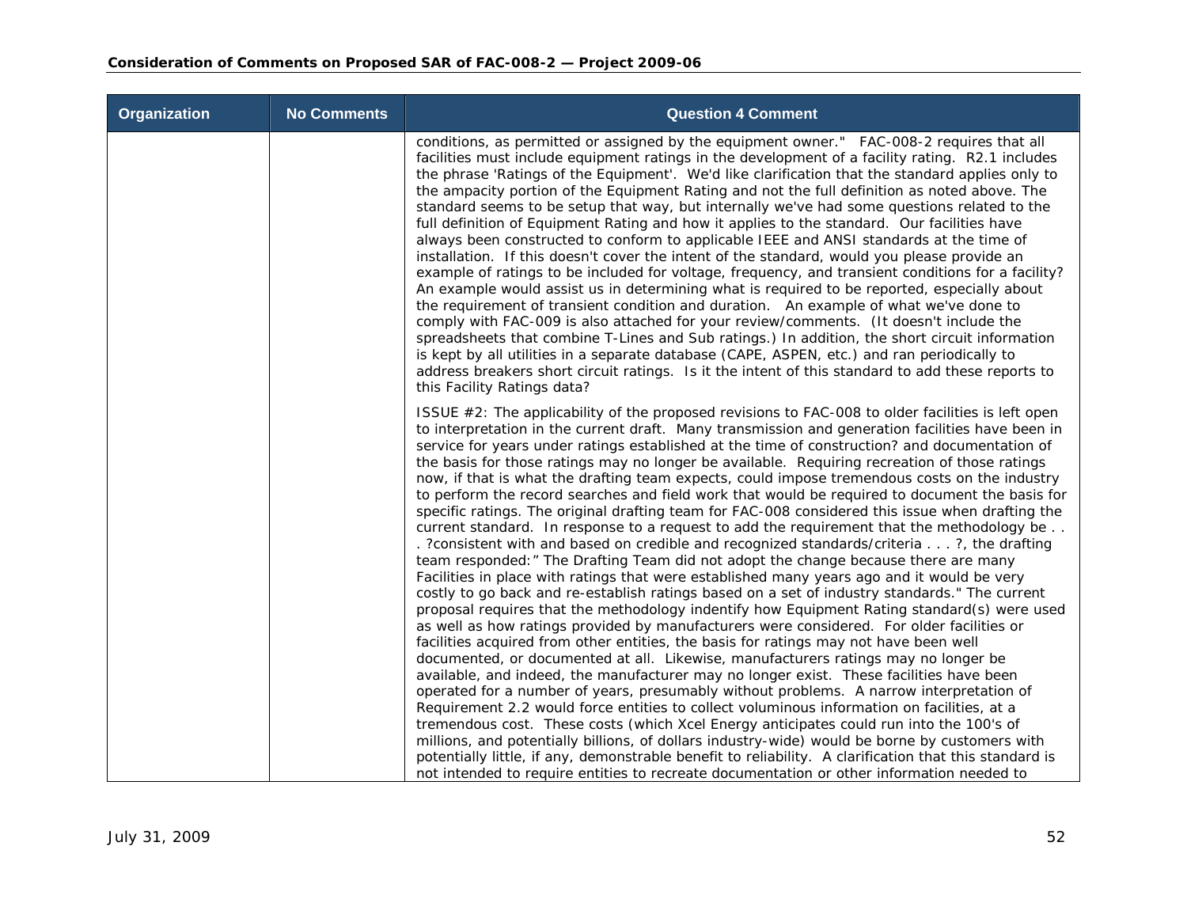| Organization | No Comments | Question 4 Comment |
|---|---|---|
| | | conditions, as permitted or assigned by the equipment owner." FAC-008-2 requires that all facilities must include equipment ratings in the development of a facility rating. R2.1 includes the phrase 'Ratings of the Equipment'. We'd like clarification that the standard applies only to the ampacity portion of the Equipment Rating and not the full definition as noted above. The standard seems to be setup that way, but internally we've had some questions related to the full definition of Equipment Rating and how it applies to the standard. Our facilities have always been constructed to conform to applicable IEEE and ANSI standards at the time of installation. If this doesn't cover the intent of the standard, would you please provide an example of ratings to be included for voltage, frequency, and transient conditions for a facility? An example would assist us in determining what is required to be reported, especially about the requirement of transient condition and duration. An example of what we've done to comply with FAC-009 is also attached for your review/comments. (It doesn't include the spreadsheets that combine T-Lines and Sub ratings.) In addition, the short circuit information is kept by all utilities in a separate database (CAPE, ASPEN, etc.) and ran periodically to address breakers short circuit ratings. Is it the intent of this standard to add these reports to this Facility Ratings data?<br><br>ISSUE #2: The applicability of the proposed revisions to FAC-008 to older facilities is left open to interpretation in the current draft. Many transmission and generation facilities have been in service for years under ratings established at the time of construction? and documentation of the basis for those ratings may no longer be available. Requiring recreation of those ratings now, if that is what the drafting team expects, could impose tremendous costs on the industry to perform the record searches and field work that would be required to document the basis for specific ratings. The original drafting team for FAC-008 considered this issue when drafting the current standard. In response to a request to add the requirement that the methodology be . . . ?consistent with and based on credible and recognized standards/criteria . . . ?, the drafting team responded:" The Drafting Team did not adopt the change because there are many Facilities in place with ratings that were established many years ago and it would be very costly to go back and re-establish ratings based on a set of industry standards." The current proposal requires that the methodology indentify how Equipment Rating standard(s) were used as well as how ratings provided by manufacturers were considered. For older facilities or facilities acquired from other entities, the basis for ratings may not have been well documented, or documented at all. Likewise, manufacturers ratings may no longer be available, and indeed, the manufacturer may no longer exist. These facilities have been operated for a number of years, presumably without problems. A narrow interpretation of Requirement 2.2 would force entities to collect voluminous information on facilities, at a tremendous cost. These costs (which Xcel Energy anticipates could run into the 100's of millions, and potentially billions, of dollars industry-wide) would be borne by customers with potentially little, if any, demonstrable benefit to reliability. A clarification that this standard is not intended to require entities to recreate documentation or other information needed to |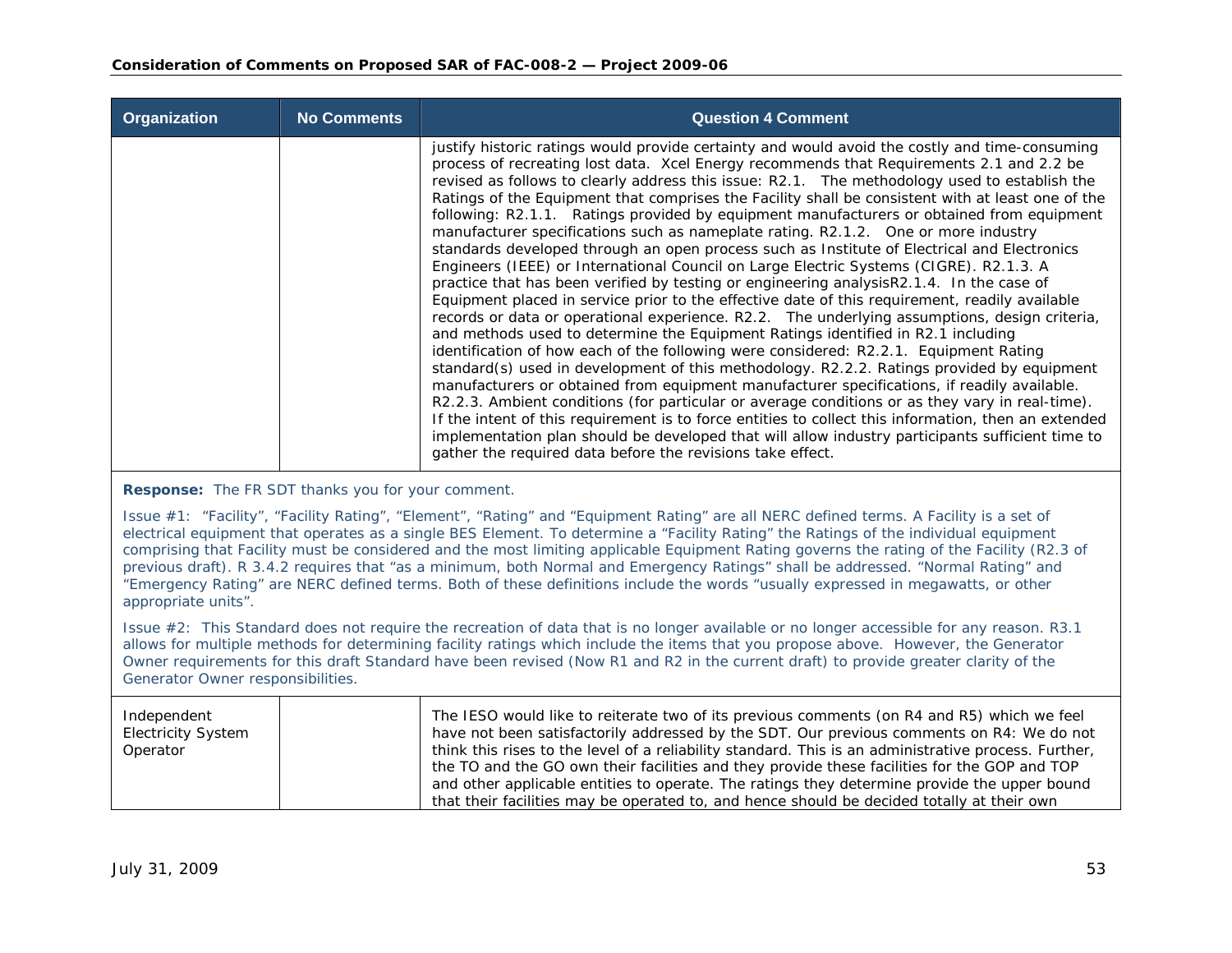| Organization | No Comments | Question 4 Comment |
|---|---|---|
| | | justify historic ratings would provide certainty and would avoid the costly and time-consuming process of recreating lost data. Xcel Energy recommends that Requirements 2.1 and 2.2 be revised as follows to clearly address this issue: R2.1. The methodology used to establish the Ratings of the Equipment that comprises the Facility shall be consistent with at least one of the following: R2.1.1. Ratings provided by equipment manufacturers or obtained from equipment manufacturer specifications such as nameplate rating. R2.1.2. One or more industry standards developed through an open process such as Institute of Electrical and Electronics Engineers (IEEE) or International Council on Large Electric Systems (CIGRE). R2.1.3. A practice that has been verified by testing or engineering analysisR2.1.4. In the case of Equipment placed in service prior to the effective date of this requirement, readily available records or data or operational experience. R2.2. The underlying assumptions, design criteria, and methods used to determine the Equipment Ratings identified in R2.1 including identification of how each of the following were considered: R2.2.1. Equipment Rating standard(s) used in development of this methodology. R2.2.2. Ratings provided by equipment manufacturers or obtained from equipment manufacturer specifications, if readily available. R2.2.3. Ambient conditions (for particular or average conditions or as they vary in real-time). If the intent of this requirement is to force entities to collect this information, then an extended implementation plan should be developed that will allow industry participants sufficient time to gather the required data before the revisions take effect. |

**Response:** The FR SDT thanks you for your comment.

Issue #1: "Facility", "Facility Rating", "Element", "Rating" and "Equipment Rating" are all NERC defined terms. A Facility is a set of electrical equipment that operates as a single BES Element. To determine a "Facility Rating" the Ratings of the individual equipment comprising that Facility must be considered and the most limiting applicable Equipment Rating governs the rating of the Facility (R2.3 of previous draft). R 3.4.2 requires that "as a minimum, both Normal and Emergency Ratings" shall be addressed. "Normal Rating" and "Emergency Rating" are NERC defined terms. Both of these definitions include the words "usually expressed in megawatts, or other appropriate units".

Issue #2: This Standard does not require the recreation of data that is no longer available or no longer accessible for any reason. R3.1 allows for multiple methods for determining facility ratings which include the items that you propose above. However, the Generator Owner requirements for this draft Standard have been revised (Now R1 and R2 in the current draft) to provide greater clarity of the Generator Owner responsibilities.

| Organization | No Comments | Question 4 Comment |
|---|---|---|
| Independent Electricity System Operator | | The IESO would like to reiterate two of its previous comments (on R4 and R5) which we feel have not been satisfactorily addressed by the SDT. Our previous comments on R4: We do not think this rises to the level of a reliability standard. This is an administrative process. Further, the TO and the GO own their facilities and they provide these facilities for the GOP and TOP and other applicable entities to operate. The ratings they determine provide the upper bound that their facilities may be operated to, and hence should be decided totally at their own |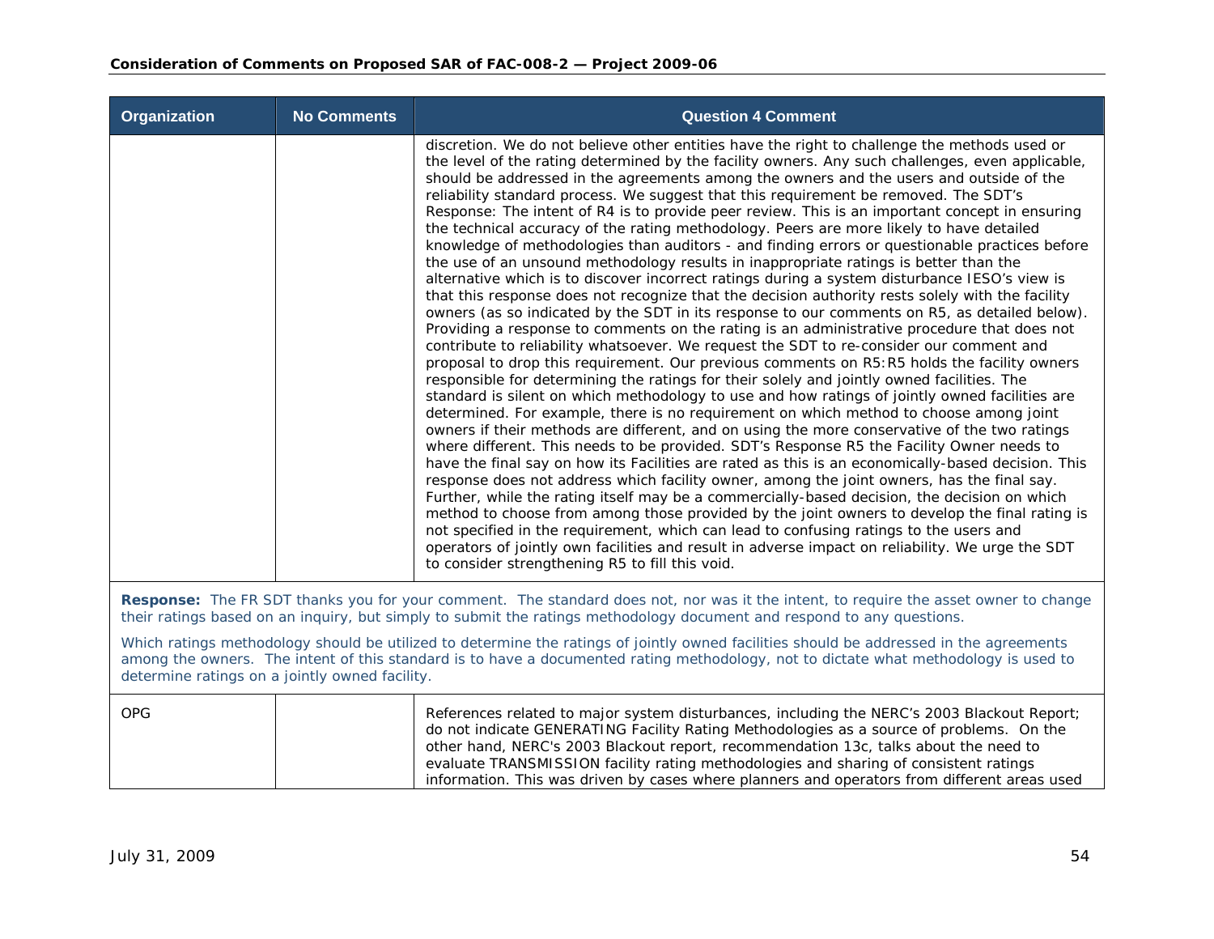| Organization | No Comments | Question 4 Comment |
|---|---|---|
| | | discretion. We do not believe other entities have the right to challenge the methods used or the level of the rating determined by the facility owners. Any such challenges, even applicable, should be addressed in the agreements among the owners and the users and outside of the reliability standard process. We suggest that this requirement be removed. The SDT's Response: The intent of R4 is to provide peer review. This is an important concept in ensuring the technical accuracy of the rating methodology. Peers are more likely to have detailed knowledge of methodologies than auditors - and finding errors or questionable practices before the use of an unsound methodology results in inappropriate ratings is better than the alternative which is to discover incorrect ratings during a system disturbance IESO's view is that this response does not recognize that the decision authority rests solely with the facility owners (as so indicated by the SDT in its response to our comments on R5, as detailed below). Providing a response to comments on the rating is an administrative procedure that does not contribute to reliability whatsoever. We request the SDT to re-consider our comment and proposal to drop this requirement. Our previous comments on R5:R5 holds the facility owners responsible for determining the ratings for their solely and jointly owned facilities. The standard is silent on which methodology to use and how ratings of jointly owned facilities are determined. For example, there is no requirement on which method to choose among joint owners if their methods are different, and on using the more conservative of the two ratings where different. This needs to be provided. SDT's Response R5 the Facility Owner needs to have the final say on how its Facilities are rated as this is an economically-based decision. This response does not address which facility owner, among the joint owners, has the final say. Further, while the rating itself may be a commercially-based decision, the decision on which method to choose from among those provided by the joint owners to develop the final rating is not specified in the requirement, which can lead to confusing ratings to the users and operators of jointly own facilities and result in adverse impact on reliability. We urge the SDT to consider strengthening R5 to fill this void. |
| **Response:** The FR SDT thanks you for your comment. The standard does not, nor was it the intent, to require the asset owner to change their ratings based on an inquiry, but simply to submit the ratings methodology document and respond to any questions.<br><br>Which ratings methodology should be utilized to determine the ratings of jointly owned facilities should be addressed in the agreements among the owners. The intent of this standard is to have a documented rating methodology, not to dictate what methodology is used to determine ratings on a jointly owned facility. | | |
| OPG | | References related to major system disturbances, including the NERC's 2003 Blackout Report; do not indicate GENERATING Facility Rating Methodologies as a source of problems. On the other hand, NERC's 2003 Blackout report, recommendation 13c, talks about the need to evaluate TRANSMISSION facility rating methodologies and sharing of consistent ratings information. This was driven by cases where planners and operators from different areas used |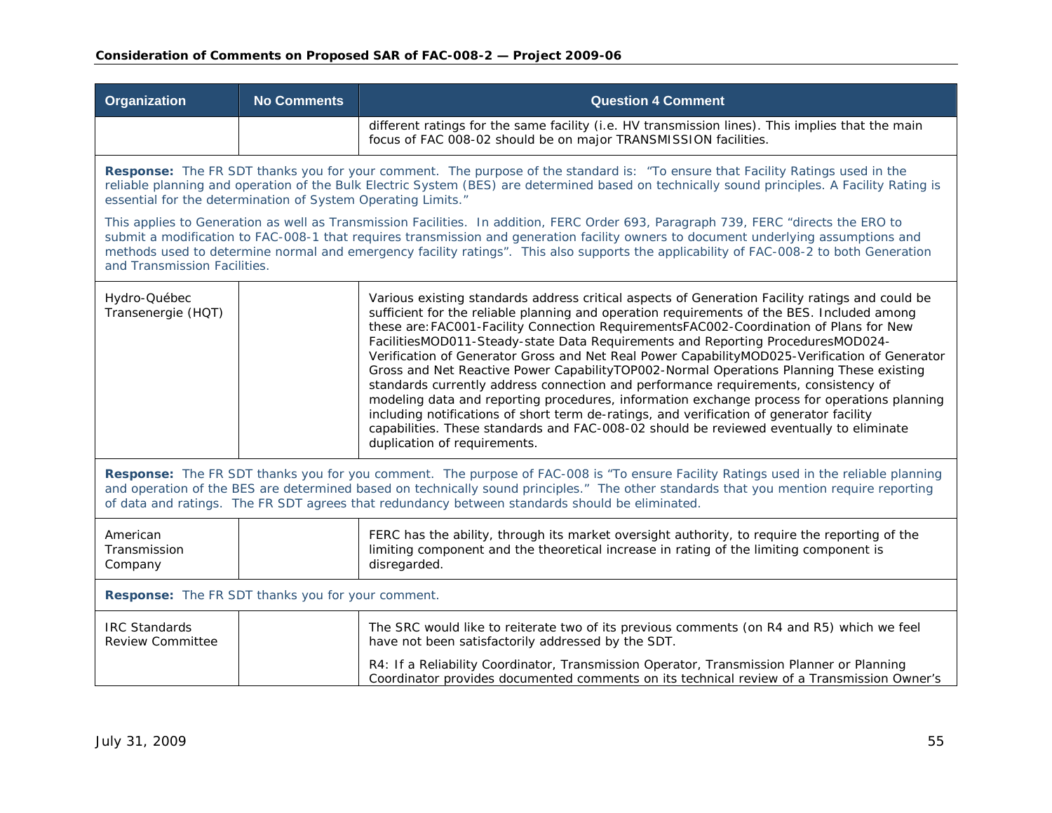| Organization | No Comments | Question 4 Comment |
|---|---|---|
| | | different ratings for the same facility (i.e. HV transmission lines). This implies that the main focus of FAC 008-02 should be on major TRANSMISSION facilities. |
| **Response:** The FR SDT thanks you for your comment. The purpose of the standard is: "To ensure that Facility Ratings used in the reliable planning and operation of the Bulk Electric System (BES) are determined based on technically sound principles. A Facility Rating is essential for the determination of System Operating Limits."<br><br>This applies to Generation as well as Transmission Facilities. In addition, FERC Order 693, Paragraph 739, FERC "directs the ERO to submit a modification to FAC-008-1 that requires transmission and generation facility owners to document underlying assumptions and methods used to determine normal and emergency facility ratings". This also supports the applicability of FAC-008-2 to both Generation and Transmission Facilities. | | |
| Hydro-Québec Transenergie (HQT) | | Various existing standards address critical aspects of Generation Facility ratings and could be sufficient for the reliable planning and operation requirements of the BES. Included among these are:FAC001-Facility Connection RequirementsFAC002-Coordination of Plans for New FacilitiesMOD011-Steady-state Data Requirements and Reporting ProceduresMOD024-Verification of Generator Gross and Net Real Power CapabilityMOD025-Verification of Generator Gross and Net Reactive Power CapabilityTOP002-Normal Operations Planning These existing standards currently address connection and performance requirements, consistency of modeling data and reporting procedures, information exchange process for operations planning including notifications of short term de-ratings, and verification of generator facility capabilities. These standards and FAC-008-02 should be reviewed eventually to eliminate duplication of requirements. |
| **Response:** The FR SDT thanks you for you comment. The purpose of FAC-008 is "To ensure Facility Ratings used in the reliable planning and operation of the BES are determined based on technically sound principles." The other standards that you mention require reporting of data and ratings. The FR SDT agrees that redundancy between standards should be eliminated. | | |
| American Transmission Company | | FERC has the ability, through its market oversight authority, to require the reporting of the limiting component and the theoretical increase in rating of the limiting component is disregarded. |
| **Response:** The FR SDT thanks you for your comment. | | |
| IRC Standards Review Committee | | The SRC would like to reiterate two of its previous comments (on R4 and R5) which we feel have not been satisfactorily addressed by the SDT.<br><br>R4: If a Reliability Coordinator, Transmission Operator, Transmission Planner or Planning Coordinator provides documented comments on its technical review of a Transmission Owner's |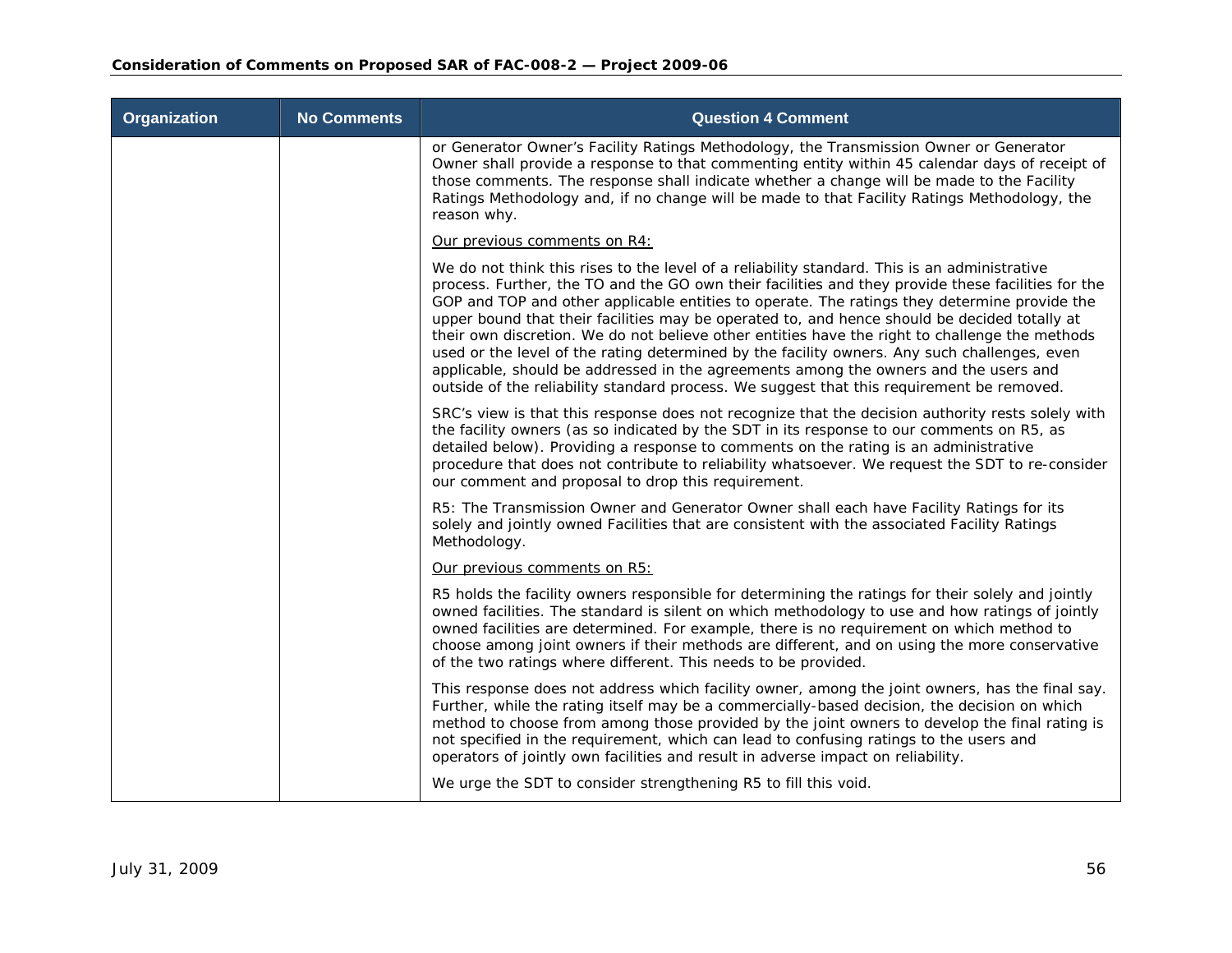| Organization | No Comments | Question 4 Comment |
|---|---|---|
| | | or Generator Owner's Facility Ratings Methodology, the Transmission Owner or Generator Owner shall provide a response to that commenting entity within 45 calendar days of receipt of those comments. The response shall indicate whether a change will be made to the Facility Ratings Methodology and, if no change will be made to that Facility Ratings Methodology, the reason why.<br><br>Our previous comments on R4:<br><br>We do not think this rises to the level of a reliability standard. This is an administrative process. Further, the TO and the GO own their facilities and they provide these facilities for the GOP and TOP and other applicable entities to operate. The ratings they determine provide the upper bound that their facilities may be operated to, and hence should be decided totally at their own discretion. We do not believe other entities have the right to challenge the methods used or the level of the rating determined by the facility owners. Any such challenges, even applicable, should be addressed in the agreements among the owners and the users and outside of the reliability standard process. We suggest that this requirement be removed.<br><br>SRC's view is that this response does not recognize that the decision authority rests solely with the facility owners (as so indicated by the SDT in its response to our comments on R5, as detailed below). Providing a response to comments on the rating is an administrative procedure that does not contribute to reliability whatsoever. We request the SDT to re-consider our comment and proposal to drop this requirement.<br><br>R5: The Transmission Owner and Generator Owner shall each have Facility Ratings for its solely and jointly owned Facilities that are consistent with the associated Facility Ratings Methodology.<br><br>Our previous comments on R5:<br><br>R5 holds the facility owners responsible for determining the ratings for their solely and jointly owned facilities. The standard is silent on which methodology to use and how ratings of jointly owned facilities are determined. For example, there is no requirement on which method to choose among joint owners if their methods are different, and on using the more conservative of the two ratings where different. This needs to be provided.<br><br>This response does not address which facility owner, among the joint owners, has the final say. Further, while the rating itself may be a commercially-based decision, the decision on which method to choose from among those provided by the joint owners to develop the final rating is not specified in the requirement, which can lead to confusing ratings to the users and operators of jointly own facilities and result in adverse impact on reliability.<br><br>We urge the SDT to consider strengthening R5 to fill this void. |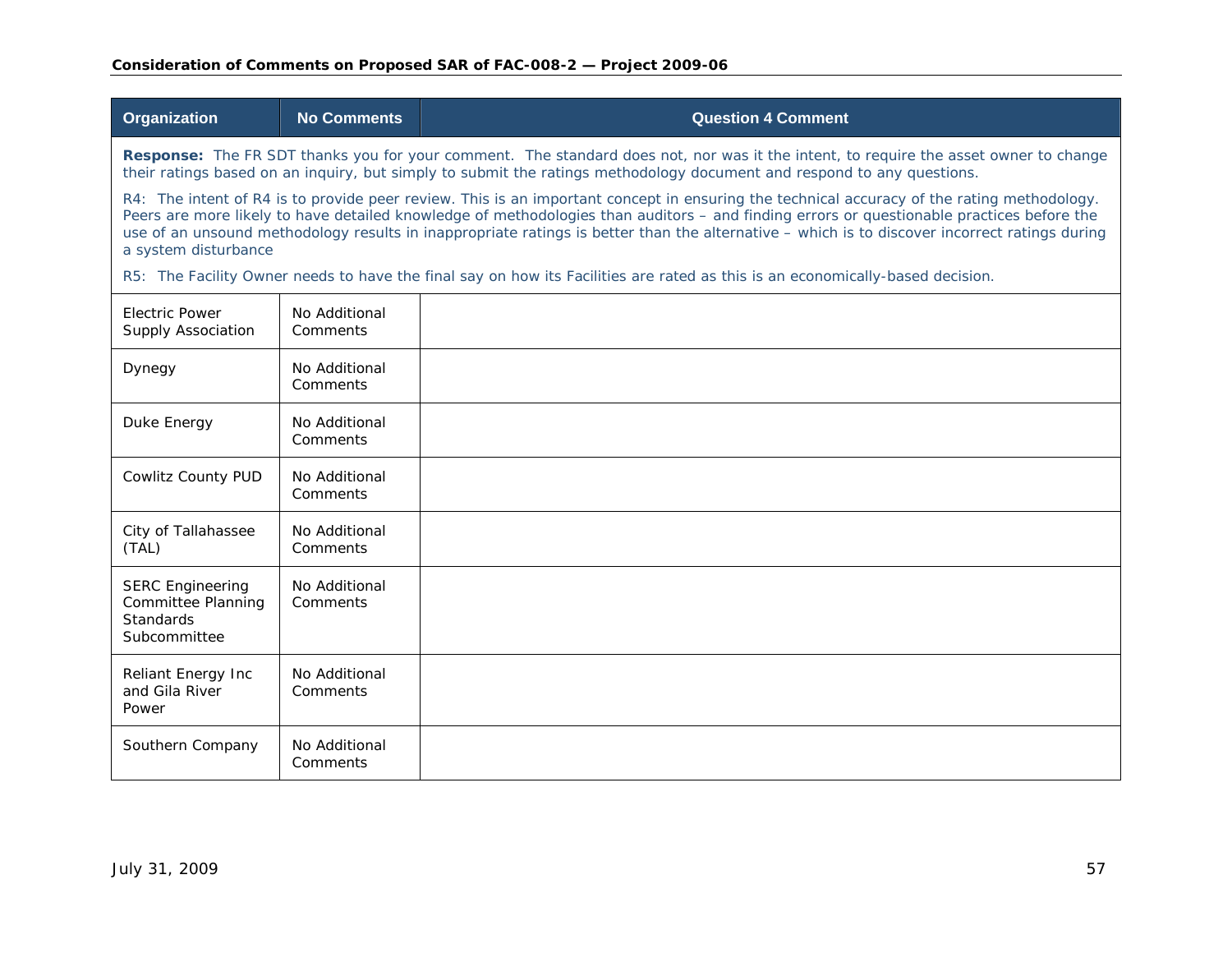| Organization | No Comments | Question 4 Comment |
|---|---|---|
| **Response:** The FR SDT thanks you for your comment. The standard does not, nor was it the intent, to require the asset owner to change their ratings based on an inquiry, but simply to submit the ratings methodology document and respond to any questions.<br><br>R4: The intent of R4 is to provide peer review. This is an important concept in ensuring the technical accuracy of the rating methodology. Peers are more likely to have detailed knowledge of methodologies than auditors – and finding errors or questionable practices before the use of an unsound methodology results in inappropriate ratings is better than the alternative – which is to discover incorrect ratings during a system disturbance<br><br>R5: The Facility Owner needs to have the final say on how its Facilities are rated as this is an economically-based decision. | | |
| Electric Power Supply Association | No Additional Comments | |
| Dynegy | No Additional Comments | |
| Duke Energy | No Additional Comments | |
| Cowlitz County PUD | No Additional Comments | |
| City of Tallahassee (TAL) | No Additional Comments | |
| SERC Engineering Committee Planning Standards Subcommittee | No Additional Comments | |
| Reliant Energy Inc and Gila River Power | No Additional Comments | |
| Southern Company | No Additional Comments | |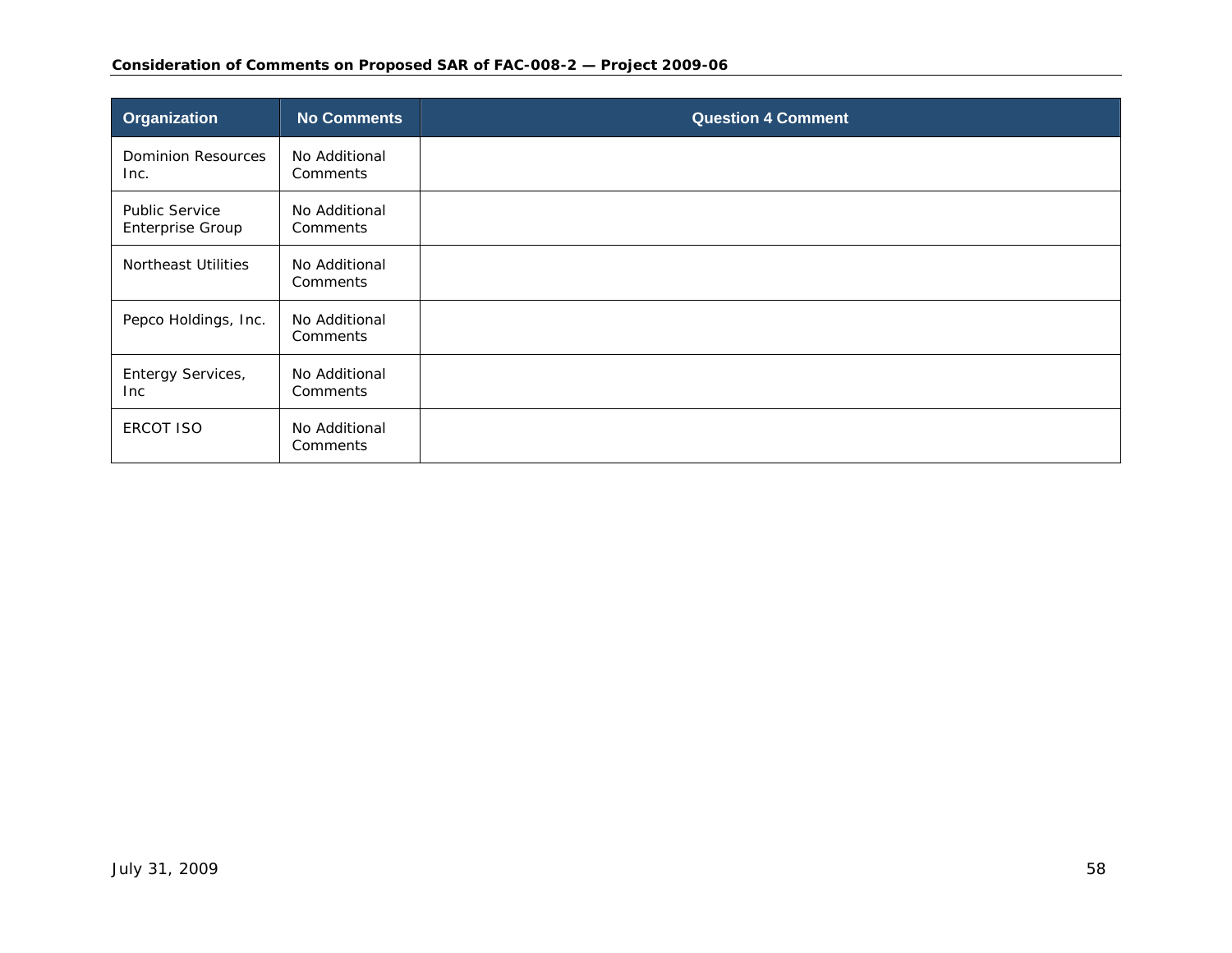| Organization | No Comments | Question 4 Comment |
|---|---|---|
| Dominion Resources Inc. | No Additional Comments | |
| Public Service Enterprise Group | No Additional Comments | |
| Northeast Utilities | No Additional Comments | |
| Pepco Holdings, Inc. | No Additional Comments | |
| Entergy Services, Inc | No Additional Comments | |
| ERCOT ISO | No Additional Comments | |